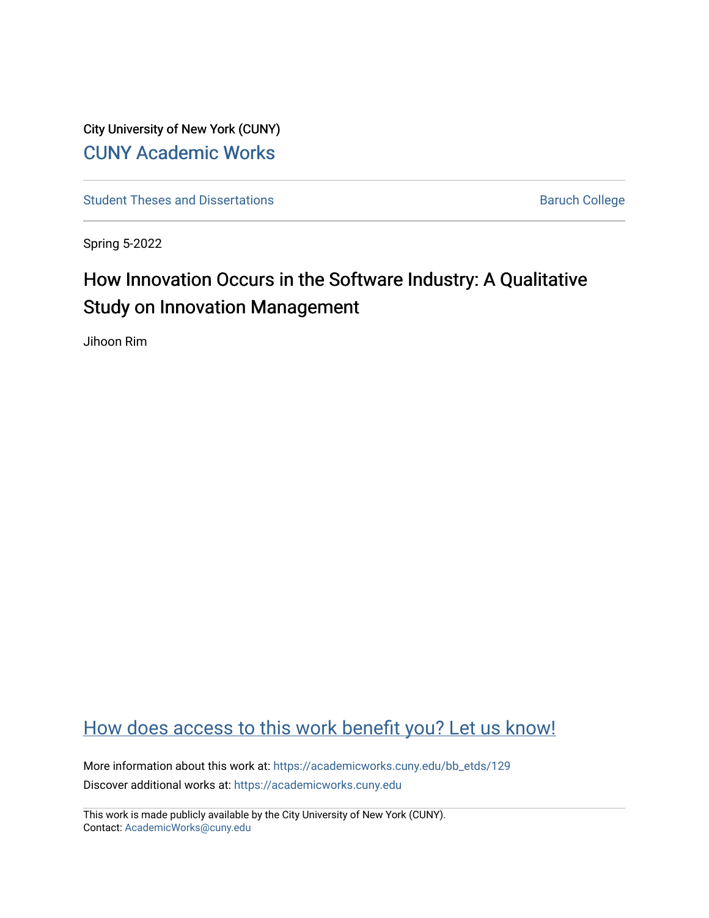City University of New York (CUNY)

CUNY Academic Works

Student Theses and Dissertations

Baruch College

Spring 5-2022

# How Innovation Occurs in the Software Industry: A Qualitative Study on Innovation Management

Jihoon Rim

How does access to this work benefit you? Let us know!

More information about this work at: https://academicworks.cuny.edu/bb_etds/129

Discover additional works at: https://academicworks.cuny.edu

This work is made publicly available by the City University of New York (CUNY).
Contact: AcademicWorks@cuny.edu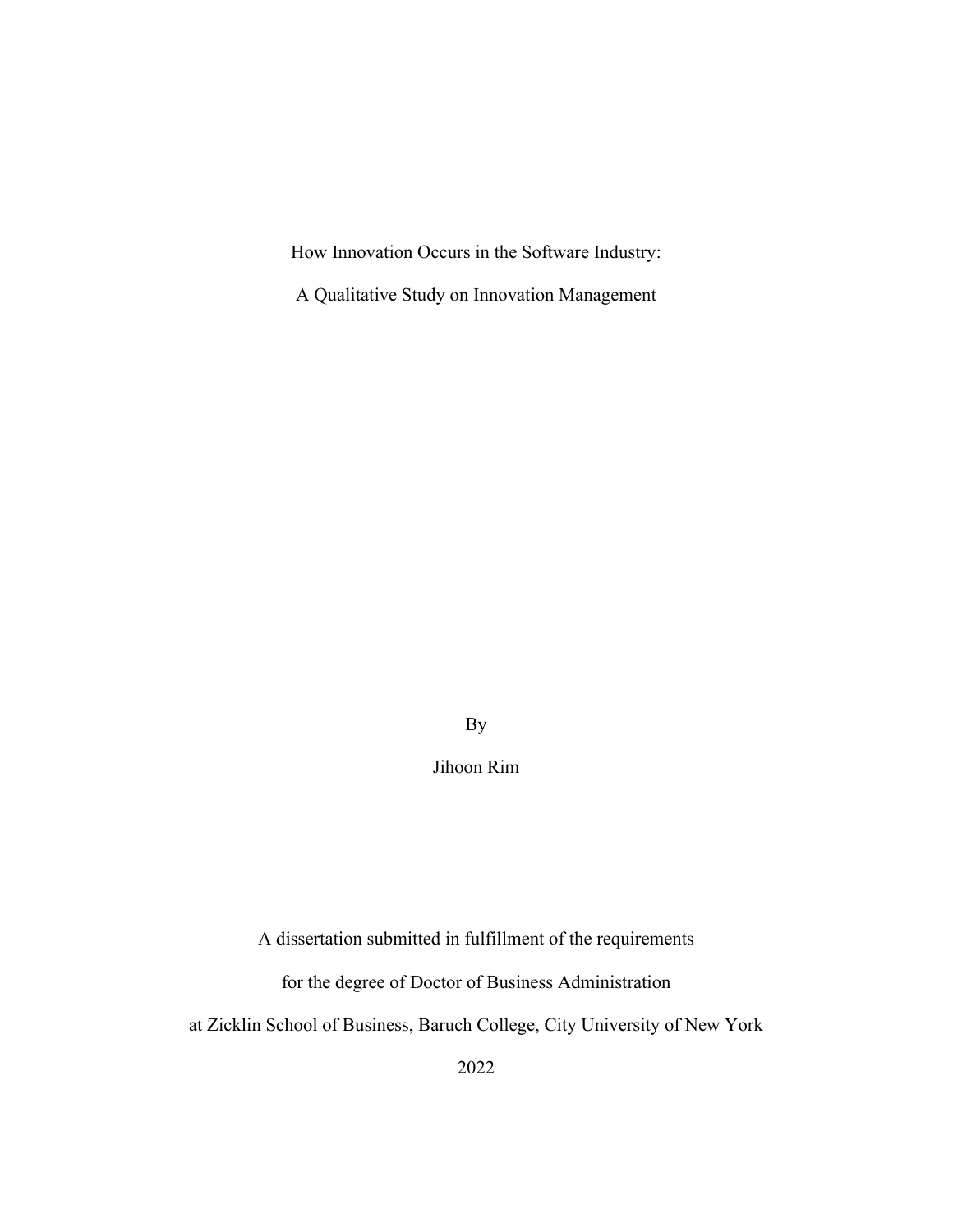# How Innovation Occurs in the Software Industry:

# A Qualitative Study on Innovation Management

By

Jihoon Rim

A dissertation submitted in fulfillment of the requirements

for the degree of Doctor of Business Administration

at Zicklin School of Business, Baruch College, City University of New York

2022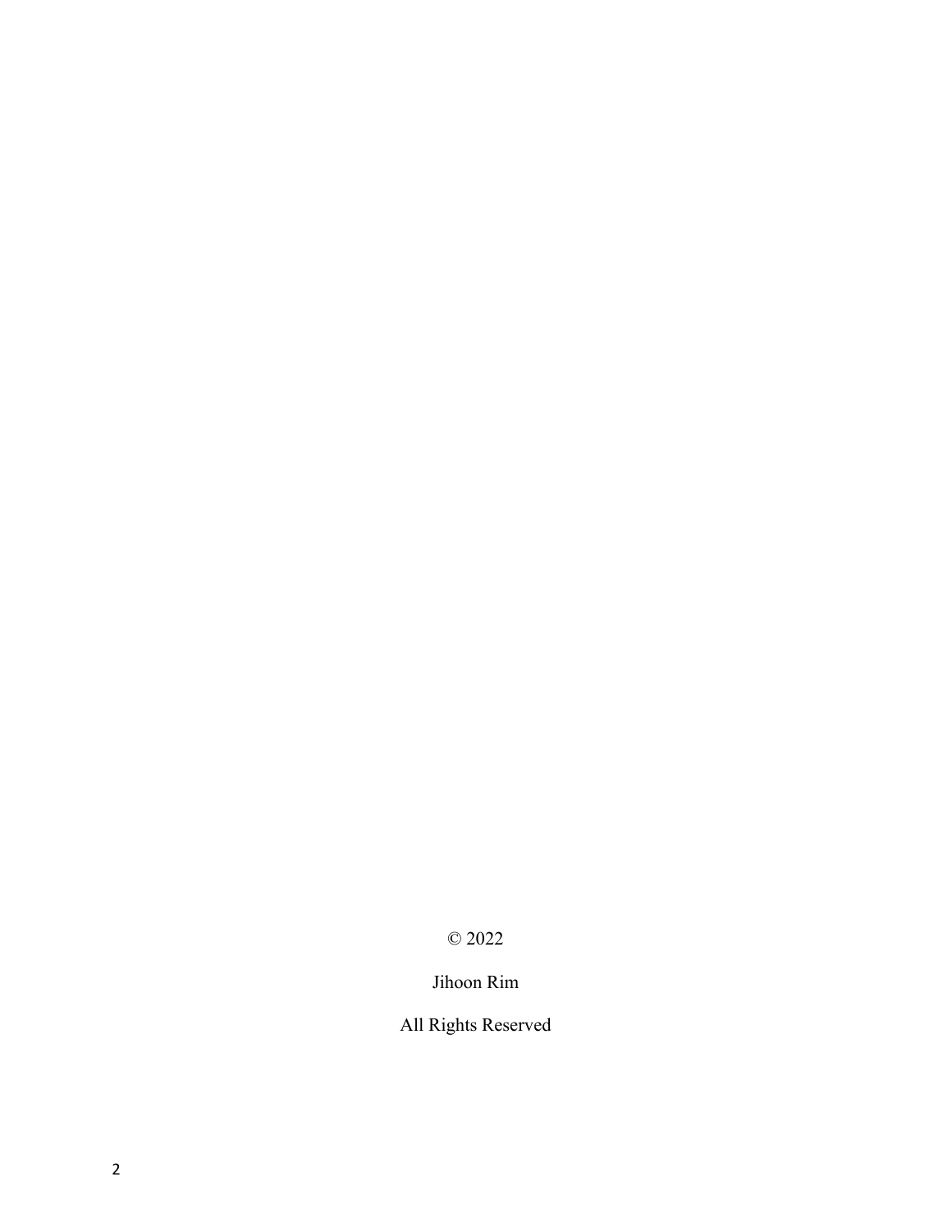© 2022

Jihoon Rim

All Rights Reserved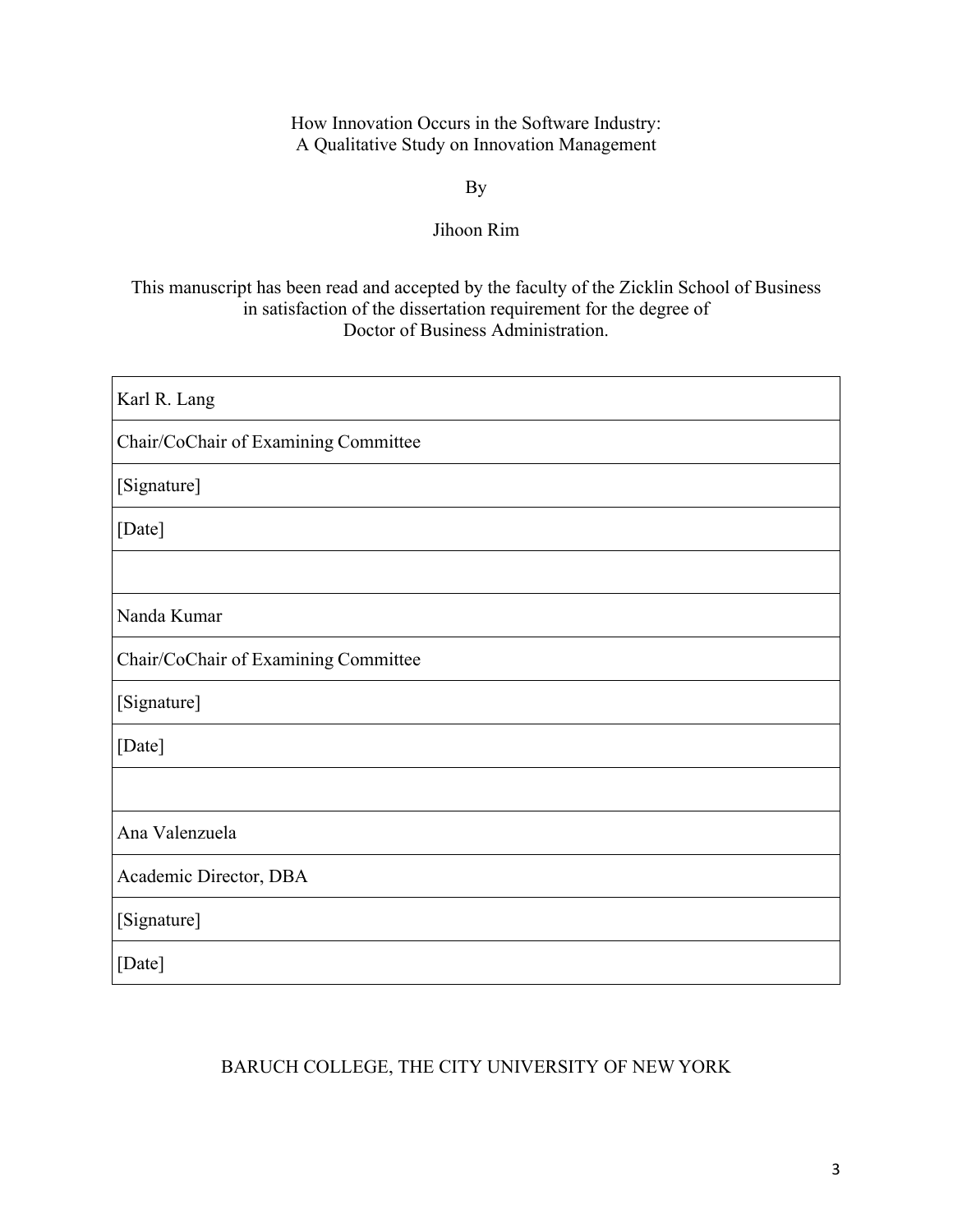How Innovation Occurs in the Software Industry:
A Qualitative Study on Innovation Management

By

Jihoon Rim

This manuscript has been read and accepted by the faculty of the Zicklin School of Business in satisfaction of the dissertation requirement for the degree of Doctor of Business Administration.

| Karl R. Lang |
|---|
| Chair/CoChair of Examining Committee |
| [Signature] |
| [Date] |
| |
| Nanda Kumar |
| Chair/CoChair of Examining Committee |
| [Signature] |
| [Date] |
| |
| Ana Valenzuela |
| Academic Director, DBA |
| [Signature] |
| [Date] |

BARUCH COLLEGE, THE CITY UNIVERSITY OF NEW YORK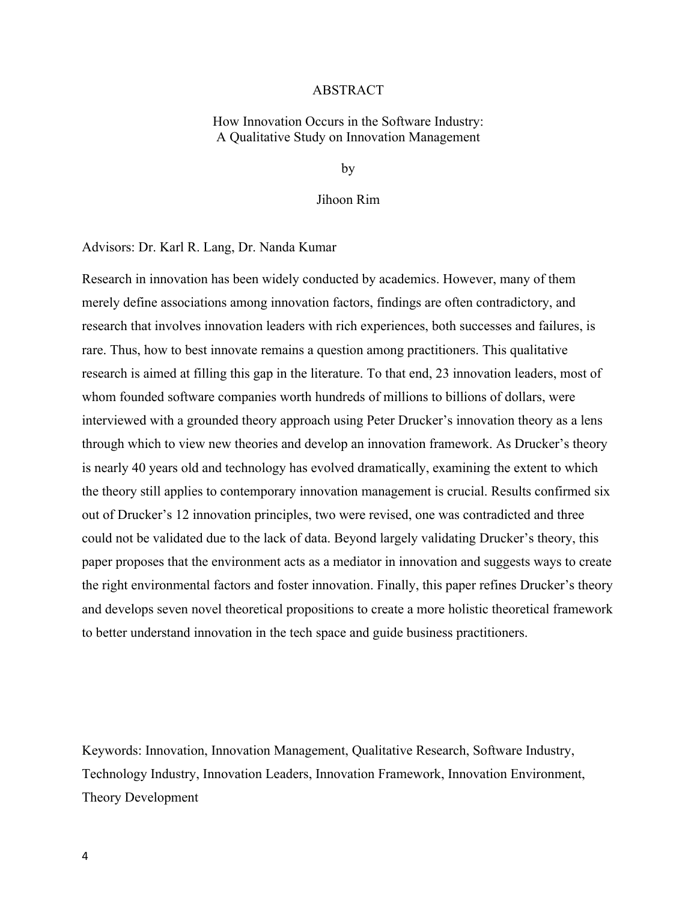# ABSTRACT

## How Innovation Occurs in the Software Industry: A Qualitative Study on Innovation Management

by

Jihoon Rim

Advisors: Dr. Karl R. Lang, Dr. Nanda Kumar

Research in innovation has been widely conducted by academics. However, many of them merely define associations among innovation factors, findings are often contradictory, and research that involves innovation leaders with rich experiences, both successes and failures, is rare. Thus, how to best innovate remains a question among practitioners. This qualitative research is aimed at filling this gap in the literature. To that end, 23 innovation leaders, most of whom founded software companies worth hundreds of millions to billions of dollars, were interviewed with a grounded theory approach using Peter Drucker's innovation theory as a lens through which to view new theories and develop an innovation framework. As Drucker's theory is nearly 40 years old and technology has evolved dramatically, examining the extent to which the theory still applies to contemporary innovation management is crucial. Results confirmed six out of Drucker's 12 innovation principles, two were revised, one was contradicted and three could not be validated due to the lack of data. Beyond largely validating Drucker's theory, this paper proposes that the environment acts as a mediator in innovation and suggests ways to create the right environmental factors and foster innovation. Finally, this paper refines Drucker's theory and develops seven novel theoretical propositions to create a more holistic theoretical framework to better understand innovation in the tech space and guide business practitioners.

Keywords: Innovation, Innovation Management, Qualitative Research, Software Industry, Technology Industry, Innovation Leaders, Innovation Framework, Innovation Environment, Theory Development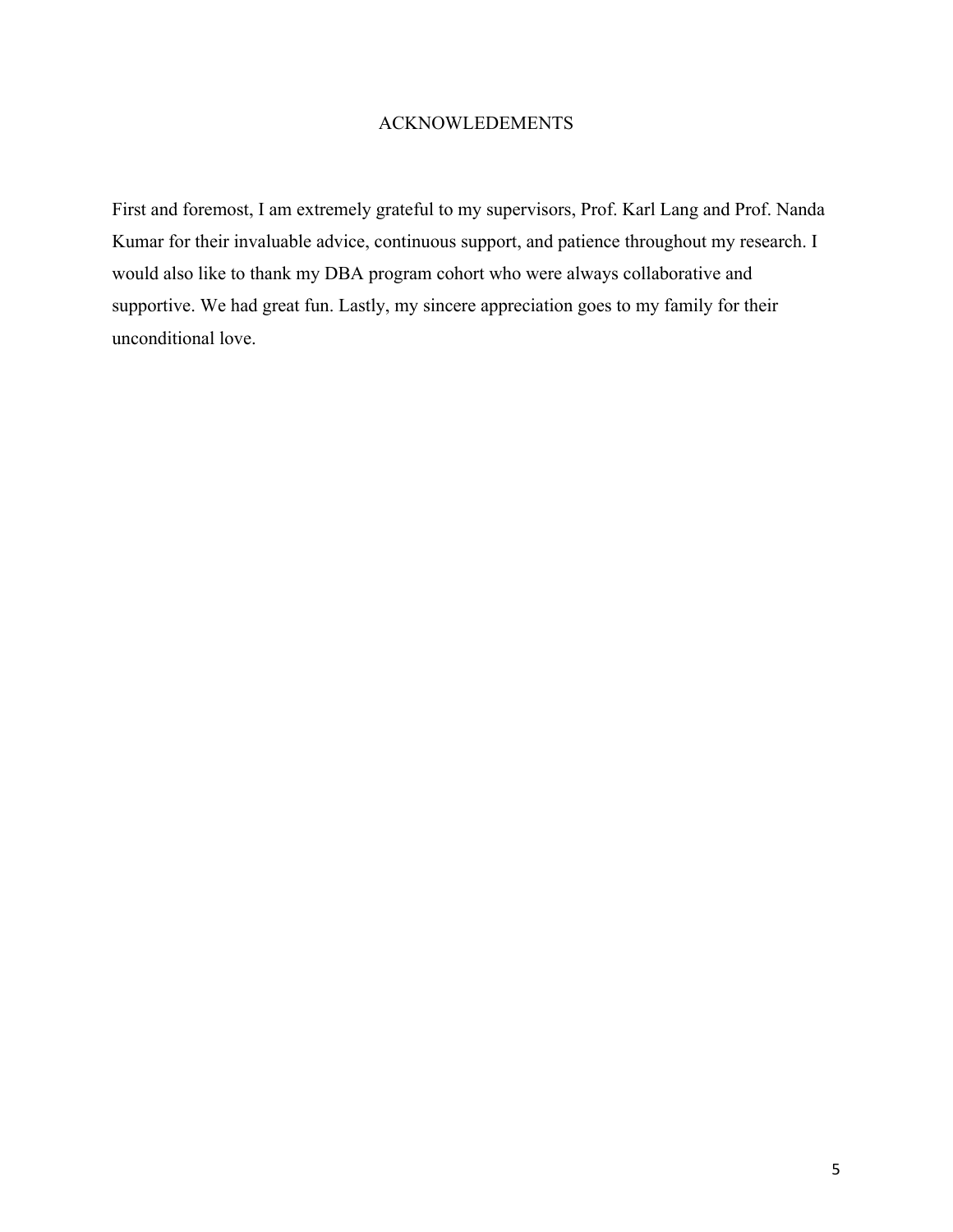# ACKNOWLEDEMENTS

First and foremost, I am extremely grateful to my supervisors, Prof. Karl Lang and Prof. Nanda Kumar for their invaluable advice, continuous support, and patience throughout my research. I would also like to thank my DBA program cohort who were always collaborative and supportive. We had great fun. Lastly, my sincere appreciation goes to my family for their unconditional love.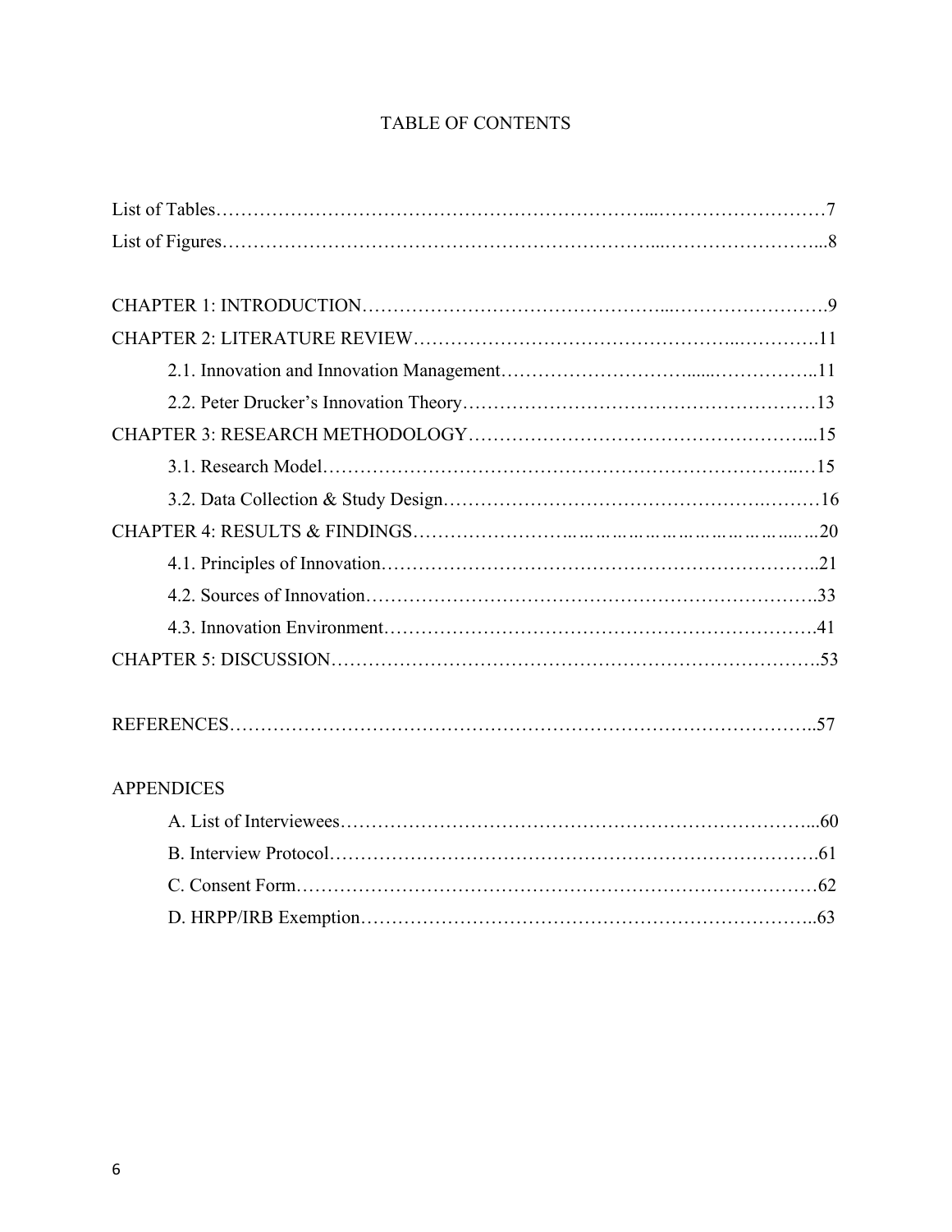# TABLE OF CONTENTS

List of Tables……………………………………………………………………………………7

List of Figures……………………………………………………………………………………8

CHAPTER 1: INTRODUCTION………………………………………………………………9

CHAPTER 2: LITERATURE REVIEW…………………………………………………………11

- 2.1. Innovation and Innovation Management…………………………………………11
- 2.2. Peter Drucker's Innovation Theory…………………………………………………13

CHAPTER 3: RESEARCH METHODOLOGY…………………………………………………15

- 3.1. Research Model………………………………………………………………………15
- 3.2. Data Collection & Study Design……………………………………………………16

CHAPTER 4: RESULTS & FINDINGS…………………………………………………………20

- 4.1. Principles of Innovation………………………………………………………………21
- 4.2. Sources of Innovation…………………………………………………………………33
- 4.3. Innovation Environment………………………………………………………………41

CHAPTER 5: DISCUSSION……………………………………………………………………53

REFERENCES……………………………………………………………………………………57

APPENDICES

- A. List of Interviewees…………………………………………………………………60
- B. Interview Protocol……………………………………………………………………61
- C. Consent Form…………………………………………………………………………62
- D. HRPP/IRB Exemption…………………………………………………………………63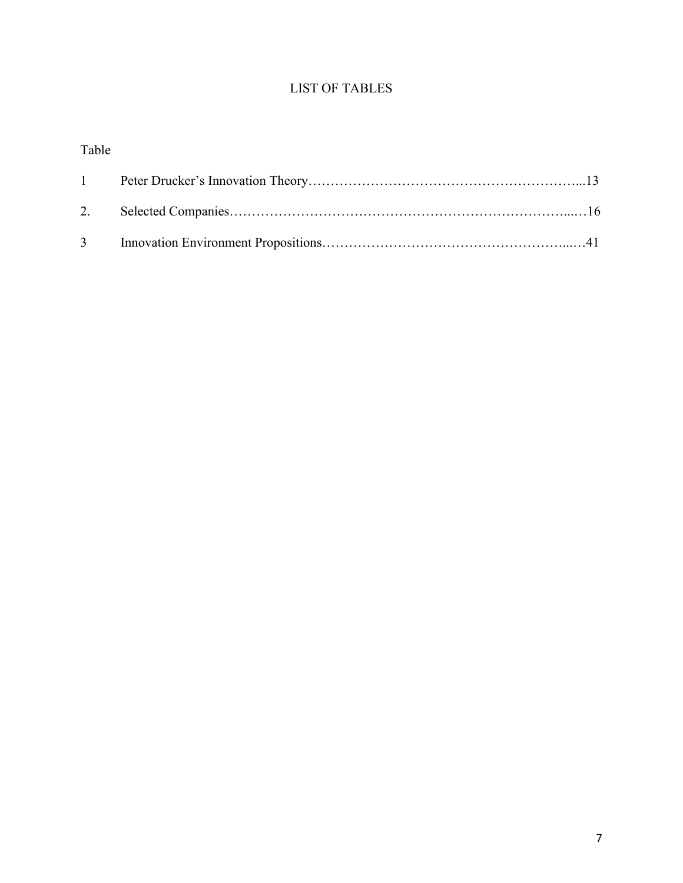# LIST OF TABLES

Table

1 Peter Drucker's Innovation Theory…………………………………………………...13

2. Selected Companies………………………………………………………………...…16

3 Innovation Environment Propositions……………………………………………...…41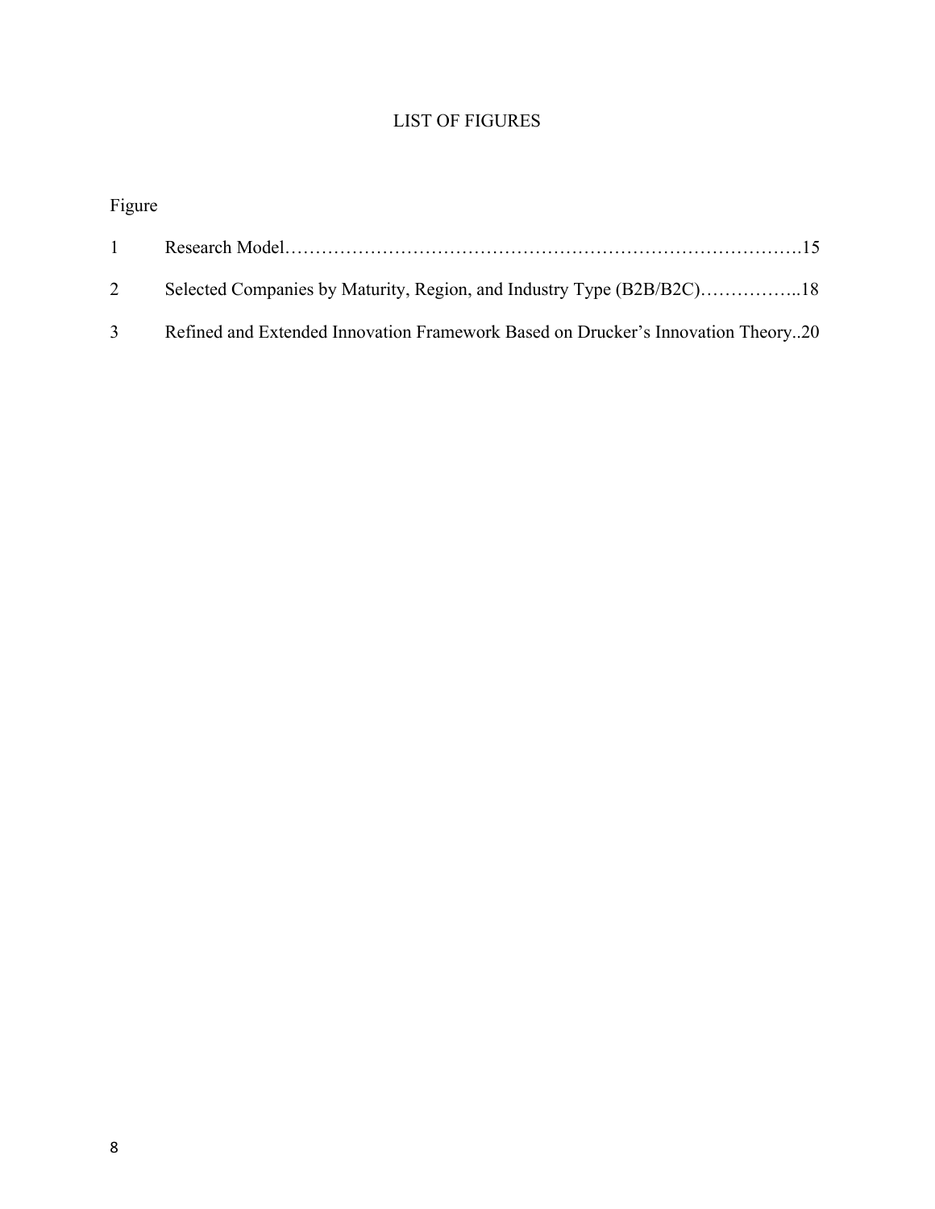# LIST OF FIGURES

Figure

1 Research Model……………………………………………………………………….15

2 Selected Companies by Maturity, Region, and Industry Type (B2B/B2C)……………..18

3 Refined and Extended Innovation Framework Based on Drucker's Innovation Theory..20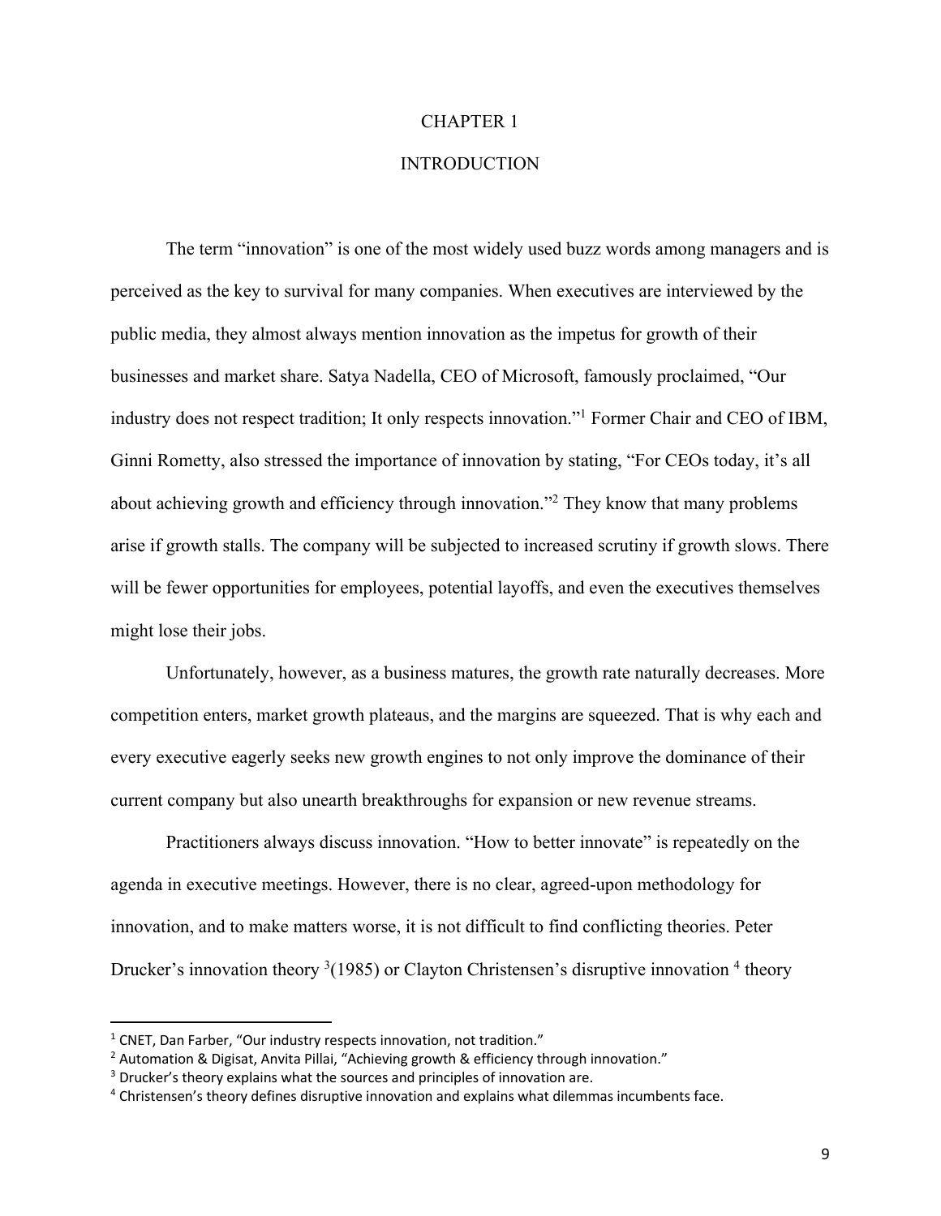# CHAPTER 1

# INTRODUCTION

The term "innovation" is one of the most widely used buzz words among managers and is perceived as the key to survival for many companies. When executives are interviewed by the public media, they almost always mention innovation as the impetus for growth of their businesses and market share. Satya Nadella, CEO of Microsoft, famously proclaimed, "Our industry does not respect tradition; It only respects innovation."[1] Former Chair and CEO of IBM, Ginni Rometty, also stressed the importance of innovation by stating, "For CEOs today, it's all about achieving growth and efficiency through innovation."[2] They know that many problems arise if growth stalls. The company will be subjected to increased scrutiny if growth slows. There will be fewer opportunities for employees, potential layoffs, and even the executives themselves might lose their jobs.

Unfortunately, however, as a business matures, the growth rate naturally decreases. More competition enters, market growth plateaus, and the margins are squeezed. That is why each and every executive eagerly seeks new growth engines to not only improve the dominance of their current company but also unearth breakthroughs for expansion or new revenue streams.

Practitioners always discuss innovation. "How to better innovate" is repeatedly on the agenda in executive meetings. However, there is no clear, agreed-upon methodology for innovation, and to make matters worse, it is not difficult to find conflicting theories. Peter Drucker's innovation theory [3](1985) or Clayton Christensen's disruptive innovation [4] theory

---

[1] CNET, Dan Farber, "Our industry respects innovation, not tradition."

[2] Automation & Digisat, Anvita Pillai, "Achieving growth & efficiency through innovation."

[3] Drucker's theory explains what the sources and principles of innovation are.

[4] Christensen's theory defines disruptive innovation and explains what dilemmas incumbents face.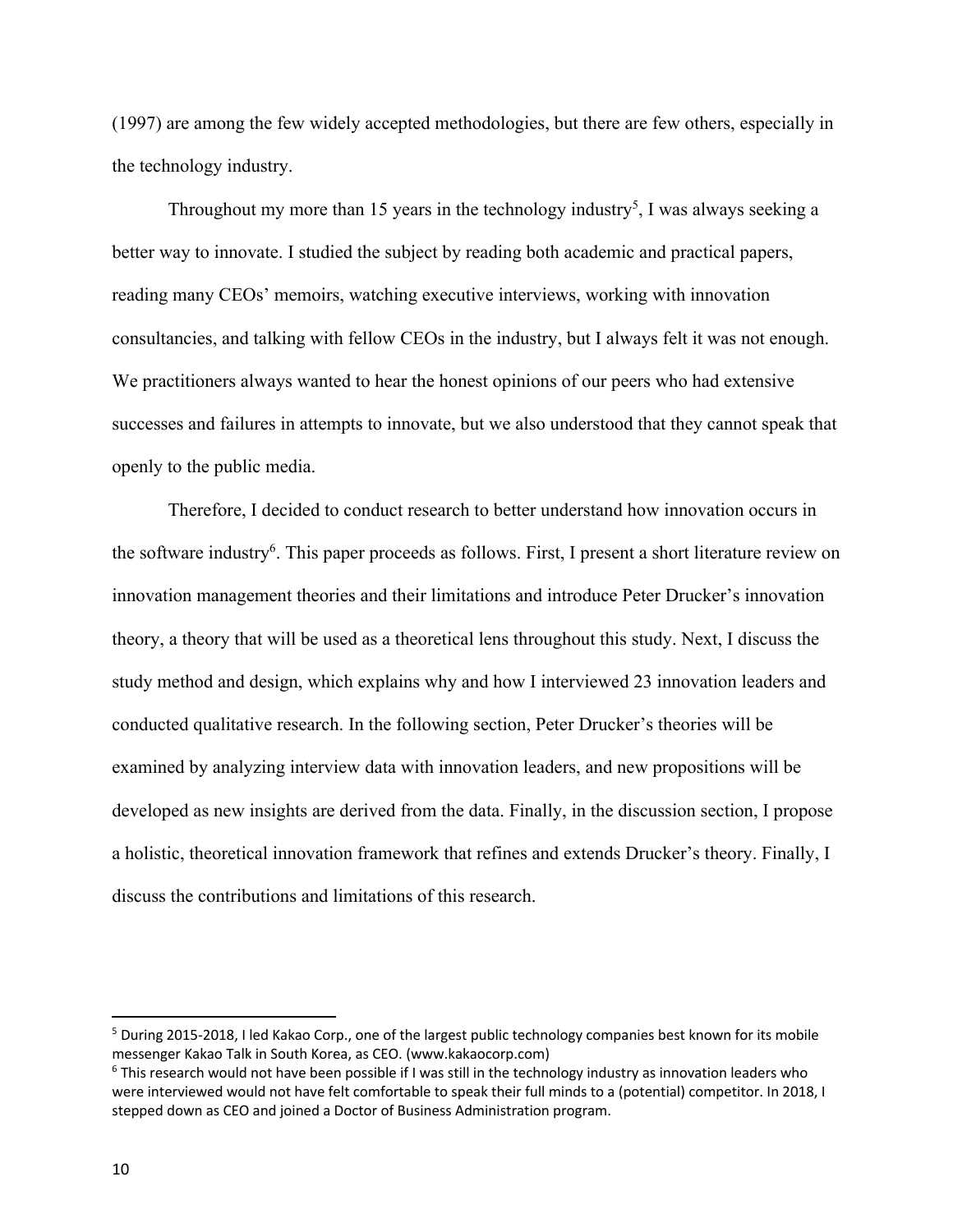(1997) are among the few widely accepted methodologies, but there are few others, especially in the technology industry.

Throughout my more than 15 years in the technology industry[5], I was always seeking a better way to innovate. I studied the subject by reading both academic and practical papers, reading many CEOs' memoirs, watching executive interviews, working with innovation consultancies, and talking with fellow CEOs in the industry, but I always felt it was not enough. We practitioners always wanted to hear the honest opinions of our peers who had extensive successes and failures in attempts to innovate, but we also understood that they cannot speak that openly to the public media.

Therefore, I decided to conduct research to better understand how innovation occurs in the software industry[6]. This paper proceeds as follows. First, I present a short literature review on innovation management theories and their limitations and introduce Peter Drucker's innovation theory, a theory that will be used as a theoretical lens throughout this study. Next, I discuss the study method and design, which explains why and how I interviewed 23 innovation leaders and conducted qualitative research. In the following section, Peter Drucker's theories will be examined by analyzing interview data with innovation leaders, and new propositions will be developed as new insights are derived from the data. Finally, in the discussion section, I propose a holistic, theoretical innovation framework that refines and extends Drucker's theory. Finally, I discuss the contributions and limitations of this research.

---

[5] During 2015-2018, I led Kakao Corp., one of the largest public technology companies best known for its mobile messenger Kakao Talk in South Korea, as CEO. (www.kakaocorp.com)

[6] This research would not have been possible if I was still in the technology industry as innovation leaders who were interviewed would not have felt comfortable to speak their full minds to a (potential) competitor. In 2018, I stepped down as CEO and joined a Doctor of Business Administration program.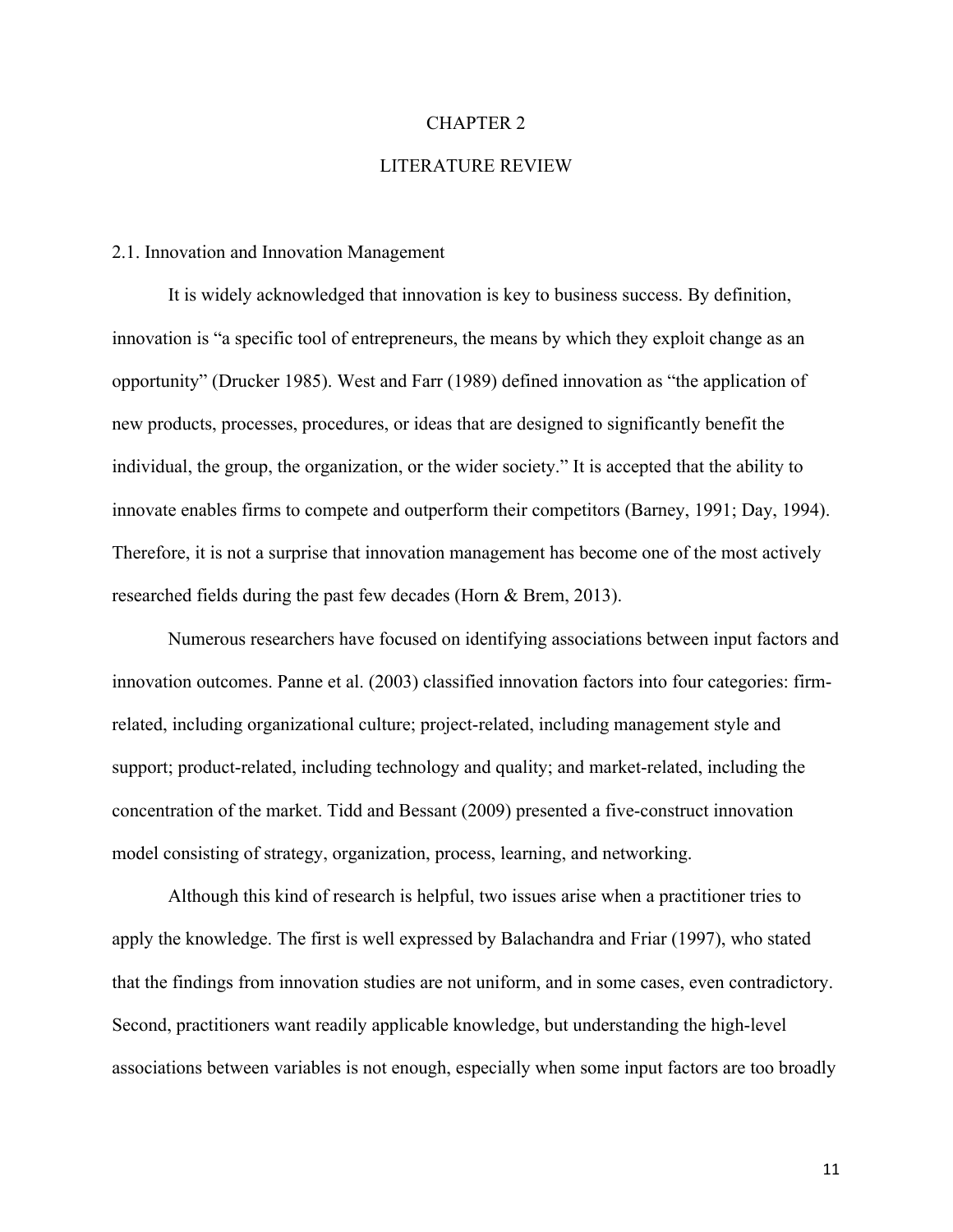# CHAPTER 2

# LITERATURE REVIEW

## 2.1. Innovation and Innovation Management

It is widely acknowledged that innovation is key to business success. By definition, innovation is "a specific tool of entrepreneurs, the means by which they exploit change as an opportunity" (Drucker 1985). West and Farr (1989) defined innovation as "the application of new products, processes, procedures, or ideas that are designed to significantly benefit the individual, the group, the organization, or the wider society." It is accepted that the ability to innovate enables firms to compete and outperform their competitors (Barney, 1991; Day, 1994). Therefore, it is not a surprise that innovation management has become one of the most actively researched fields during the past few decades (Horn & Brem, 2013).

Numerous researchers have focused on identifying associations between input factors and innovation outcomes. Panne et al. (2003) classified innovation factors into four categories: firm-related, including organizational culture; project-related, including management style and support; product-related, including technology and quality; and market-related, including the concentration of the market. Tidd and Bessant (2009) presented a five-construct innovation model consisting of strategy, organization, process, learning, and networking.

Although this kind of research is helpful, two issues arise when a practitioner tries to apply the knowledge. The first is well expressed by Balachandra and Friar (1997), who stated that the findings from innovation studies are not uniform, and in some cases, even contradictory. Second, practitioners want readily applicable knowledge, but understanding the high-level associations between variables is not enough, especially when some input factors are too broadly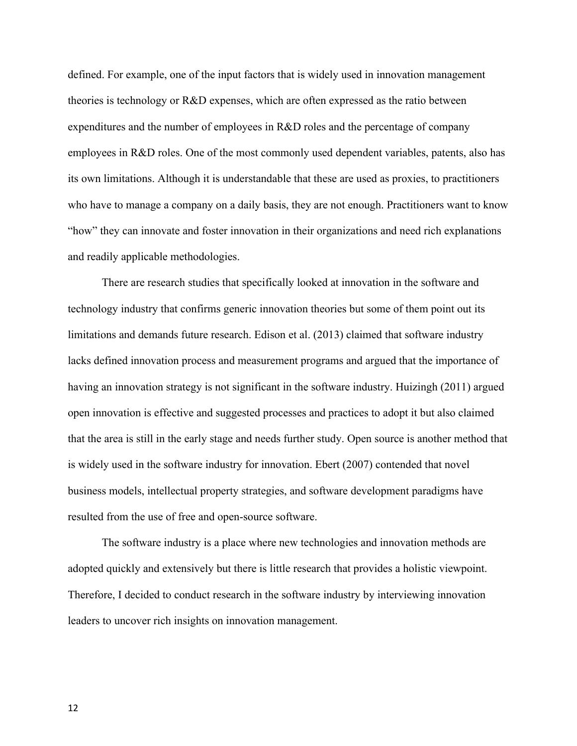defined. For example, one of the input factors that is widely used in innovation management theories is technology or R&D expenses, which are often expressed as the ratio between expenditures and the number of employees in R&D roles and the percentage of company employees in R&D roles. One of the most commonly used dependent variables, patents, also has its own limitations. Although it is understandable that these are used as proxies, to practitioners who have to manage a company on a daily basis, they are not enough. Practitioners want to know "how" they can innovate and foster innovation in their organizations and need rich explanations and readily applicable methodologies.

There are research studies that specifically looked at innovation in the software and technology industry that confirms generic innovation theories but some of them point out its limitations and demands future research. Edison et al. (2013) claimed that software industry lacks defined innovation process and measurement programs and argued that the importance of having an innovation strategy is not significant in the software industry. Huizingh (2011) argued open innovation is effective and suggested processes and practices to adopt it but also claimed that the area is still in the early stage and needs further study. Open source is another method that is widely used in the software industry for innovation. Ebert (2007) contended that novel business models, intellectual property strategies, and software development paradigms have resulted from the use of free and open-source software.

The software industry is a place where new technologies and innovation methods are adopted quickly and extensively but there is little research that provides a holistic viewpoint. Therefore, I decided to conduct research in the software industry by interviewing innovation leaders to uncover rich insights on innovation management.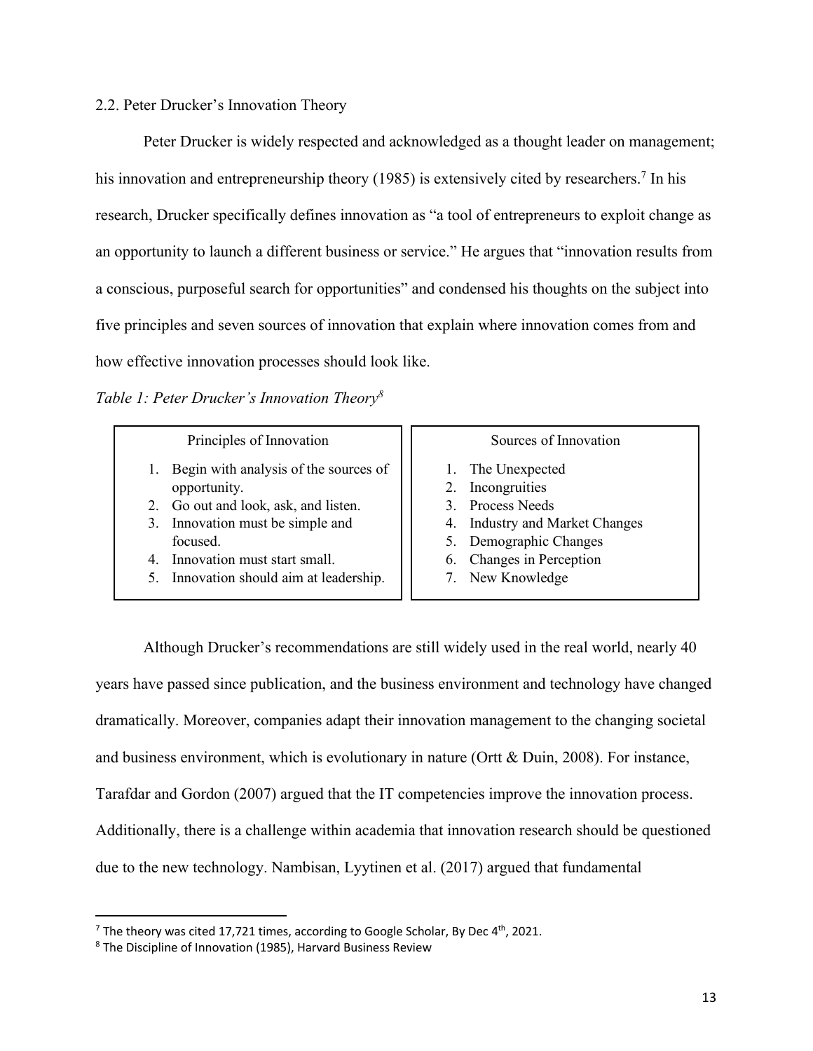## 2.2. Peter Drucker's Innovation Theory

Peter Drucker is widely respected and acknowledged as a thought leader on management; his innovation and entrepreneurship theory (1985) is extensively cited by researchers.[7] In his research, Drucker specifically defines innovation as "a tool of entrepreneurs to exploit change as an opportunity to launch a different business or service." He argues that "innovation results from a conscious, purposeful search for opportunities" and condensed his thoughts on the subject into five principles and seven sources of innovation that explain where innovation comes from and how effective innovation processes should look like.

*Table 1: Peter Drucker's Innovation Theory*[8]

| Principles of Innovation | Sources of Innovation |
| --- | --- |
| 1. Begin with analysis of the sources of opportunity. | 1. The Unexpected |
| 2. Go out and look, ask, and listen. | 2. Incongruities |
| 3. Innovation must be simple and focused. | 3. Process Needs |
| 4. Innovation must start small. | 4. Industry and Market Changes |
| 5. Innovation should aim at leadership. | 5. Demographic Changes |
| | 6. Changes in Perception |
| | 7. New Knowledge |

Although Drucker's recommendations are still widely used in the real world, nearly 40 years have passed since publication, and the business environment and technology have changed dramatically. Moreover, companies adapt their innovation management to the changing societal and business environment, which is evolutionary in nature (Ortt & Duin, 2008). For instance, Tarafdar and Gordon (2007) argued that the IT competencies improve the innovation process. Additionally, there is a challenge within academia that innovation research should be questioned due to the new technology. Nambisan, Lyytinen et al. (2017) argued that fundamental

---

[7] The theory was cited 17,721 times, according to Google Scholar, By Dec 4th, 2021.

[8] The Discipline of Innovation (1985), Harvard Business Review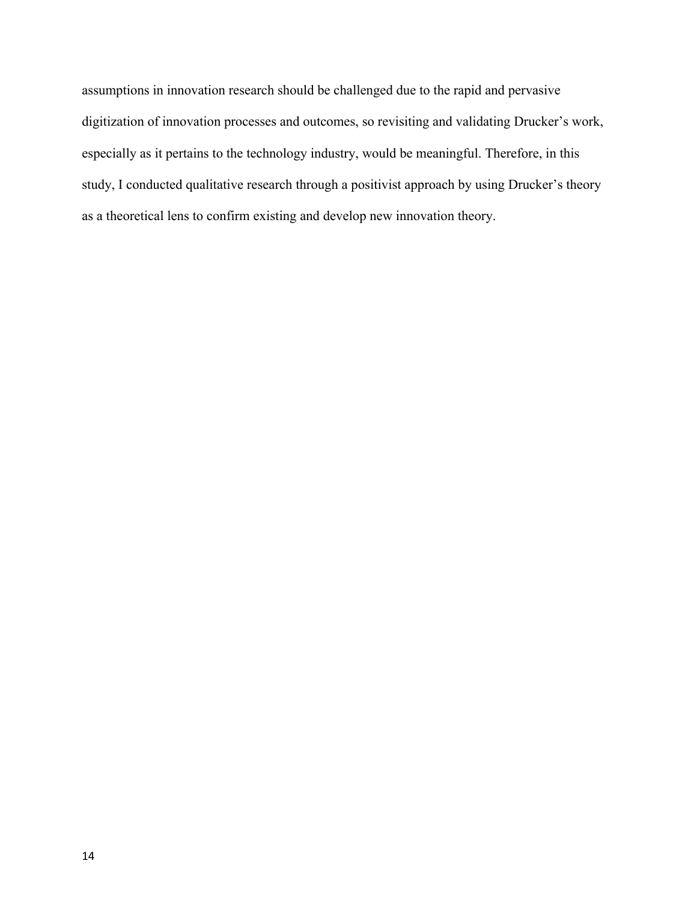assumptions in innovation research should be challenged due to the rapid and pervasive digitization of innovation processes and outcomes, so revisiting and validating Drucker's work, especially as it pertains to the technology industry, would be meaningful. Therefore, in this study, I conducted qualitative research through a positivist approach by using Drucker's theory as a theoretical lens to confirm existing and develop new innovation theory.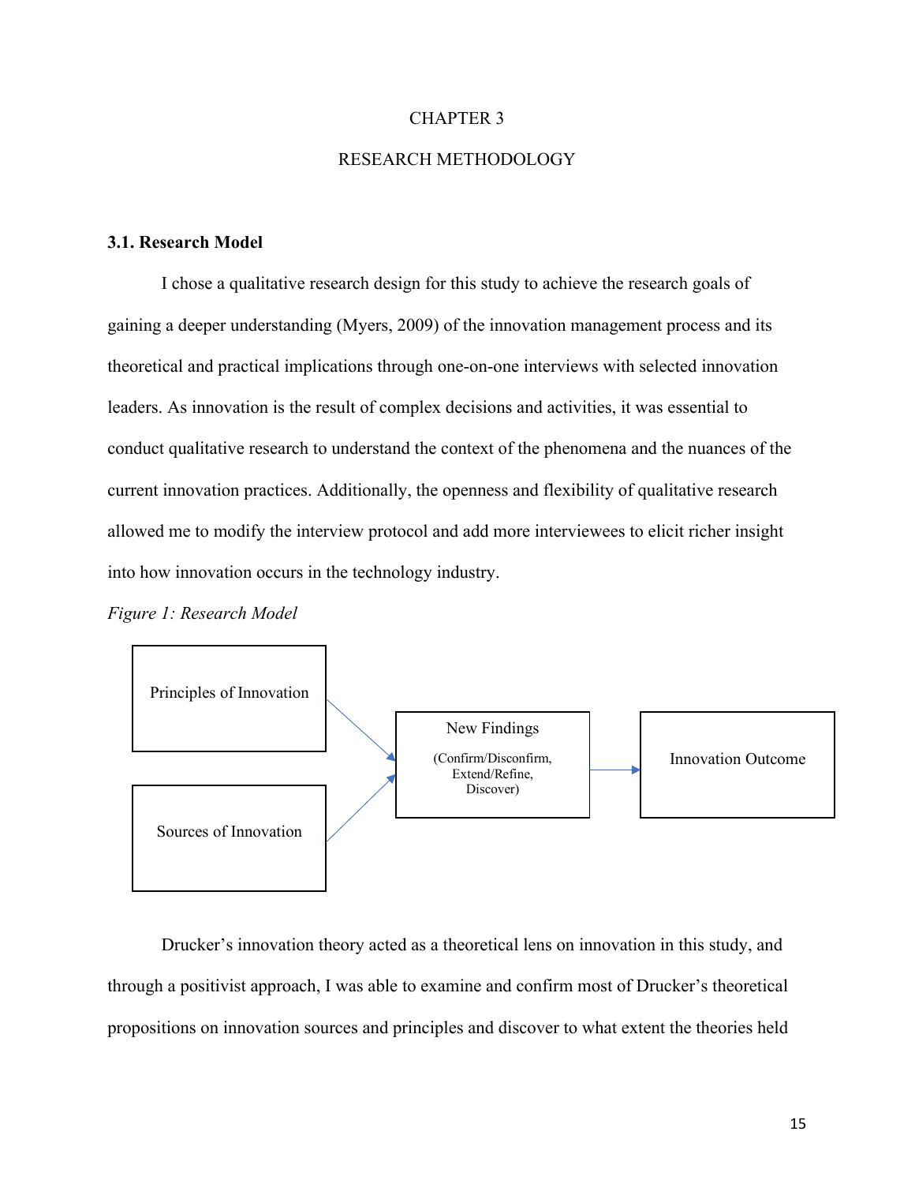# CHAPTER 3

# RESEARCH METHODOLOGY

### 3.1. Research Model

I chose a qualitative research design for this study to achieve the research goals of gaining a deeper understanding (Myers, 2009) of the innovation management process and its theoretical and practical implications through one-on-one interviews with selected innovation leaders. As innovation is the result of complex decisions and activities, it was essential to conduct qualitative research to understand the context of the phenomena and the nuances of the current innovation practices. Additionally, the openness and flexibility of qualitative research allowed me to modify the interview protocol and add more interviewees to elicit richer insight into how innovation occurs in the technology industry.

*Figure 1: Research Model*

Principles of Innovation

Sources of Innovation

New Findings

(Confirm/Disconfirm, Extend/Refine, Discover)

Innovation Outcome

Drucker's innovation theory acted as a theoretical lens on innovation in this study, and through a positivist approach, I was able to examine and confirm most of Drucker's theoretical propositions on innovation sources and principles and discover to what extent the theories held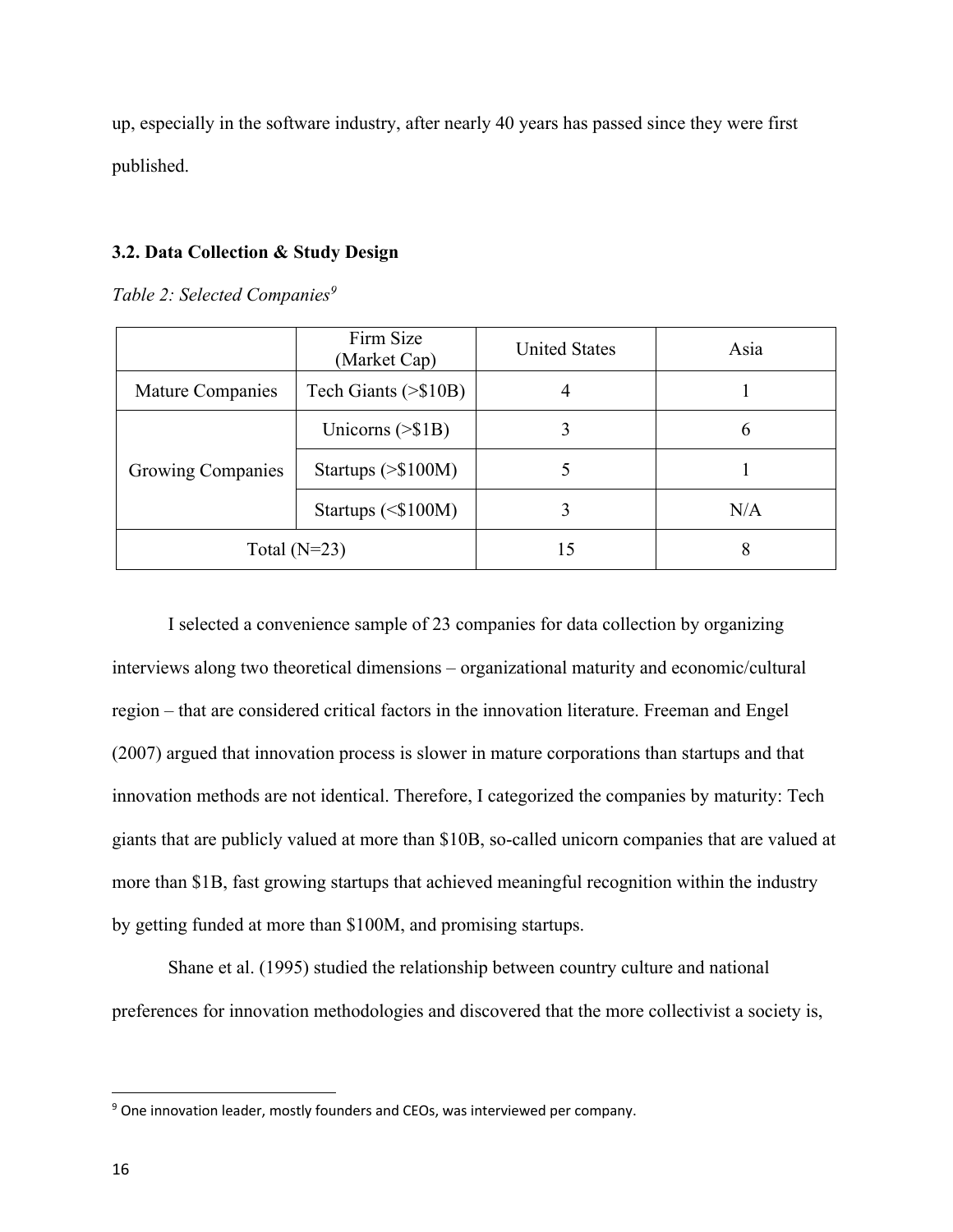up, especially in the software industry, after nearly 40 years has passed since they were first published.

### 3.2. Data Collection & Study Design

*Table 2: Selected Companies*[9]

| | Firm Size (Market Cap) | United States | Asia |
|---|---|---|---|
| Mature Companies | Tech Giants (>$10B) | 4 | 1 |
| Growing Companies | Unicorns (>$1B) | 3 | 6 |
| | Startups (>$100M) | 5 | 1 |
| | Startups (<$100M) | 3 | N/A |
| Total (N=23) | | 15 | 8 |

I selected a convenience sample of 23 companies for data collection by organizing interviews along two theoretical dimensions – organizational maturity and economic/cultural region – that are considered critical factors in the innovation literature. Freeman and Engel (2007) argued that innovation process is slower in mature corporations than startups and that innovation methods are not identical. Therefore, I categorized the companies by maturity: Tech giants that are publicly valued at more than $10B, so-called unicorn companies that are valued at more than $1B, fast growing startups that achieved meaningful recognition within the industry by getting funded at more than $100M, and promising startups.

Shane et al. (1995) studied the relationship between country culture and national preferences for innovation methodologies and discovered that the more collectivist a society is,

[9] One innovation leader, mostly founders and CEOs, was interviewed per company.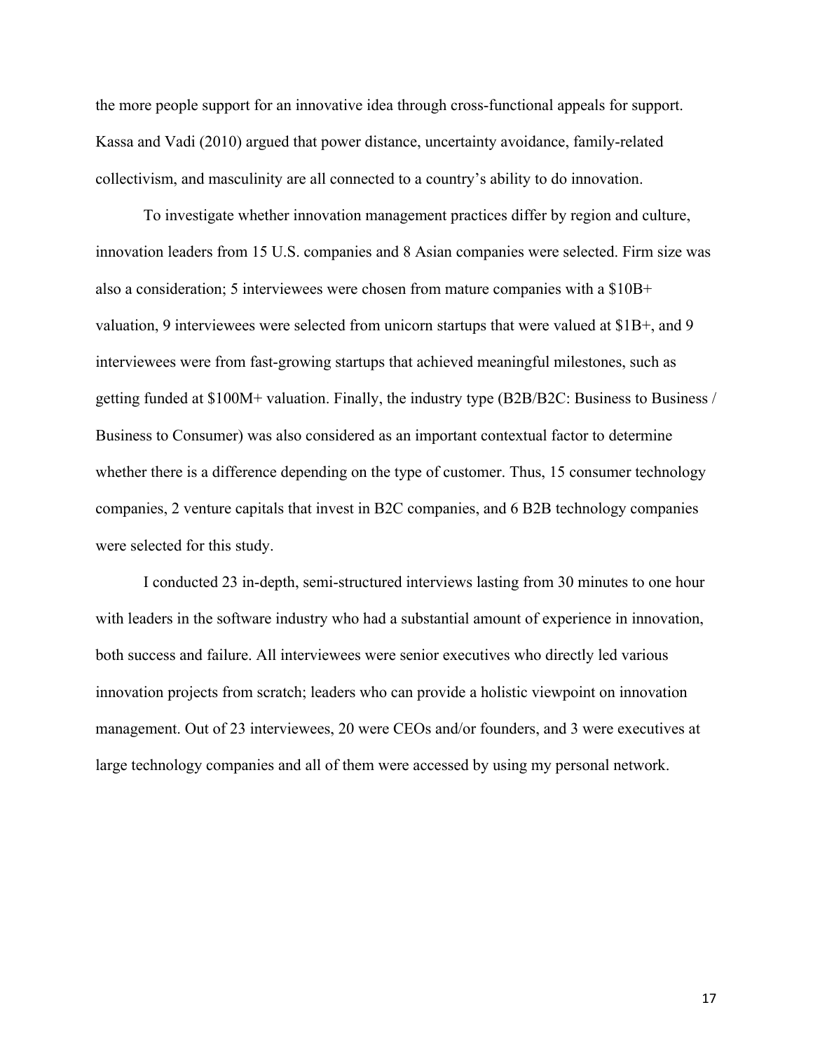the more people support for an innovative idea through cross-functional appeals for support. Kassa and Vadi (2010) argued that power distance, uncertainty avoidance, family-related collectivism, and masculinity are all connected to a country's ability to do innovation.

To investigate whether innovation management practices differ by region and culture, innovation leaders from 15 U.S. companies and 8 Asian companies were selected. Firm size was also a consideration; 5 interviewees were chosen from mature companies with a $10B+ valuation, 9 interviewees were selected from unicorn startups that were valued at $1B+, and 9 interviewees were from fast-growing startups that achieved meaningful milestones, such as getting funded at $100M+ valuation. Finally, the industry type (B2B/B2C: Business to Business / Business to Consumer) was also considered as an important contextual factor to determine whether there is a difference depending on the type of customer. Thus, 15 consumer technology companies, 2 venture capitals that invest in B2C companies, and 6 B2B technology companies were selected for this study.

I conducted 23 in-depth, semi-structured interviews lasting from 30 minutes to one hour with leaders in the software industry who had a substantial amount of experience in innovation, both success and failure. All interviewees were senior executives who directly led various innovation projects from scratch; leaders who can provide a holistic viewpoint on innovation management. Out of 23 interviewees, 20 were CEOs and/or founders, and 3 were executives at large technology companies and all of them were accessed by using my personal network.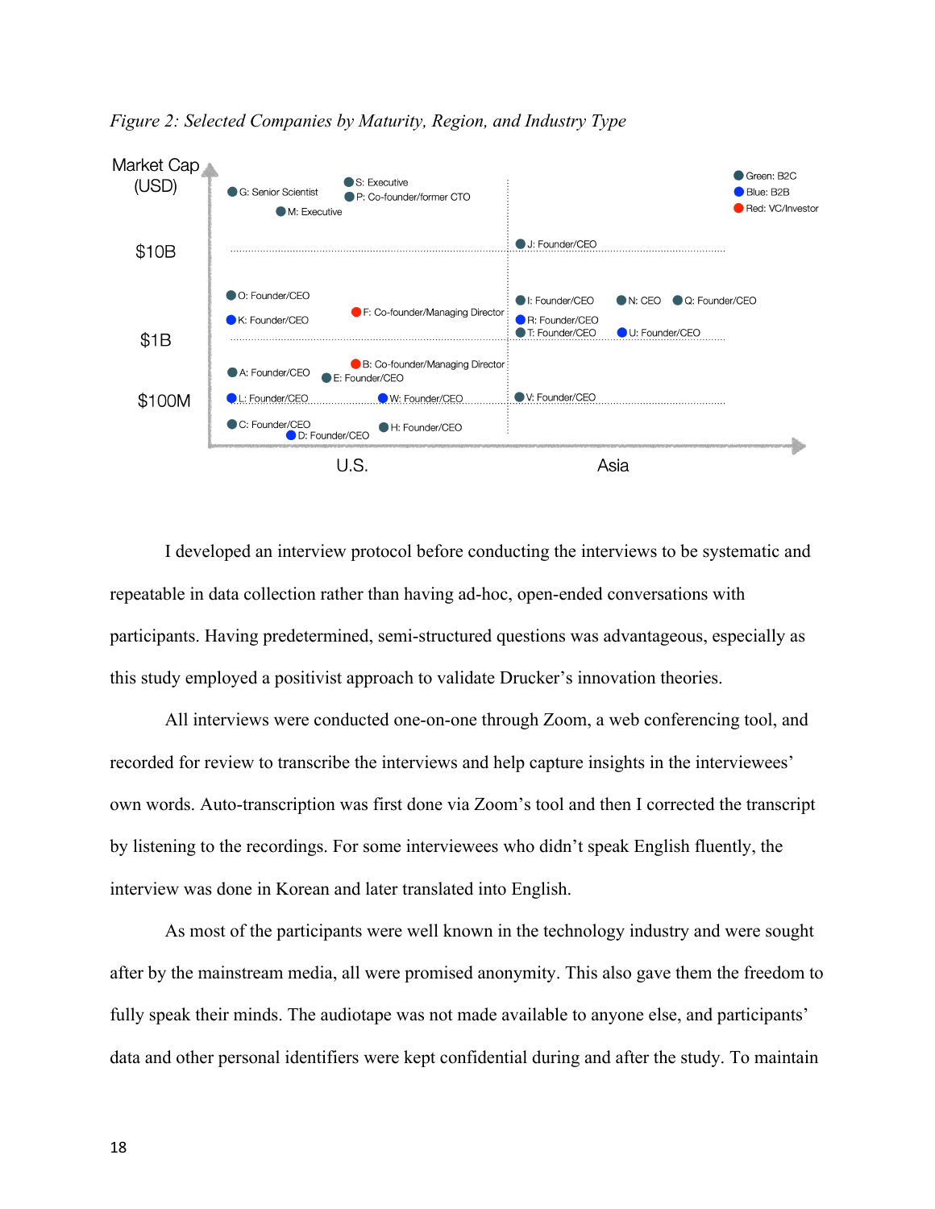*Figure 2: Selected Companies by Maturity, Region, and Industry Type*

I developed an interview protocol before conducting the interviews to be systematic and repeatable in data collection rather than having ad-hoc, open-ended conversations with participants. Having predetermined, semi-structured questions was advantageous, especially as this study employed a positivist approach to validate Drucker's innovation theories.

All interviews were conducted one-on-one through Zoom, a web conferencing tool, and recorded for review to transcribe the interviews and help capture insights in the interviewees' own words. Auto-transcription was first done via Zoom's tool and then I corrected the transcript by listening to the recordings. For some interviewees who didn't speak English fluently, the interview was done in Korean and later translated into English.

As most of the participants were well known in the technology industry and were sought after by the mainstream media, all were promised anonymity. This also gave them the freedom to fully speak their minds. The audiotape was not made available to anyone else, and participants' data and other personal identifiers were kept confidential during and after the study. To maintain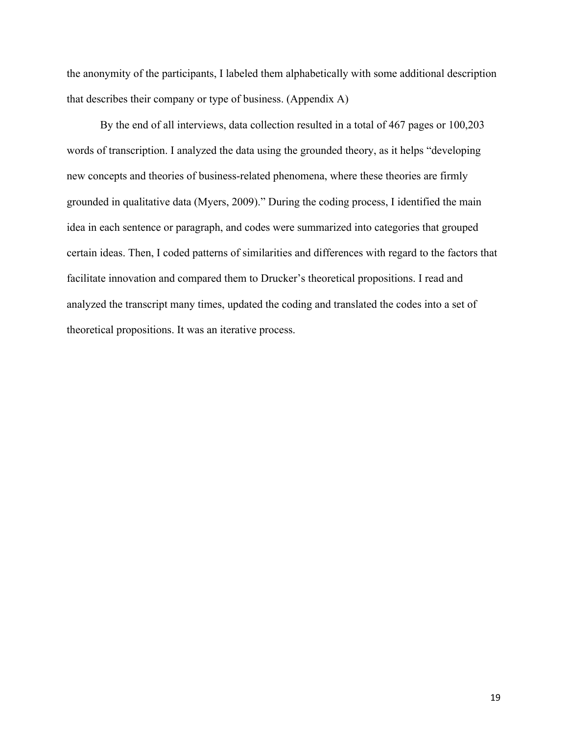the anonymity of the participants, I labeled them alphabetically with some additional description that describes their company or type of business. (Appendix A)

By the end of all interviews, data collection resulted in a total of 467 pages or 100,203 words of transcription. I analyzed the data using the grounded theory, as it helps "developing new concepts and theories of business-related phenomena, where these theories are firmly grounded in qualitative data (Myers, 2009)." During the coding process, I identified the main idea in each sentence or paragraph, and codes were summarized into categories that grouped certain ideas. Then, I coded patterns of similarities and differences with regard to the factors that facilitate innovation and compared them to Drucker's theoretical propositions. I read and analyzed the transcript many times, updated the coding and translated the codes into a set of theoretical propositions. It was an iterative process.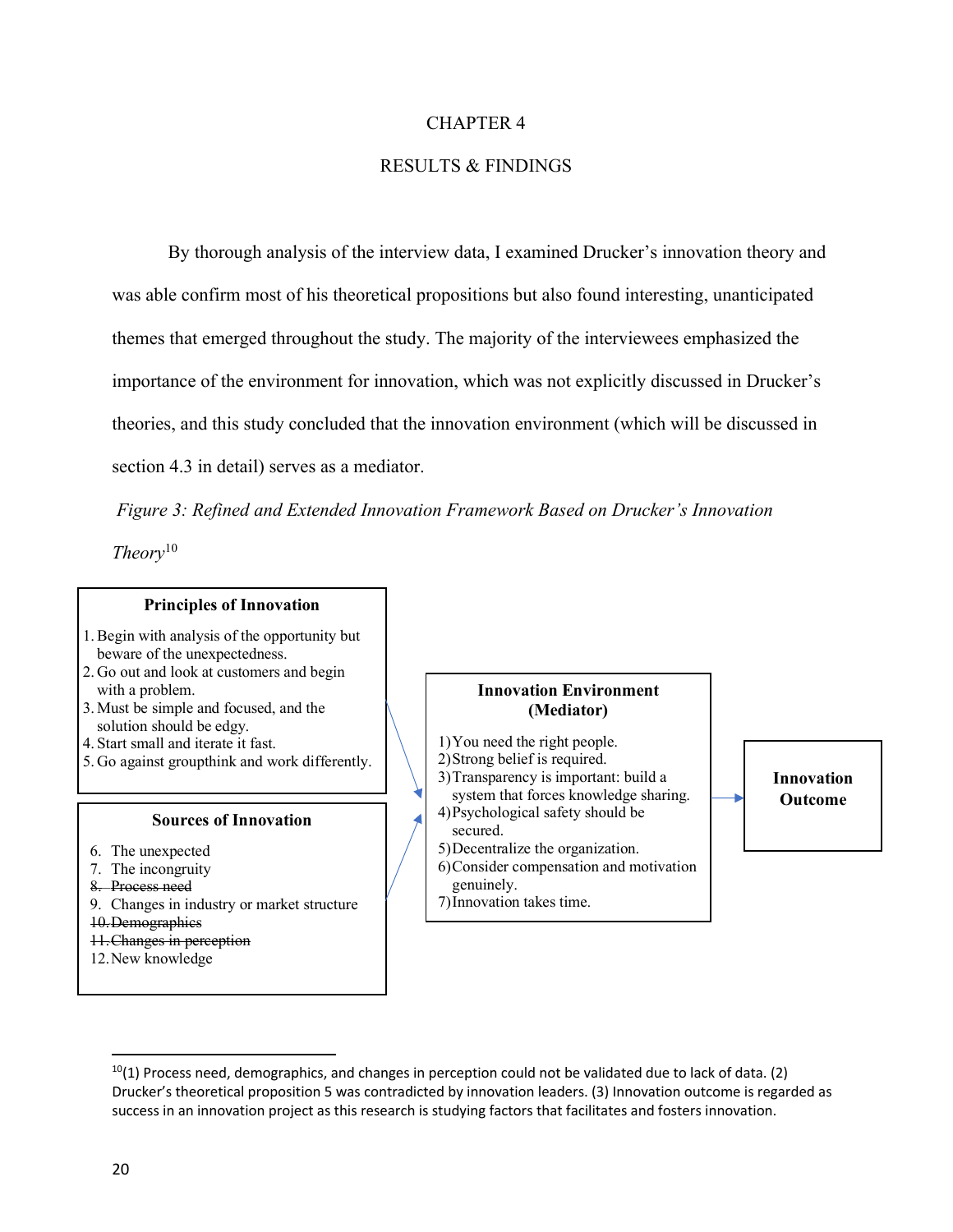# CHAPTER 4

## RESULTS & FINDINGS

By thorough analysis of the interview data, I examined Drucker's innovation theory and was able confirm most of his theoretical propositions but also found interesting, unanticipated themes that emerged throughout the study. The majority of the interviewees emphasized the importance of the environment for innovation, which was not explicitly discussed in Drucker's theories, and this study concluded that the innovation environment (which will be discussed in section 4.3 in detail) serves as a mediator.

*Figure 3: Refined and Extended Innovation Framework Based on Drucker's Innovation Theory*[10]

**Principles of Innovation**

1. Begin with analysis of the opportunity but beware of the unexpectedness.
2. Go out and look at customers and begin with a problem.
3. Must be simple and focused, and the solution should be edgy.
4. Start small and iterate it fast.
5. Go against groupthink and work differently.

**Sources of Innovation**

6. The unexpected
7. The incongruity
8. ~~Process need~~
9. Changes in industry or market structure
10. ~~Demographics~~
11. ~~Changes in perception~~
12. New knowledge

**Innovation Environment (Mediator)**

1) You need the right people.
2) Strong belief is required.
3) Transparency is important: build a system that forces knowledge sharing.
4) Psychological safety should be secured.
5) Decentralize the organization.
6) Consider compensation and motivation genuinely.
7) Innovation takes time.

→ **Innovation Outcome**

---

[10](1) Process need, demographics, and changes in perception could not be validated due to lack of data. (2) Drucker's theoretical proposition 5 was contradicted by innovation leaders. (3) Innovation outcome is regarded as success in an innovation project as this research is studying factors that facilitates and fosters innovation.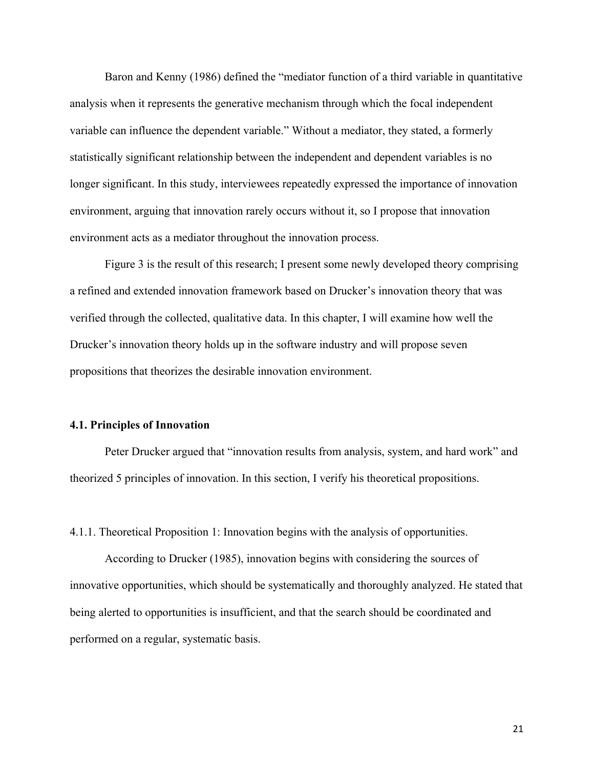Baron and Kenny (1986) defined the "mediator function of a third variable in quantitative analysis when it represents the generative mechanism through which the focal independent variable can influence the dependent variable." Without a mediator, they stated, a formerly statistically significant relationship between the independent and dependent variables is no longer significant. In this study, interviewees repeatedly expressed the importance of innovation environment, arguing that innovation rarely occurs without it, so I propose that innovation environment acts as a mediator throughout the innovation process.

Figure 3 is the result of this research; I present some newly developed theory comprising a refined and extended innovation framework based on Drucker's innovation theory that was verified through the collected, qualitative data. In this chapter, I will examine how well the Drucker's innovation theory holds up in the software industry and will propose seven propositions that theorizes the desirable innovation environment.

### 4.1. Principles of Innovation

Peter Drucker argued that "innovation results from analysis, system, and hard work" and theorized 5 principles of innovation. In this section, I verify his theoretical propositions.

#### 4.1.1. Theoretical Proposition 1: Innovation begins with the analysis of opportunities.

According to Drucker (1985), innovation begins with considering the sources of innovative opportunities, which should be systematically and thoroughly analyzed. He stated that being alerted to opportunities is insufficient, and that the search should be coordinated and performed on a regular, systematic basis.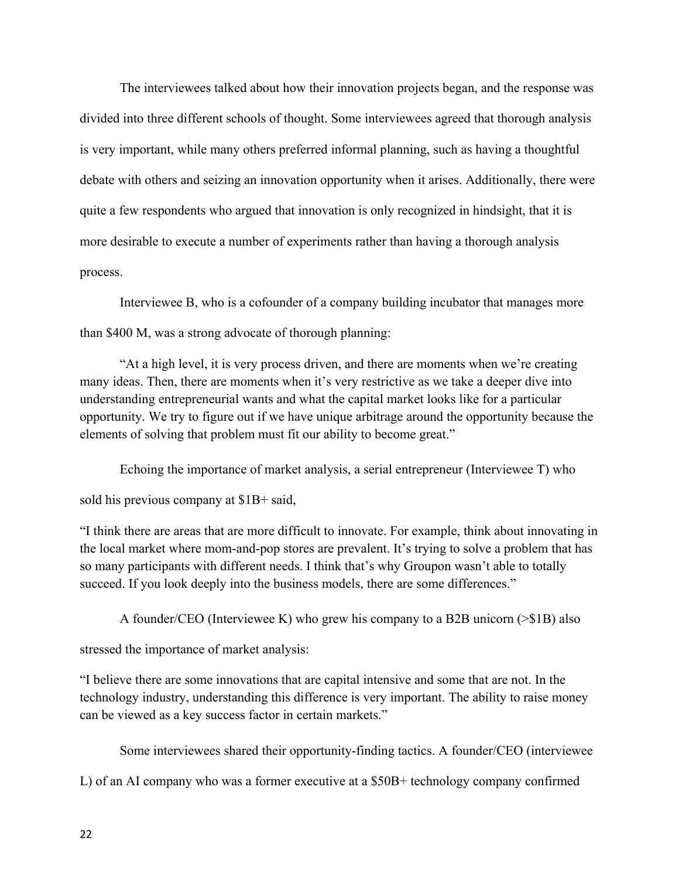The interviewees talked about how their innovation projects began, and the response was divided into three different schools of thought. Some interviewees agreed that thorough analysis is very important, while many others preferred informal planning, such as having a thoughtful debate with others and seizing an innovation opportunity when it arises. Additionally, there were quite a few respondents who argued that innovation is only recognized in hindsight, that it is more desirable to execute a number of experiments rather than having a thorough analysis process.

Interviewee B, who is a cofounder of a company building incubator that manages more than $400 M, was a strong advocate of thorough planning:

"At a high level, it is very process driven, and there are moments when we're creating many ideas. Then, there are moments when it's very restrictive as we take a deeper dive into understanding entrepreneurial wants and what the capital market looks like for a particular opportunity. We try to figure out if we have unique arbitrage around the opportunity because the elements of solving that problem must fit our ability to become great."

Echoing the importance of market analysis, a serial entrepreneur (Interviewee T) who sold his previous company at $1B+ said,

"I think there are areas that are more difficult to innovate. For example, think about innovating in the local market where mom-and-pop stores are prevalent. It's trying to solve a problem that has so many participants with different needs. I think that's why Groupon wasn't able to totally succeed. If you look deeply into the business models, there are some differences."

A founder/CEO (Interviewee K) who grew his company to a B2B unicorn (>$1B) also stressed the importance of market analysis:

"I believe there are some innovations that are capital intensive and some that are not. In the technology industry, understanding this difference is very important. The ability to raise money can be viewed as a key success factor in certain markets."

Some interviewees shared their opportunity-finding tactics. A founder/CEO (interviewee L) of an AI company who was a former executive at a $50B+ technology company confirmed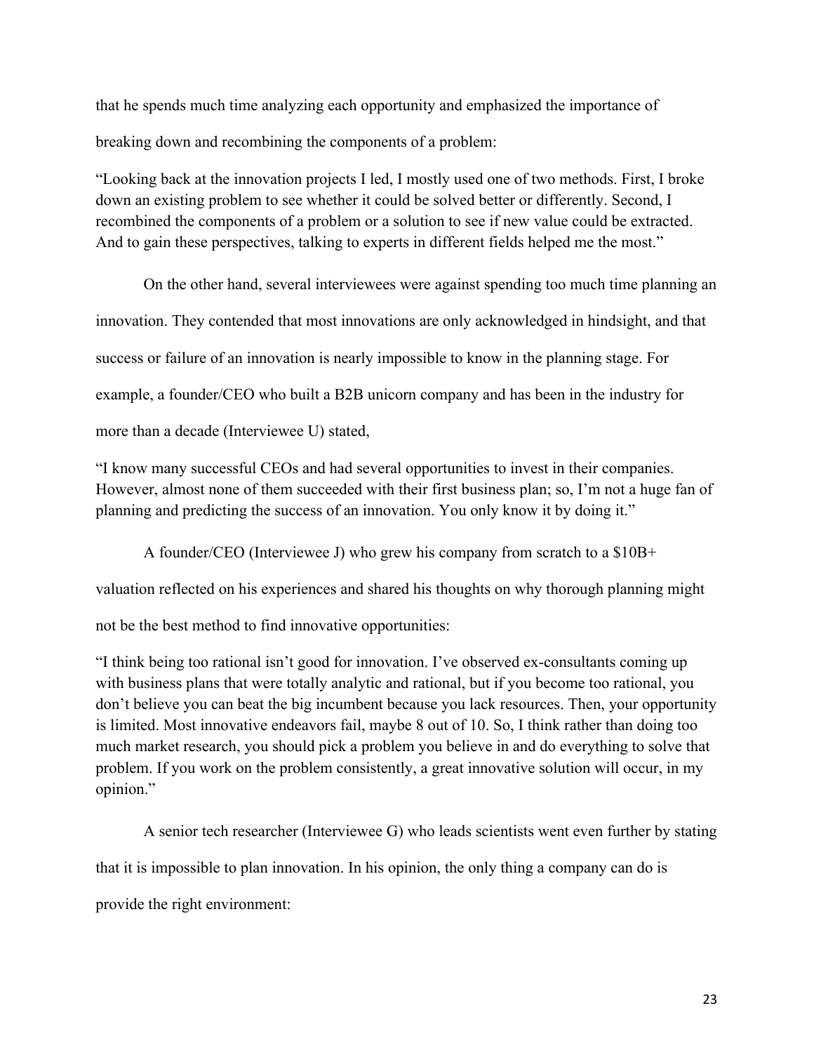that he spends much time analyzing each opportunity and emphasized the importance of breaking down and recombining the components of a problem:

> "Looking back at the innovation projects I led, I mostly used one of two methods. First, I broke down an existing problem to see whether it could be solved better or differently. Second, I recombined the components of a problem or a solution to see if new value could be extracted. And to gain these perspectives, talking to experts in different fields helped me the most."

On the other hand, several interviewees were against spending too much time planning an innovation. They contended that most innovations are only acknowledged in hindsight, and that success or failure of an innovation is nearly impossible to know in the planning stage. For example, a founder/CEO who built a B2B unicorn company and has been in the industry for more than a decade (Interviewee U) stated,

> "I know many successful CEOs and had several opportunities to invest in their companies. However, almost none of them succeeded with their first business plan; so, I'm not a huge fan of planning and predicting the success of an innovation. You only know it by doing it."

A founder/CEO (Interviewee J) who grew his company from scratch to a $10B+ valuation reflected on his experiences and shared his thoughts on why thorough planning might not be the best method to find innovative opportunities:

> "I think being too rational isn't good for innovation. I've observed ex-consultants coming up with business plans that were totally analytic and rational, but if you become too rational, you don't believe you can beat the big incumbent because you lack resources. Then, your opportunity is limited. Most innovative endeavors fail, maybe 8 out of 10. So, I think rather than doing too much market research, you should pick a problem you believe in and do everything to solve that problem. If you work on the problem consistently, a great innovative solution will occur, in my opinion."

A senior tech researcher (Interviewee G) who leads scientists went even further by stating that it is impossible to plan innovation. In his opinion, the only thing a company can do is provide the right environment: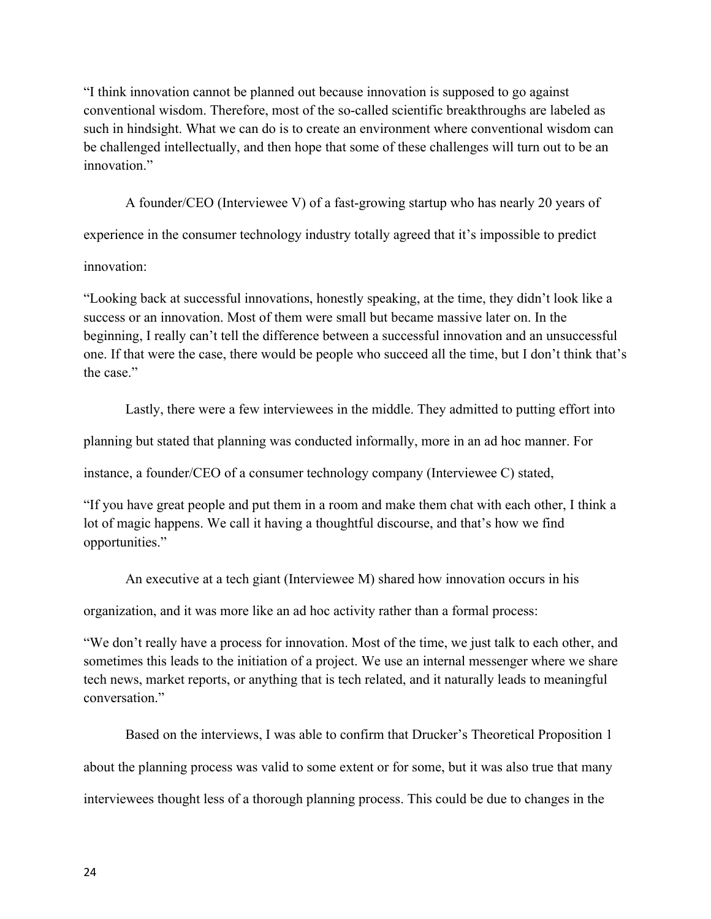"I think innovation cannot be planned out because innovation is supposed to go against conventional wisdom. Therefore, most of the so-called scientific breakthroughs are labeled as such in hindsight. What we can do is to create an environment where conventional wisdom can be challenged intellectually, and then hope that some of these challenges will turn out to be an innovation."

A founder/CEO (Interviewee V) of a fast-growing startup who has nearly 20 years of experience in the consumer technology industry totally agreed that it's impossible to predict innovation:

"Looking back at successful innovations, honestly speaking, at the time, they didn't look like a success or an innovation. Most of them were small but became massive later on. In the beginning, I really can't tell the difference between a successful innovation and an unsuccessful one. If that were the case, there would be people who succeed all the time, but I don't think that's the case."

Lastly, there were a few interviewees in the middle. They admitted to putting effort into planning but stated that planning was conducted informally, more in an ad hoc manner. For instance, a founder/CEO of a consumer technology company (Interviewee C) stated,

"If you have great people and put them in a room and make them chat with each other, I think a lot of magic happens. We call it having a thoughtful discourse, and that's how we find opportunities."

An executive at a tech giant (Interviewee M) shared how innovation occurs in his organization, and it was more like an ad hoc activity rather than a formal process:

"We don't really have a process for innovation. Most of the time, we just talk to each other, and sometimes this leads to the initiation of a project. We use an internal messenger where we share tech news, market reports, or anything that is tech related, and it naturally leads to meaningful conversation."

Based on the interviews, I was able to confirm that Drucker's Theoretical Proposition 1 about the planning process was valid to some extent or for some, but it was also true that many interviewees thought less of a thorough planning process. This could be due to changes in the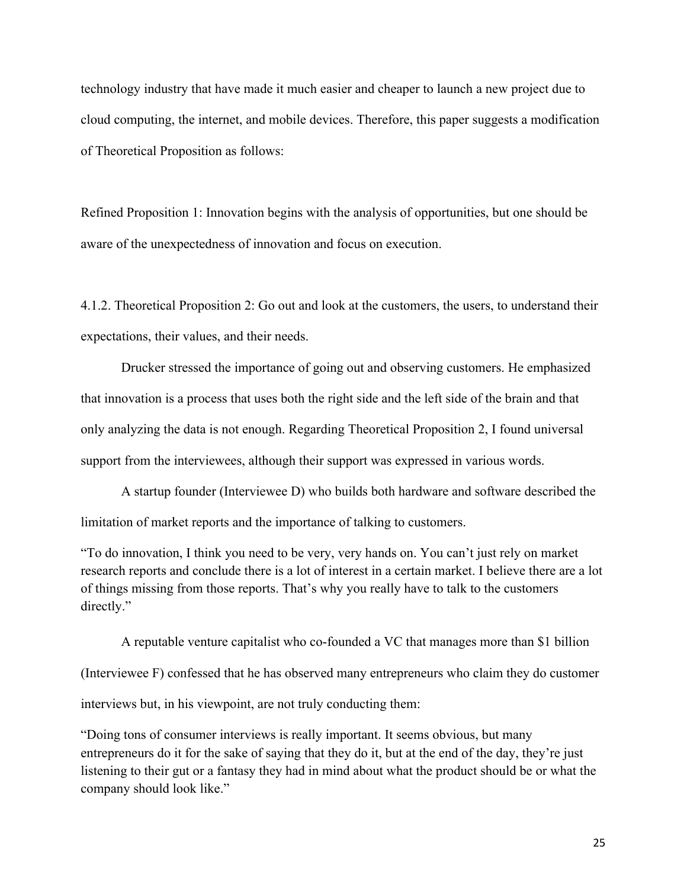technology industry that have made it much easier and cheaper to launch a new project due to cloud computing, the internet, and mobile devices. Therefore, this paper suggests a modification of Theoretical Proposition as follows:

Refined Proposition 1: Innovation begins with the analysis of opportunities, but one should be aware of the unexpectedness of innovation and focus on execution.

#### 4.1.2. Theoretical Proposition 2: Go out and look at the customers, the users, to understand their expectations, their values, and their needs.

Drucker stressed the importance of going out and observing customers. He emphasized that innovation is a process that uses both the right side and the left side of the brain and that only analyzing the data is not enough. Regarding Theoretical Proposition 2, I found universal support from the interviewees, although their support was expressed in various words.

A startup founder (Interviewee D) who builds both hardware and software described the limitation of market reports and the importance of talking to customers.

> "To do innovation, I think you need to be very, very hands on. You can't just rely on market research reports and conclude there is a lot of interest in a certain market. I believe there are a lot of things missing from those reports. That's why you really have to talk to the customers directly."

A reputable venture capitalist who co-founded a VC that manages more than $1 billion (Interviewee F) confessed that he has observed many entrepreneurs who claim they do customer interviews but, in his viewpoint, are not truly conducting them:

> "Doing tons of consumer interviews is really important. It seems obvious, but many entrepreneurs do it for the sake of saying that they do it, but at the end of the day, they're just listening to their gut or a fantasy they had in mind about what the product should be or what the company should look like."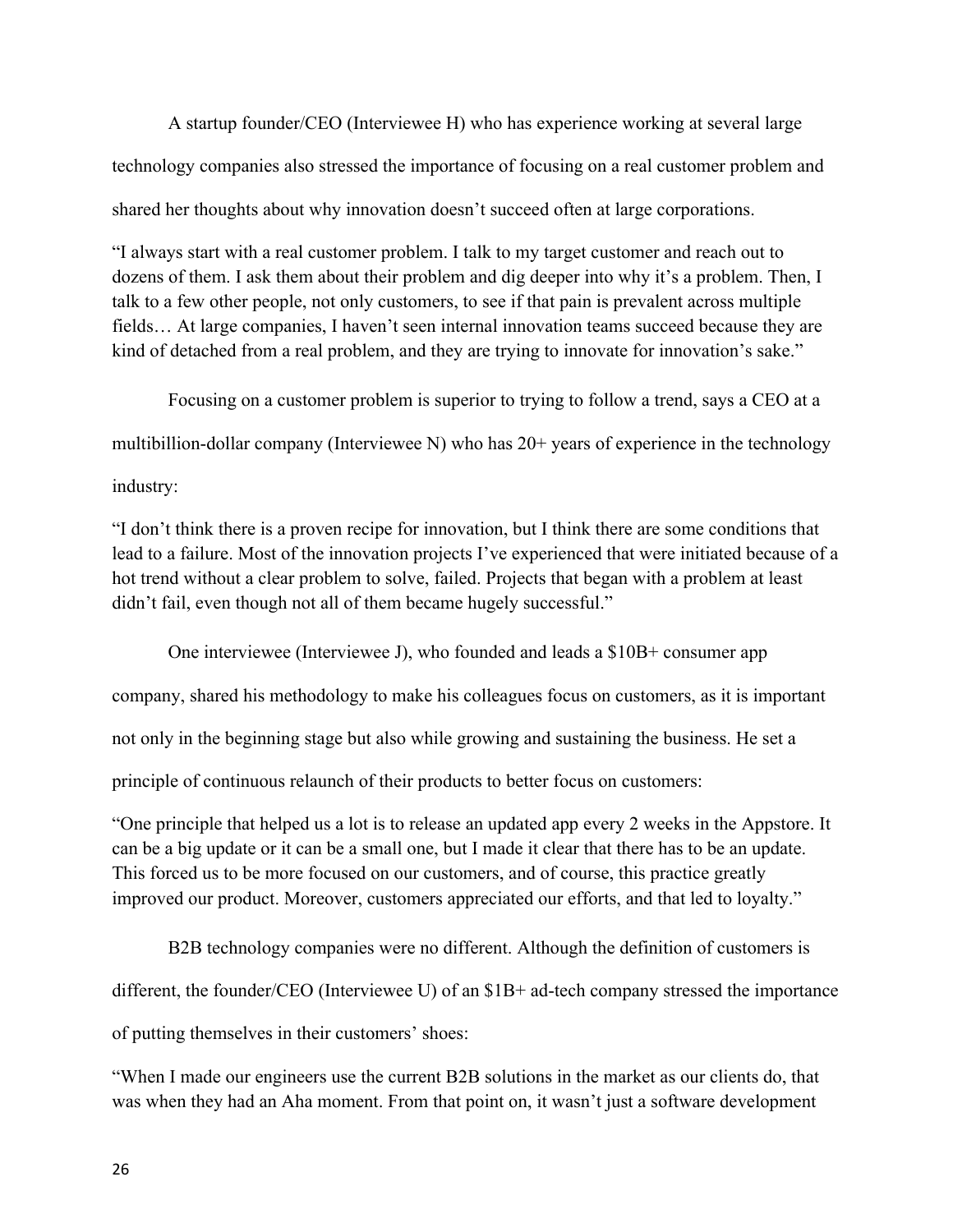A startup founder/CEO (Interviewee H) who has experience working at several large technology companies also stressed the importance of focusing on a real customer problem and shared her thoughts about why innovation doesn't succeed often at large corporations.

"I always start with a real customer problem. I talk to my target customer and reach out to dozens of them. I ask them about their problem and dig deeper into why it's a problem. Then, I talk to a few other people, not only customers, to see if that pain is prevalent across multiple fields… At large companies, I haven't seen internal innovation teams succeed because they are kind of detached from a real problem, and they are trying to innovate for innovation's sake."

Focusing on a customer problem is superior to trying to follow a trend, says a CEO at a multibillion-dollar company (Interviewee N) who has 20+ years of experience in the technology industry:

"I don't think there is a proven recipe for innovation, but I think there are some conditions that lead to a failure. Most of the innovation projects I've experienced that were initiated because of a hot trend without a clear problem to solve, failed. Projects that began with a problem at least didn't fail, even though not all of them became hugely successful."

One interviewee (Interviewee J), who founded and leads a $10B+ consumer app company, shared his methodology to make his colleagues focus on customers, as it is important not only in the beginning stage but also while growing and sustaining the business. He set a principle of continuous relaunch of their products to better focus on customers:

"One principle that helped us a lot is to release an updated app every 2 weeks in the Appstore. It can be a big update or it can be a small one, but I made it clear that there has to be an update. This forced us to be more focused on our customers, and of course, this practice greatly improved our product. Moreover, customers appreciated our efforts, and that led to loyalty."

B2B technology companies were no different. Although the definition of customers is different, the founder/CEO (Interviewee U) of an $1B+ ad-tech company stressed the importance of putting themselves in their customers' shoes:

"When I made our engineers use the current B2B solutions in the market as our clients do, that was when they had an Aha moment. From that point on, it wasn't just a software development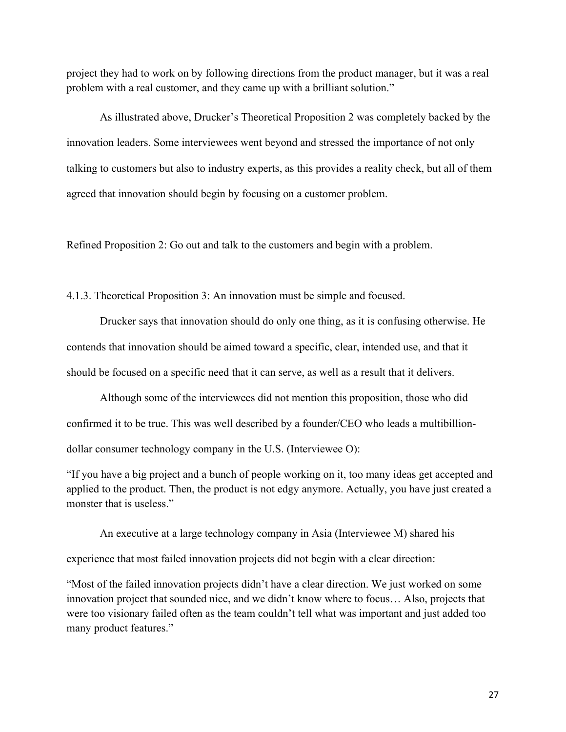project they had to work on by following directions from the product manager, but it was a real problem with a real customer, and they came up with a brilliant solution."

As illustrated above, Drucker's Theoretical Proposition 2 was completely backed by the innovation leaders. Some interviewees went beyond and stressed the importance of not only talking to customers but also to industry experts, as this provides a reality check, but all of them agreed that innovation should begin by focusing on a customer problem.

Refined Proposition 2: Go out and talk to the customers and begin with a problem.

### 4.1.3. Theoretical Proposition 3: An innovation must be simple and focused.

Drucker says that innovation should do only one thing, as it is confusing otherwise. He contends that innovation should be aimed toward a specific, clear, intended use, and that it should be focused on a specific need that it can serve, as well as a result that it delivers.

Although some of the interviewees did not mention this proposition, those who did confirmed it to be true. This was well described by a founder/CEO who leads a multibillion-dollar consumer technology company in the U.S. (Interviewee O):

> "If you have a big project and a bunch of people working on it, too many ideas get accepted and applied to the product. Then, the product is not edgy anymore. Actually, you have just created a monster that is useless."

An executive at a large technology company in Asia (Interviewee M) shared his experience that most failed innovation projects did not begin with a clear direction:

> "Most of the failed innovation projects didn't have a clear direction. We just worked on some innovation project that sounded nice, and we didn't know where to focus… Also, projects that were too visionary failed often as the team couldn't tell what was important and just added too many product features."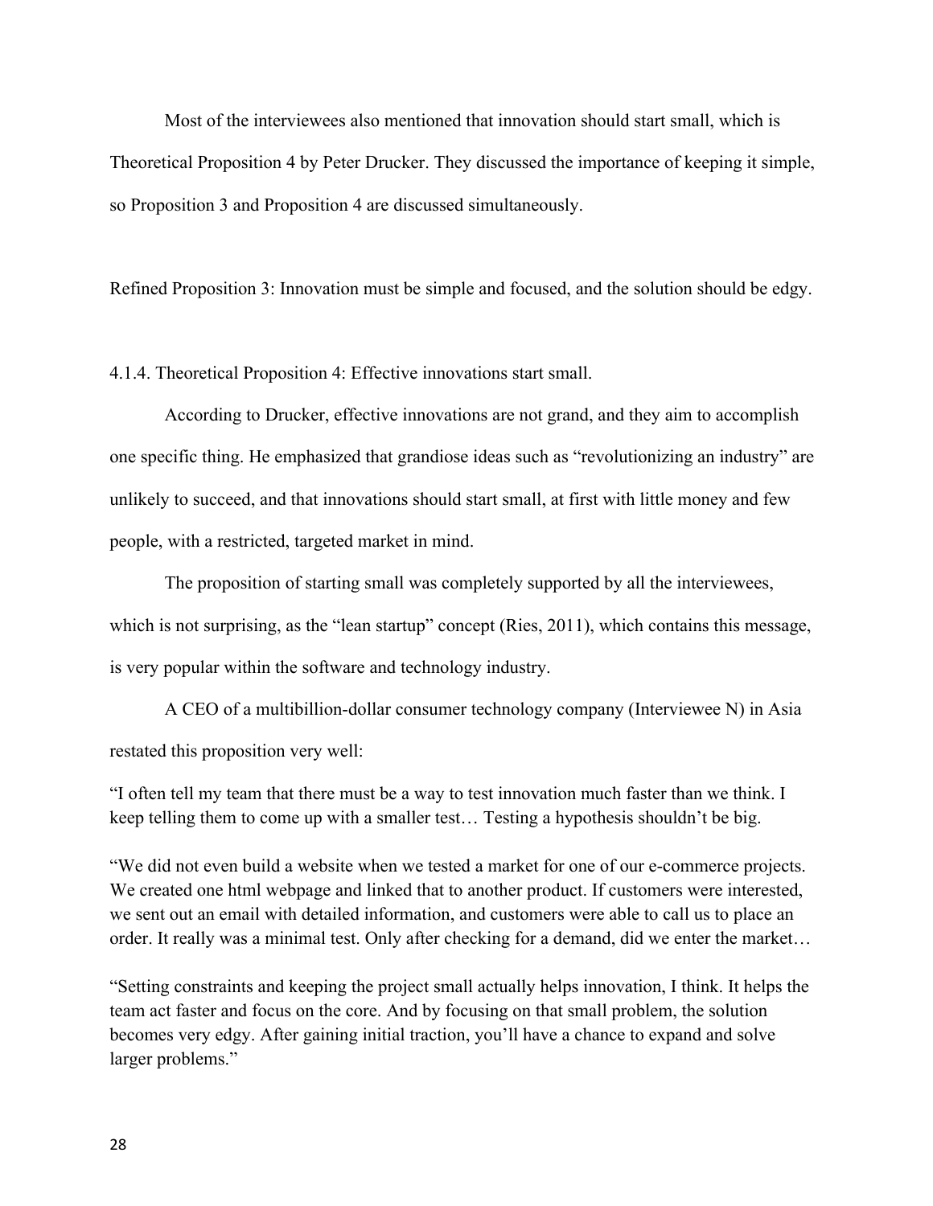Most of the interviewees also mentioned that innovation should start small, which is Theoretical Proposition 4 by Peter Drucker. They discussed the importance of keeping it simple, so Proposition 3 and Proposition 4 are discussed simultaneously.

Refined Proposition 3: Innovation must be simple and focused, and the solution should be edgy.

#### 4.1.4. Theoretical Proposition 4: Effective innovations start small.

According to Drucker, effective innovations are not grand, and they aim to accomplish one specific thing. He emphasized that grandiose ideas such as "revolutionizing an industry" are unlikely to succeed, and that innovations should start small, at first with little money and few people, with a restricted, targeted market in mind.

The proposition of starting small was completely supported by all the interviewees, which is not surprising, as the "lean startup" concept (Ries, 2011), which contains this message, is very popular within the software and technology industry.

A CEO of a multibillion-dollar consumer technology company (Interviewee N) in Asia restated this proposition very well:

"I often tell my team that there must be a way to test innovation much faster than we think. I keep telling them to come up with a smaller test… Testing a hypothesis shouldn't be big.

"We did not even build a website when we tested a market for one of our e-commerce projects. We created one html webpage and linked that to another product. If customers were interested, we sent out an email with detailed information, and customers were able to call us to place an order. It really was a minimal test. Only after checking for a demand, did we enter the market…

"Setting constraints and keeping the project small actually helps innovation, I think. It helps the team act faster and focus on the core. And by focusing on that small problem, the solution becomes very edgy. After gaining initial traction, you'll have a chance to expand and solve larger problems."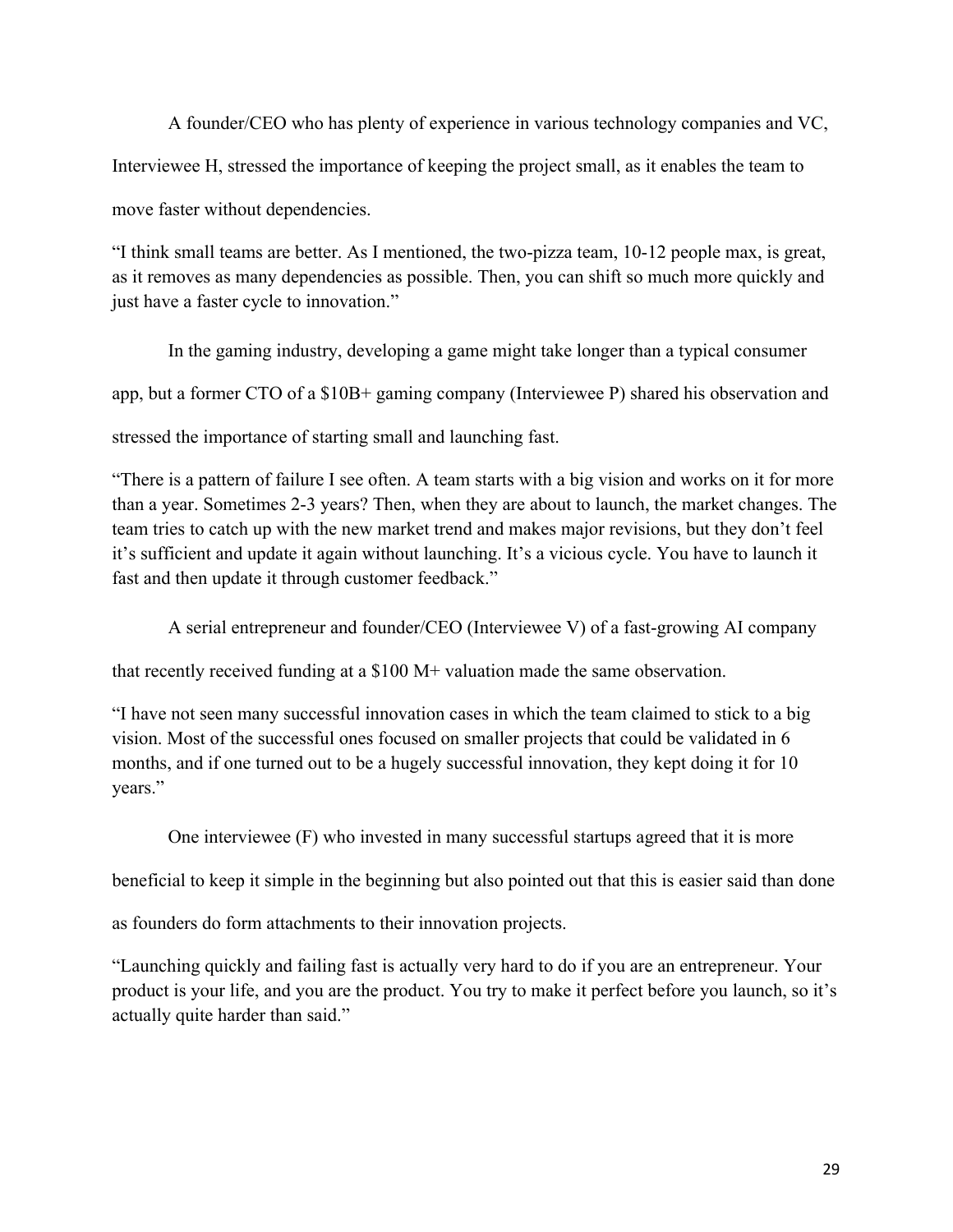A founder/CEO who has plenty of experience in various technology companies and VC, Interviewee H, stressed the importance of keeping the project small, as it enables the team to move faster without dependencies.

"I think small teams are better. As I mentioned, the two-pizza team, 10-12 people max, is great, as it removes as many dependencies as possible. Then, you can shift so much more quickly and just have a faster cycle to innovation."

In the gaming industry, developing a game might take longer than a typical consumer app, but a former CTO of a $10B+ gaming company (Interviewee P) shared his observation and stressed the importance of starting small and launching fast.

"There is a pattern of failure I see often. A team starts with a big vision and works on it for more than a year. Sometimes 2-3 years? Then, when they are about to launch, the market changes. The team tries to catch up with the new market trend and makes major revisions, but they don't feel it's sufficient and update it again without launching. It's a vicious cycle. You have to launch it fast and then update it through customer feedback."

A serial entrepreneur and founder/CEO (Interviewee V) of a fast-growing AI company that recently received funding at a $100 M+ valuation made the same observation.

"I have not seen many successful innovation cases in which the team claimed to stick to a big vision. Most of the successful ones focused on smaller projects that could be validated in 6 months, and if one turned out to be a hugely successful innovation, they kept doing it for 10 years."

One interviewee (F) who invested in many successful startups agreed that it is more beneficial to keep it simple in the beginning but also pointed out that this is easier said than done as founders do form attachments to their innovation projects.

"Launching quickly and failing fast is actually very hard to do if you are an entrepreneur. Your product is your life, and you are the product. You try to make it perfect before you launch, so it's actually quite harder than said."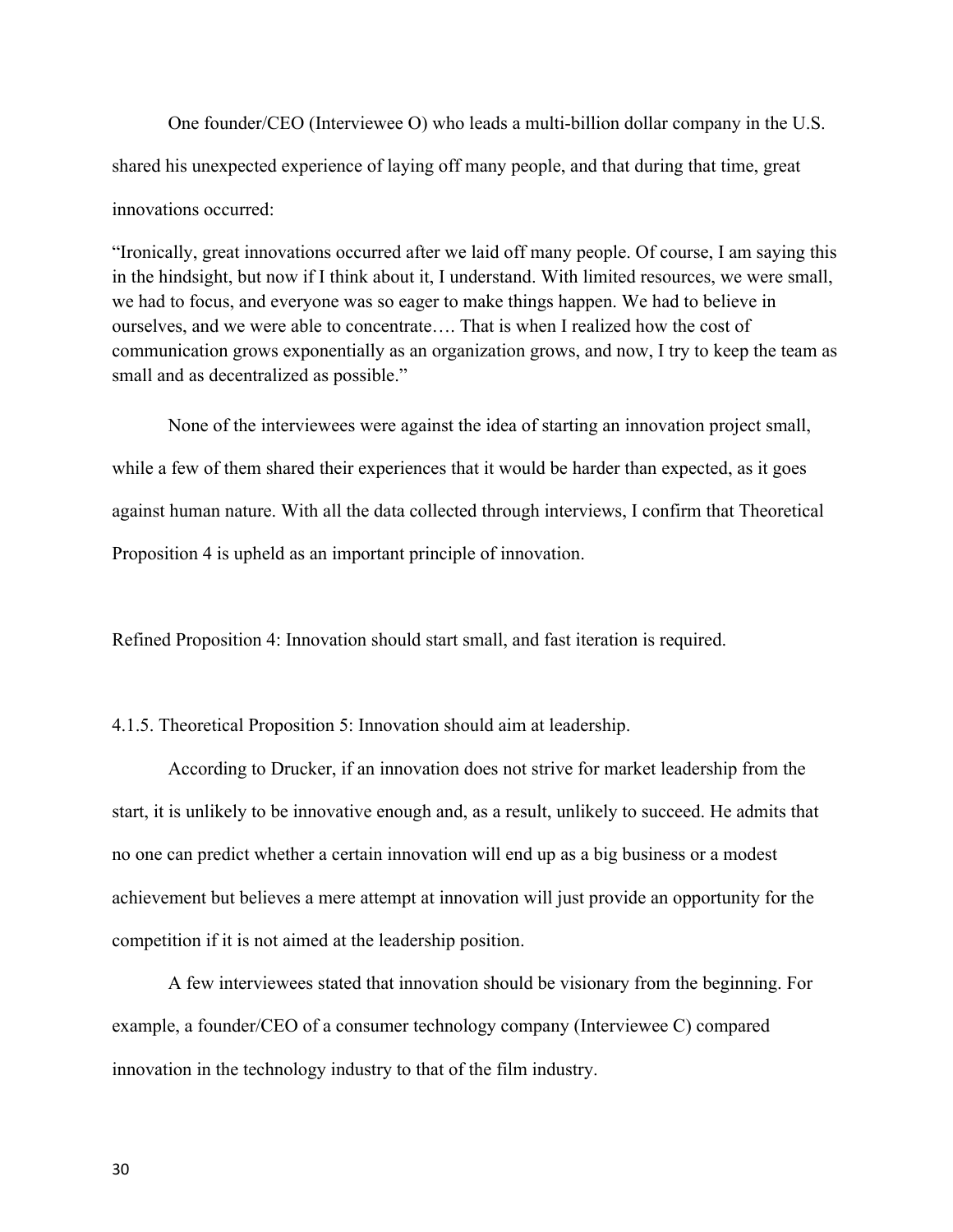One founder/CEO (Interviewee O) who leads a multi-billion dollar company in the U.S. shared his unexpected experience of laying off many people, and that during that time, great innovations occurred:

> "Ironically, great innovations occurred after we laid off many people. Of course, I am saying this in the hindsight, but now if I think about it, I understand. With limited resources, we were small, we had to focus, and everyone was so eager to make things happen. We had to believe in ourselves, and we were able to concentrate…. That is when I realized how the cost of communication grows exponentially as an organization grows, and now, I try to keep the team as small and as decentralized as possible."

None of the interviewees were against the idea of starting an innovation project small, while a few of them shared their experiences that it would be harder than expected, as it goes against human nature. With all the data collected through interviews, I confirm that Theoretical Proposition 4 is upheld as an important principle of innovation.

Refined Proposition 4: Innovation should start small, and fast iteration is required.

#### 4.1.5. Theoretical Proposition 5: Innovation should aim at leadership.

According to Drucker, if an innovation does not strive for market leadership from the start, it is unlikely to be innovative enough and, as a result, unlikely to succeed. He admits that no one can predict whether a certain innovation will end up as a big business or a modest achievement but believes a mere attempt at innovation will just provide an opportunity for the competition if it is not aimed at the leadership position.

A few interviewees stated that innovation should be visionary from the beginning. For example, a founder/CEO of a consumer technology company (Interviewee C) compared innovation in the technology industry to that of the film industry.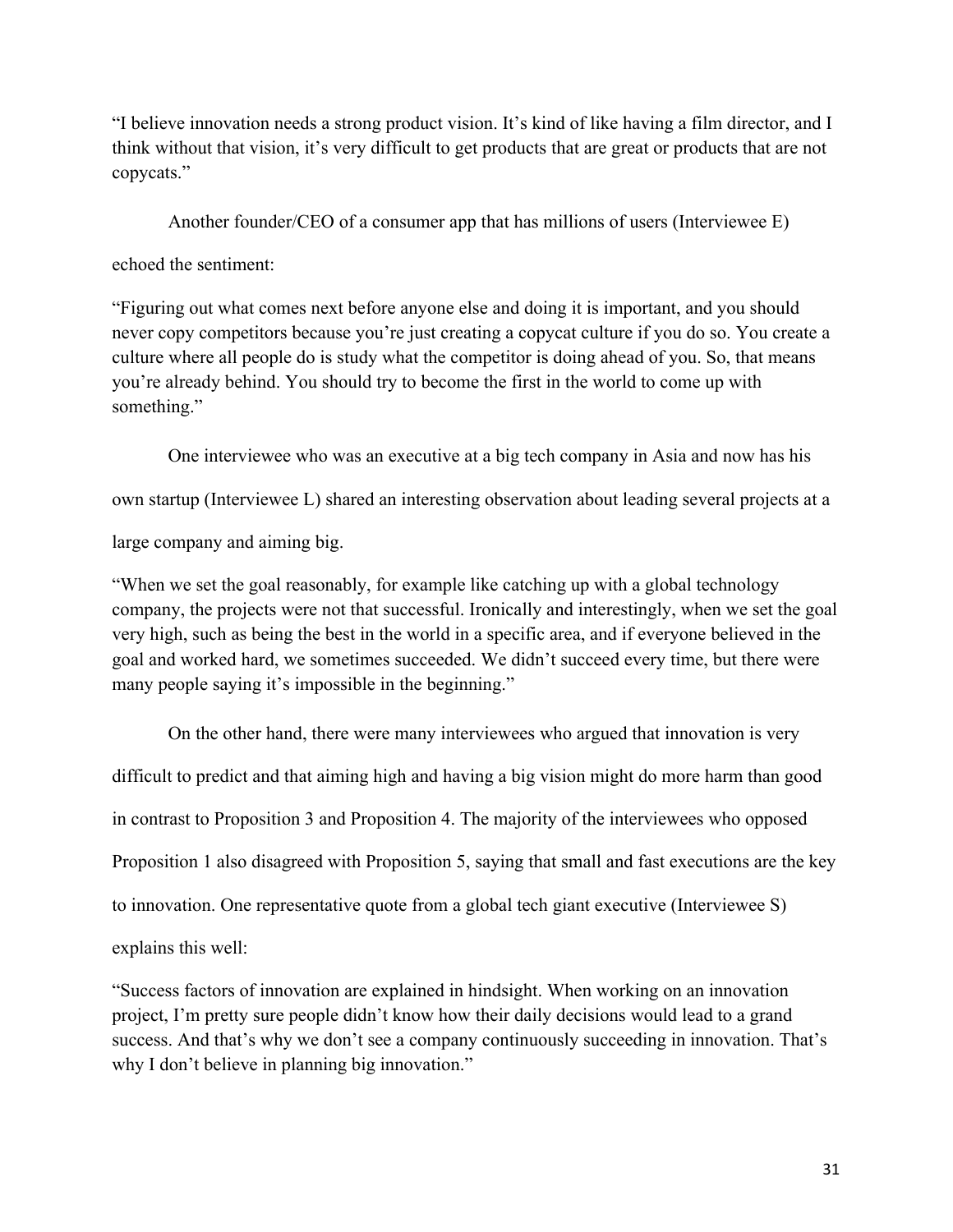"I believe innovation needs a strong product vision. It's kind of like having a film director, and I think without that vision, it's very difficult to get products that are great or products that are not copycats."

Another founder/CEO of a consumer app that has millions of users (Interviewee E) echoed the sentiment:

"Figuring out what comes next before anyone else and doing it is important, and you should never copy competitors because you're just creating a copycat culture if you do so. You create a culture where all people do is study what the competitor is doing ahead of you. So, that means you're already behind. You should try to become the first in the world to come up with something."

One interviewee who was an executive at a big tech company in Asia and now has his own startup (Interviewee L) shared an interesting observation about leading several projects at a large company and aiming big.

"When we set the goal reasonably, for example like catching up with a global technology company, the projects were not that successful. Ironically and interestingly, when we set the goal very high, such as being the best in the world in a specific area, and if everyone believed in the goal and worked hard, we sometimes succeeded. We didn't succeed every time, but there were many people saying it's impossible in the beginning."

On the other hand, there were many interviewees who argued that innovation is very difficult to predict and that aiming high and having a big vision might do more harm than good in contrast to Proposition 3 and Proposition 4. The majority of the interviewees who opposed Proposition 1 also disagreed with Proposition 5, saying that small and fast executions are the key to innovation. One representative quote from a global tech giant executive (Interviewee S) explains this well:

"Success factors of innovation are explained in hindsight. When working on an innovation project, I'm pretty sure people didn't know how their daily decisions would lead to a grand success. And that's why we don't see a company continuously succeeding in innovation. That's why I don't believe in planning big innovation."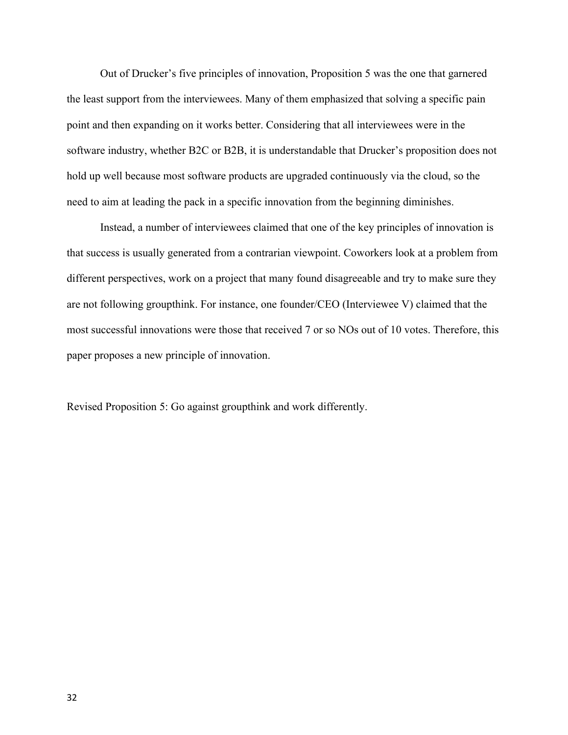Out of Drucker's five principles of innovation, Proposition 5 was the one that garnered the least support from the interviewees. Many of them emphasized that solving a specific pain point and then expanding on it works better. Considering that all interviewees were in the software industry, whether B2C or B2B, it is understandable that Drucker's proposition does not hold up well because most software products are upgraded continuously via the cloud, so the need to aim at leading the pack in a specific innovation from the beginning diminishes.

Instead, a number of interviewees claimed that one of the key principles of innovation is that success is usually generated from a contrarian viewpoint. Coworkers look at a problem from different perspectives, work on a project that many found disagreeable and try to make sure they are not following groupthink. For instance, one founder/CEO (Interviewee V) claimed that the most successful innovations were those that received 7 or so NOs out of 10 votes. Therefore, this paper proposes a new principle of innovation.

Revised Proposition 5: Go against groupthink and work differently.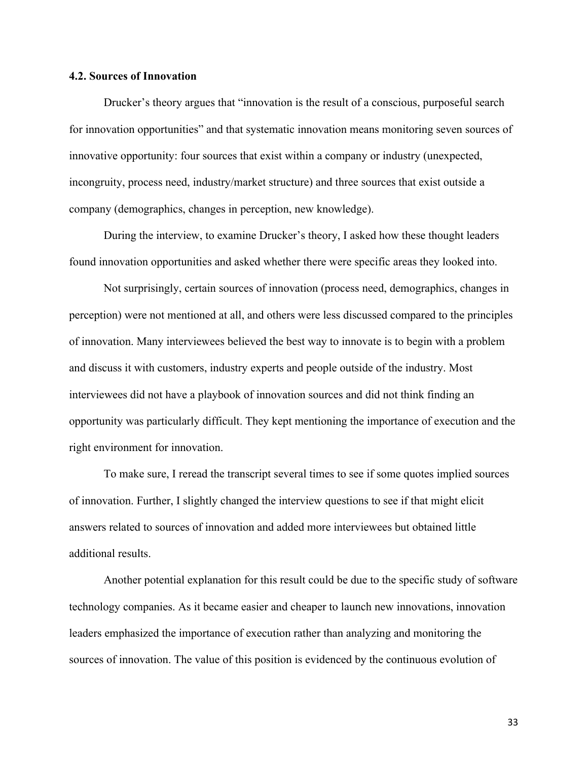### 4.2. Sources of Innovation

Drucker's theory argues that "innovation is the result of a conscious, purposeful search for innovation opportunities" and that systematic innovation means monitoring seven sources of innovative opportunity: four sources that exist within a company or industry (unexpected, incongruity, process need, industry/market structure) and three sources that exist outside a company (demographics, changes in perception, new knowledge).

During the interview, to examine Drucker's theory, I asked how these thought leaders found innovation opportunities and asked whether there were specific areas they looked into.

Not surprisingly, certain sources of innovation (process need, demographics, changes in perception) were not mentioned at all, and others were less discussed compared to the principles of innovation. Many interviewees believed the best way to innovate is to begin with a problem and discuss it with customers, industry experts and people outside of the industry. Most interviewees did not have a playbook of innovation sources and did not think finding an opportunity was particularly difficult. They kept mentioning the importance of execution and the right environment for innovation.

To make sure, I reread the transcript several times to see if some quotes implied sources of innovation. Further, I slightly changed the interview questions to see if that might elicit answers related to sources of innovation and added more interviewees but obtained little additional results.

Another potential explanation for this result could be due to the specific study of software technology companies. As it became easier and cheaper to launch new innovations, innovation leaders emphasized the importance of execution rather than analyzing and monitoring the sources of innovation. The value of this position is evidenced by the continuous evolution of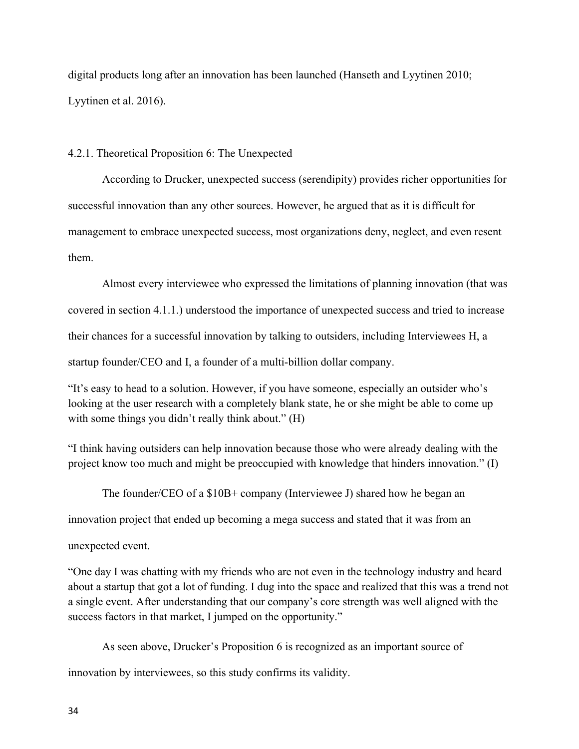digital products long after an innovation has been launched (Hanseth and Lyytinen 2010; Lyytinen et al. 2016).

### 4.2.1. Theoretical Proposition 6: The Unexpected

According to Drucker, unexpected success (serendipity) provides richer opportunities for successful innovation than any other sources. However, he argued that as it is difficult for management to embrace unexpected success, most organizations deny, neglect, and even resent them.

Almost every interviewee who expressed the limitations of planning innovation (that was covered in section 4.1.1.) understood the importance of unexpected success and tried to increase their chances for a successful innovation by talking to outsiders, including Interviewees H, a startup founder/CEO and I, a founder of a multi-billion dollar company.

"It's easy to head to a solution. However, if you have someone, especially an outsider who's looking at the user research with a completely blank state, he or she might be able to come up with some things you didn't really think about." (H)

"I think having outsiders can help innovation because those who were already dealing with the project know too much and might be preoccupied with knowledge that hinders innovation." (I)

The founder/CEO of a $10B+ company (Interviewee J) shared how he began an innovation project that ended up becoming a mega success and stated that it was from an unexpected event.

"One day I was chatting with my friends who are not even in the technology industry and heard about a startup that got a lot of funding. I dug into the space and realized that this was a trend not a single event. After understanding that our company's core strength was well aligned with the success factors in that market, I jumped on the opportunity."

As seen above, Drucker's Proposition 6 is recognized as an important source of innovation by interviewees, so this study confirms its validity.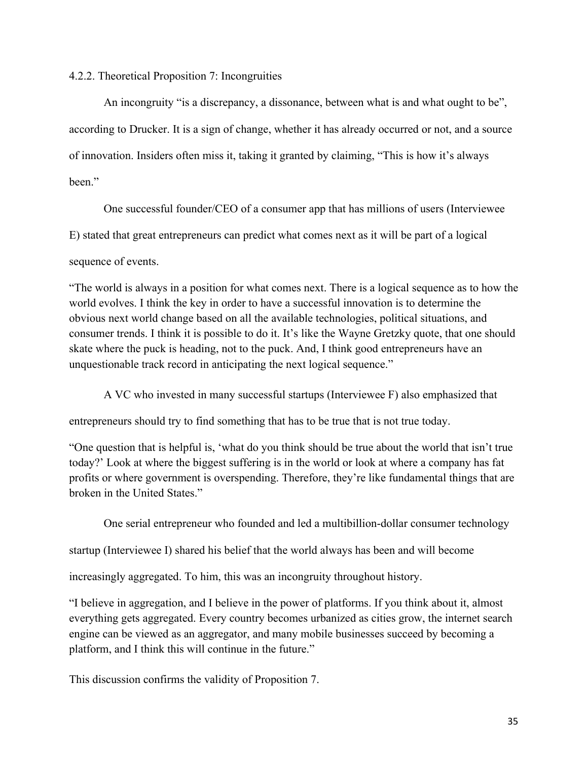### 4.2.2. Theoretical Proposition 7: Incongruities

An incongruity "is a discrepancy, a dissonance, between what is and what ought to be", according to Drucker. It is a sign of change, whether it has already occurred or not, and a source of innovation. Insiders often miss it, taking it granted by claiming, "This is how it's always been."

One successful founder/CEO of a consumer app that has millions of users (Interviewee E) stated that great entrepreneurs can predict what comes next as it will be part of a logical sequence of events.

"The world is always in a position for what comes next. There is a logical sequence as to how the world evolves. I think the key in order to have a successful innovation is to determine the obvious next world change based on all the available technologies, political situations, and consumer trends. I think it is possible to do it. It's like the Wayne Gretzky quote, that one should skate where the puck is heading, not to the puck. And, I think good entrepreneurs have an unquestionable track record in anticipating the next logical sequence."

A VC who invested in many successful startups (Interviewee F) also emphasized that entrepreneurs should try to find something that has to be true that is not true today.

"One question that is helpful is, 'what do you think should be true about the world that isn't true today?' Look at where the biggest suffering is in the world or look at where a company has fat profits or where government is overspending. Therefore, they're like fundamental things that are broken in the United States."

One serial entrepreneur who founded and led a multibillion-dollar consumer technology startup (Interviewee I) shared his belief that the world always has been and will become increasingly aggregated. To him, this was an incongruity throughout history.

"I believe in aggregation, and I believe in the power of platforms. If you think about it, almost everything gets aggregated. Every country becomes urbanized as cities grow, the internet search engine can be viewed as an aggregator, and many mobile businesses succeed by becoming a platform, and I think this will continue in the future."

This discussion confirms the validity of Proposition 7.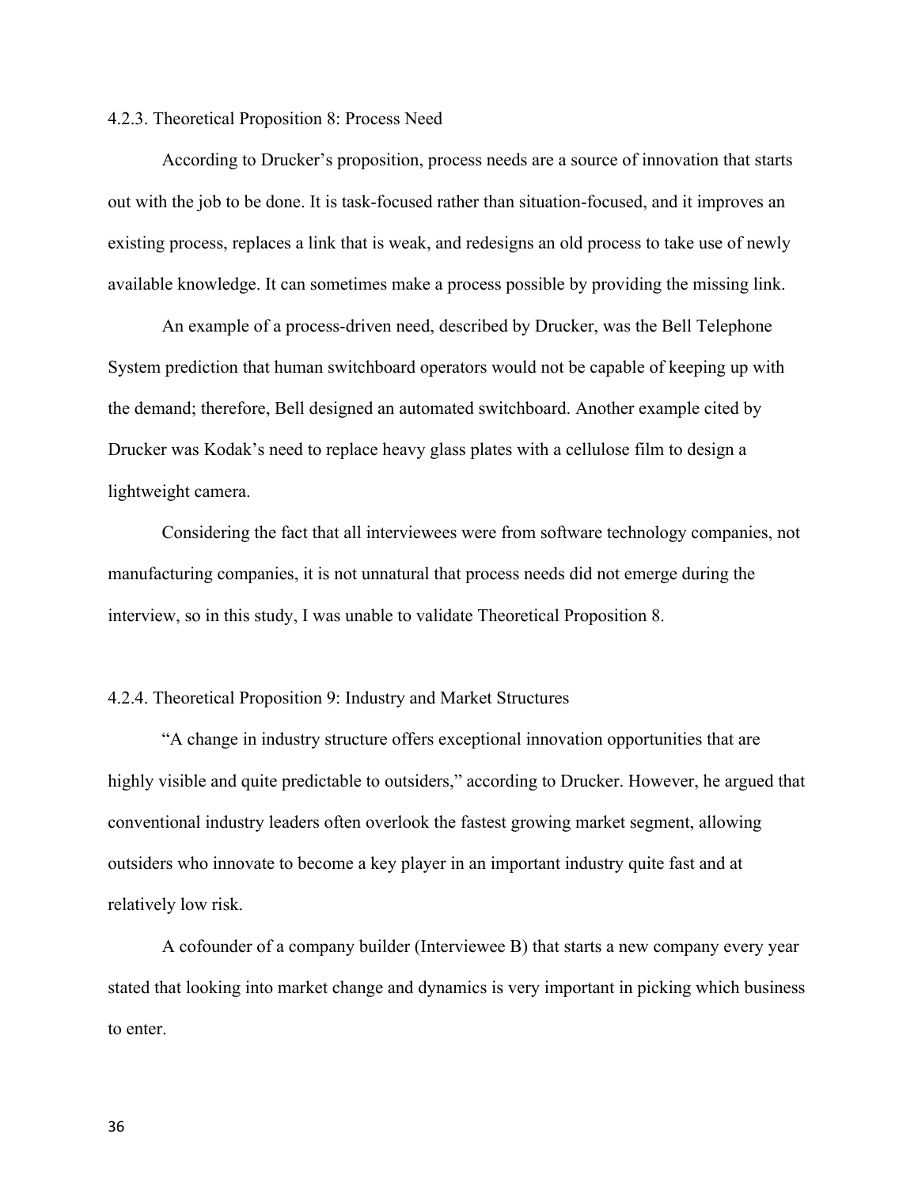### 4.2.3. Theoretical Proposition 8: Process Need

According to Drucker's proposition, process needs are a source of innovation that starts out with the job to be done. It is task-focused rather than situation-focused, and it improves an existing process, replaces a link that is weak, and redesigns an old process to take use of newly available knowledge. It can sometimes make a process possible by providing the missing link.

An example of a process-driven need, described by Drucker, was the Bell Telephone System prediction that human switchboard operators would not be capable of keeping up with the demand; therefore, Bell designed an automated switchboard. Another example cited by Drucker was Kodak's need to replace heavy glass plates with a cellulose film to design a lightweight camera.

Considering the fact that all interviewees were from software technology companies, not manufacturing companies, it is not unnatural that process needs did not emerge during the interview, so in this study, I was unable to validate Theoretical Proposition 8.

### 4.2.4. Theoretical Proposition 9: Industry and Market Structures

"A change in industry structure offers exceptional innovation opportunities that are highly visible and quite predictable to outsiders," according to Drucker. However, he argued that conventional industry leaders often overlook the fastest growing market segment, allowing outsiders who innovate to become a key player in an important industry quite fast and at relatively low risk.

A cofounder of a company builder (Interviewee B) that starts a new company every year stated that looking into market change and dynamics is very important in picking which business to enter.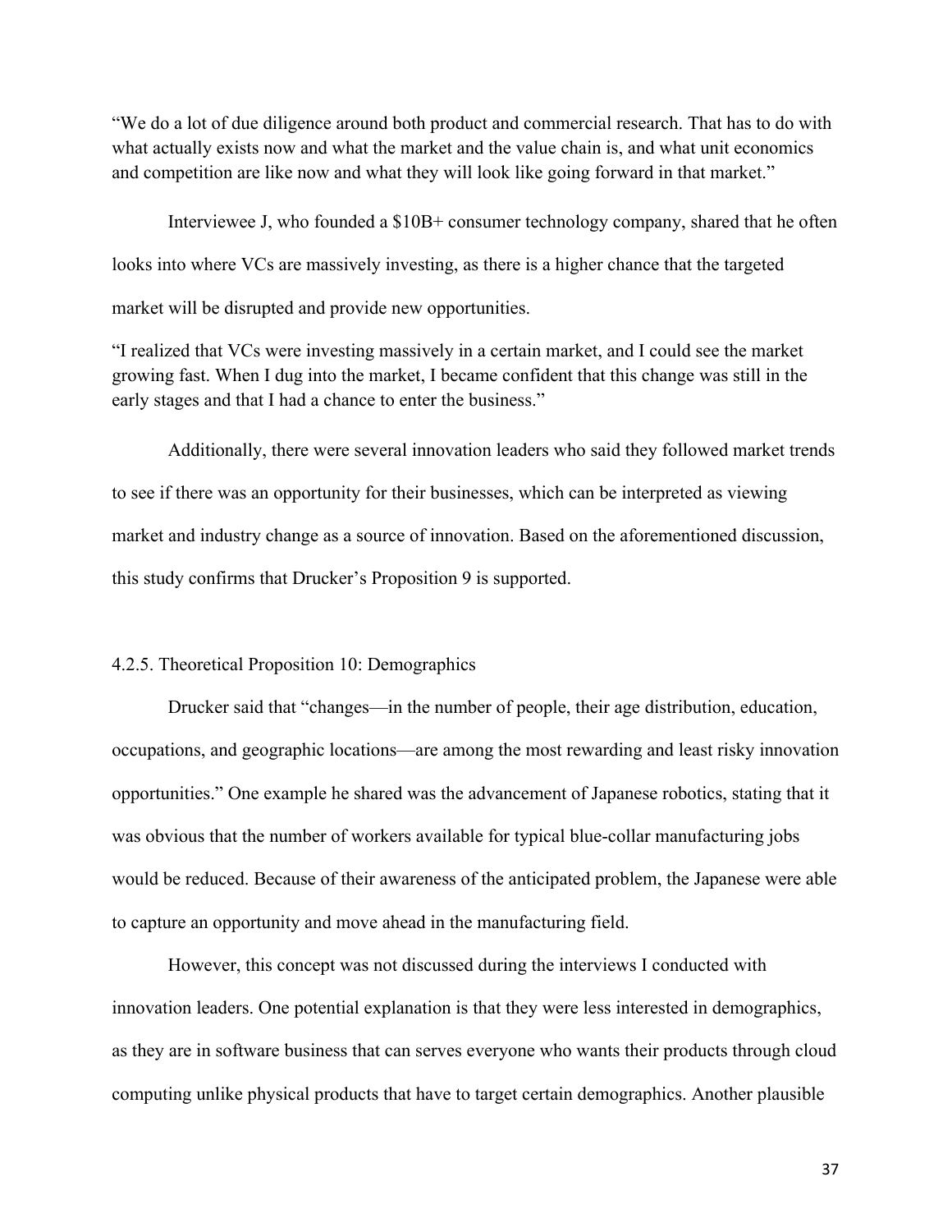"We do a lot of due diligence around both product and commercial research. That has to do with what actually exists now and what the market and the value chain is, and what unit economics and competition are like now and what they will look like going forward in that market."

Interviewee J, who founded a $10B+ consumer technology company, shared that he often looks into where VCs are massively investing, as there is a higher chance that the targeted market will be disrupted and provide new opportunities.

"I realized that VCs were investing massively in a certain market, and I could see the market growing fast. When I dug into the market, I became confident that this change was still in the early stages and that I had a chance to enter the business."

Additionally, there were several innovation leaders who said they followed market trends to see if there was an opportunity for their businesses, which can be interpreted as viewing market and industry change as a source of innovation. Based on the aforementioned discussion, this study confirms that Drucker's Proposition 9 is supported.

#### 4.2.5. Theoretical Proposition 10: Demographics

Drucker said that "changes—in the number of people, their age distribution, education, occupations, and geographic locations—are among the most rewarding and least risky innovation opportunities." One example he shared was the advancement of Japanese robotics, stating that it was obvious that the number of workers available for typical blue-collar manufacturing jobs would be reduced. Because of their awareness of the anticipated problem, the Japanese were able to capture an opportunity and move ahead in the manufacturing field.

However, this concept was not discussed during the interviews I conducted with innovation leaders. One potential explanation is that they were less interested in demographics, as they are in software business that can serves everyone who wants their products through cloud computing unlike physical products that have to target certain demographics. Another plausible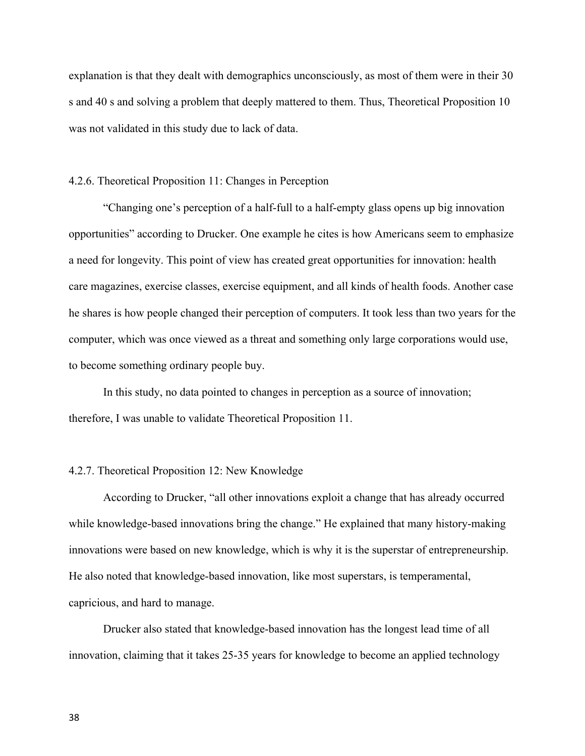explanation is that they dealt with demographics unconsciously, as most of them were in their 30 s and 40 s and solving a problem that deeply mattered to them. Thus, Theoretical Proposition 10 was not validated in this study due to lack of data.

### 4.2.6. Theoretical Proposition 11: Changes in Perception

"Changing one's perception of a half-full to a half-empty glass opens up big innovation opportunities" according to Drucker. One example he cites is how Americans seem to emphasize a need for longevity. This point of view has created great opportunities for innovation: health care magazines, exercise classes, exercise equipment, and all kinds of health foods. Another case he shares is how people changed their perception of computers. It took less than two years for the computer, which was once viewed as a threat and something only large corporations would use, to become something ordinary people buy.

In this study, no data pointed to changes in perception as a source of innovation; therefore, I was unable to validate Theoretical Proposition 11.

### 4.2.7. Theoretical Proposition 12: New Knowledge

According to Drucker, "all other innovations exploit a change that has already occurred while knowledge-based innovations bring the change." He explained that many history-making innovations were based on new knowledge, which is why it is the superstar of entrepreneurship. He also noted that knowledge-based innovation, like most superstars, is temperamental, capricious, and hard to manage.

Drucker also stated that knowledge-based innovation has the longest lead time of all innovation, claiming that it takes 25-35 years for knowledge to become an applied technology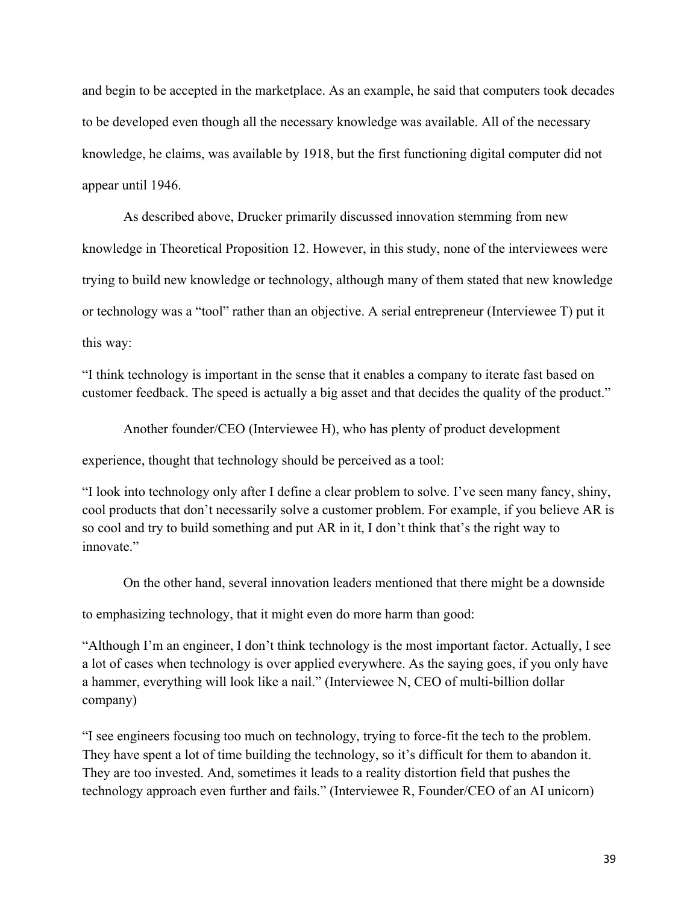and begin to be accepted in the marketplace. As an example, he said that computers took decades to be developed even though all the necessary knowledge was available. All of the necessary knowledge, he claims, was available by 1918, but the first functioning digital computer did not appear until 1946.

As described above, Drucker primarily discussed innovation stemming from new knowledge in Theoretical Proposition 12. However, in this study, none of the interviewees were trying to build new knowledge or technology, although many of them stated that new knowledge or technology was a "tool" rather than an objective. A serial entrepreneur (Interviewee T) put it this way:

"I think technology is important in the sense that it enables a company to iterate fast based on customer feedback. The speed is actually a big asset and that decides the quality of the product."

Another founder/CEO (Interviewee H), who has plenty of product development experience, thought that technology should be perceived as a tool:

"I look into technology only after I define a clear problem to solve. I've seen many fancy, shiny, cool products that don't necessarily solve a customer problem. For example, if you believe AR is so cool and try to build something and put AR in it, I don't think that's the right way to innovate."

On the other hand, several innovation leaders mentioned that there might be a downside to emphasizing technology, that it might even do more harm than good:

"Although I'm an engineer, I don't think technology is the most important factor. Actually, I see a lot of cases when technology is over applied everywhere. As the saying goes, if you only have a hammer, everything will look like a nail." (Interviewee N, CEO of multi-billion dollar company)

"I see engineers focusing too much on technology, trying to force-fit the tech to the problem. They have spent a lot of time building the technology, so it's difficult for them to abandon it. They are too invested. And, sometimes it leads to a reality distortion field that pushes the technology approach even further and fails." (Interviewee R, Founder/CEO of an AI unicorn)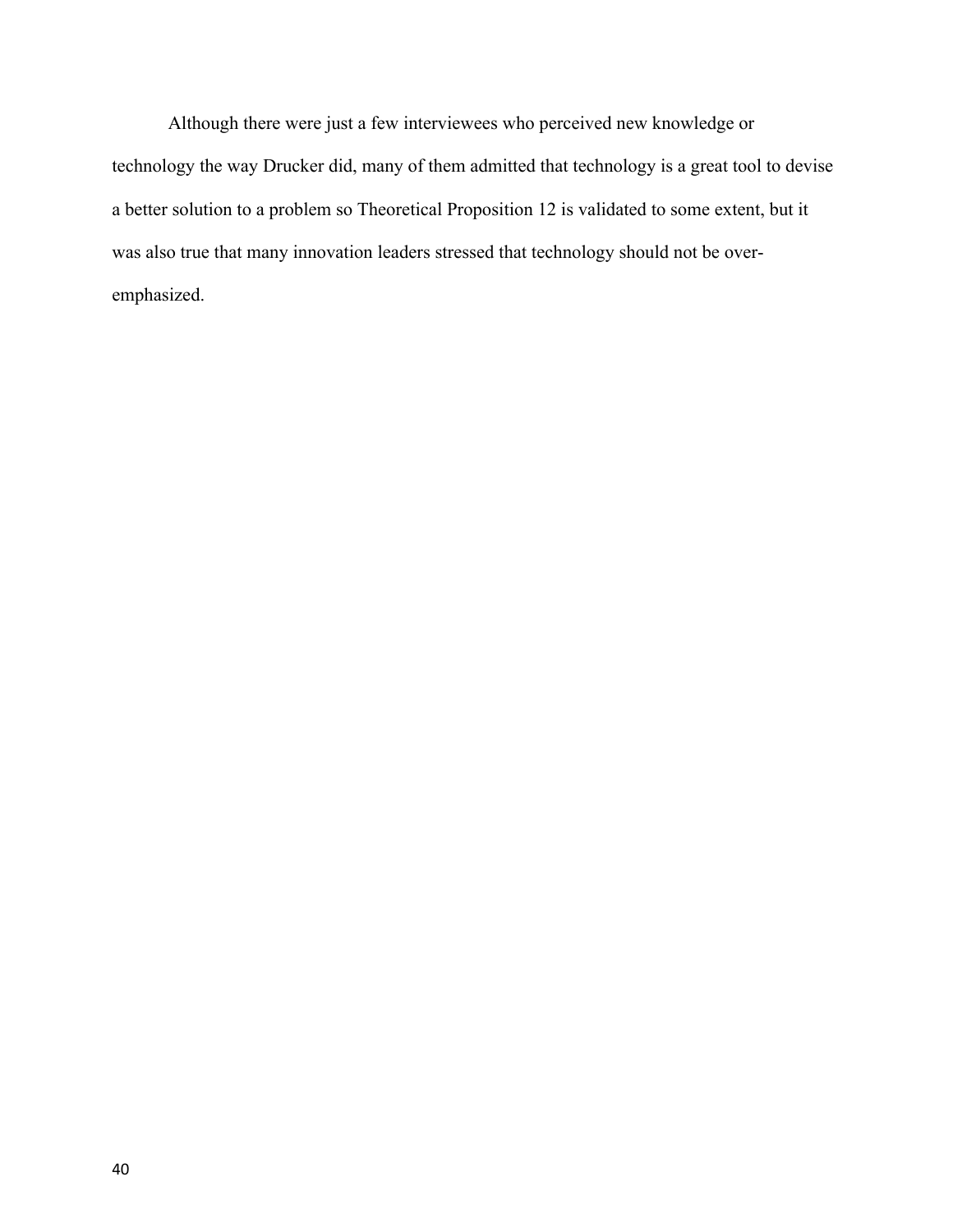Although there were just a few interviewees who perceived new knowledge or technology the way Drucker did, many of them admitted that technology is a great tool to devise a better solution to a problem so Theoretical Proposition 12 is validated to some extent, but it was also true that many innovation leaders stressed that technology should not be over-emphasized.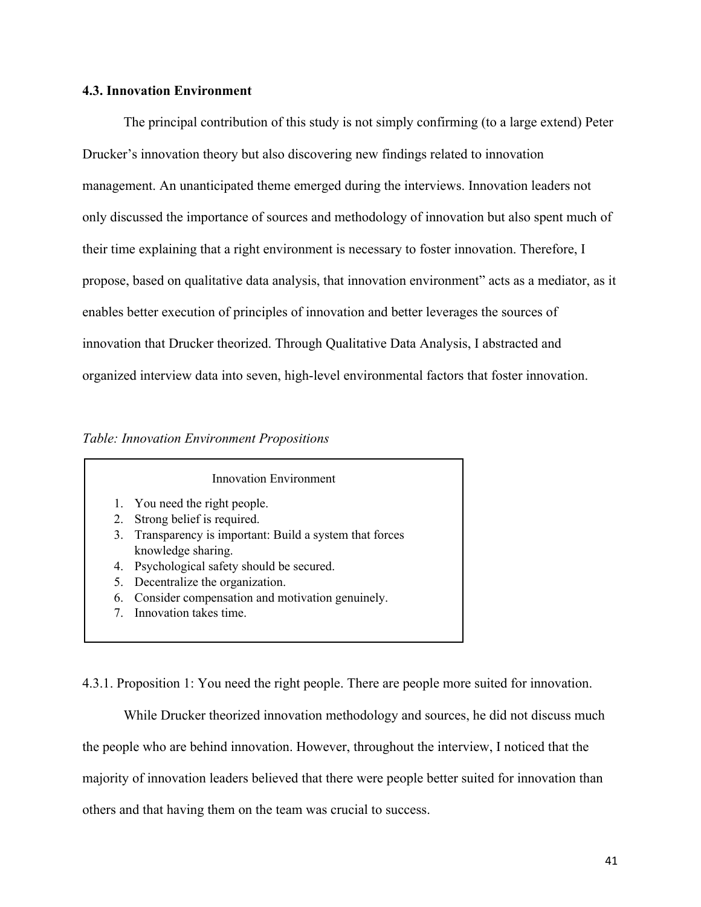### 4.3. Innovation Environment

The principal contribution of this study is not simply confirming (to a large extend) Peter Drucker's innovation theory but also discovering new findings related to innovation management. An unanticipated theme emerged during the interviews. Innovation leaders not only discussed the importance of sources and methodology of innovation but also spent much of their time explaining that a right environment is necessary to foster innovation. Therefore, I propose, based on qualitative data analysis, that innovation environment" acts as a mediator, as it enables better execution of principles of innovation and better leverages the sources of innovation that Drucker theorized. Through Qualitative Data Analysis, I abstracted and organized interview data into seven, high-level environmental factors that foster innovation.

*Table: Innovation Environment Propositions*

| Innovation Environment |
|---|
| 1. You need the right people. |
| 2. Strong belief is required. |
| 3. Transparency is important: Build a system that forces knowledge sharing. |
| 4. Psychological safety should be secured. |
| 5. Decentralize the organization. |
| 6. Consider compensation and motivation genuinely. |
| 7. Innovation takes time. |

4.3.1. Proposition 1: You need the right people. There are people more suited for innovation.

While Drucker theorized innovation methodology and sources, he did not discuss much the people who are behind innovation. However, throughout the interview, I noticed that the majority of innovation leaders believed that there were people better suited for innovation than others and that having them on the team was crucial to success.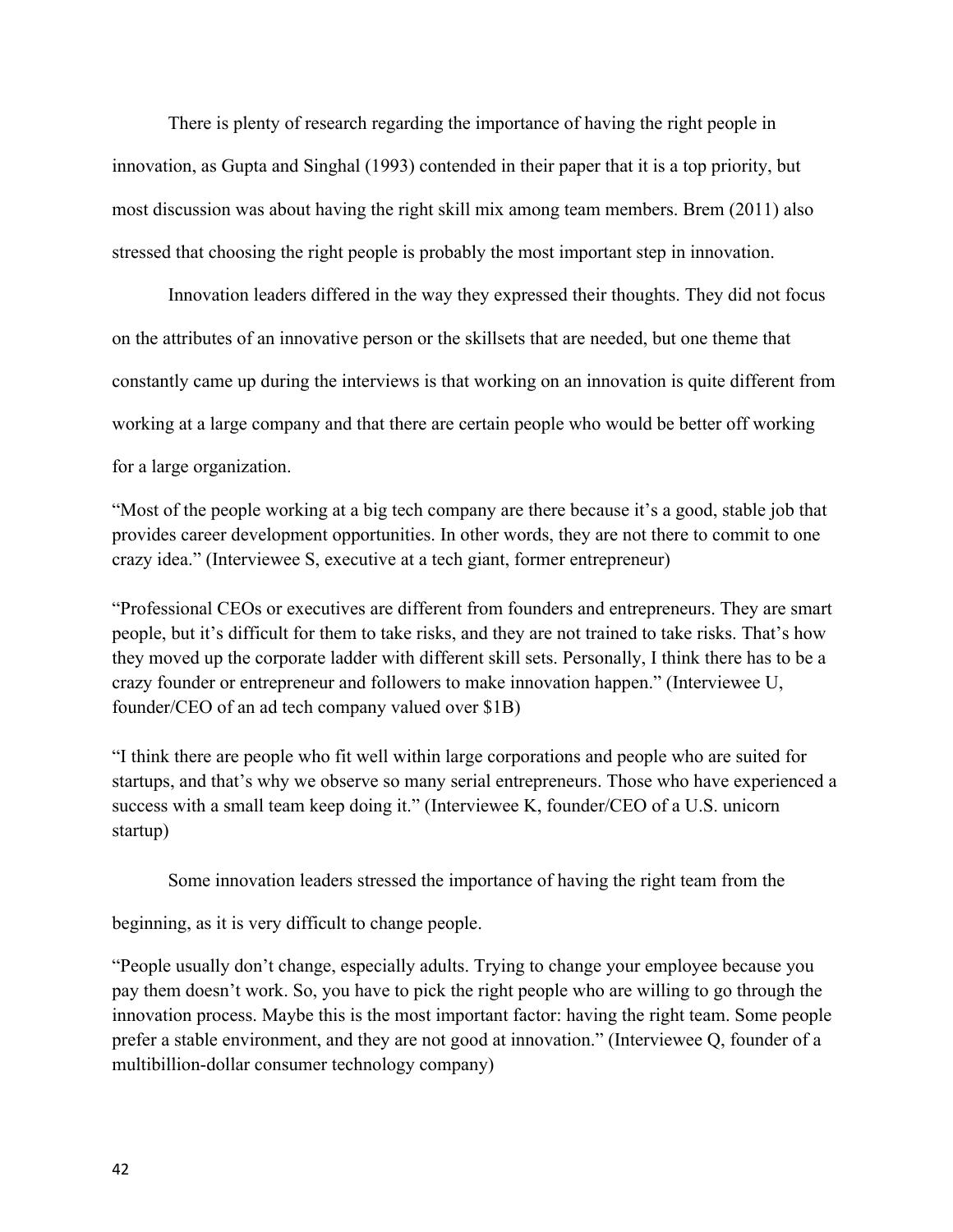There is plenty of research regarding the importance of having the right people in innovation, as Gupta and Singhal (1993) contended in their paper that it is a top priority, but most discussion was about having the right skill mix among team members. Brem (2011) also stressed that choosing the right people is probably the most important step in innovation.

Innovation leaders differed in the way they expressed their thoughts. They did not focus on the attributes of an innovative person or the skillsets that are needed, but one theme that constantly came up during the interviews is that working on an innovation is quite different from working at a large company and that there are certain people who would be better off working for a large organization.

"Most of the people working at a big tech company are there because it's a good, stable job that provides career development opportunities. In other words, they are not there to commit to one crazy idea." (Interviewee S, executive at a tech giant, former entrepreneur)

"Professional CEOs or executives are different from founders and entrepreneurs. They are smart people, but it's difficult for them to take risks, and they are not trained to take risks. That's how they moved up the corporate ladder with different skill sets. Personally, I think there has to be a crazy founder or entrepreneur and followers to make innovation happen." (Interviewee U, founder/CEO of an ad tech company valued over $1B)

"I think there are people who fit well within large corporations and people who are suited for startups, and that's why we observe so many serial entrepreneurs. Those who have experienced a success with a small team keep doing it." (Interviewee K, founder/CEO of a U.S. unicorn startup)

Some innovation leaders stressed the importance of having the right team from the beginning, as it is very difficult to change people.

"People usually don't change, especially adults. Trying to change your employee because you pay them doesn't work. So, you have to pick the right people who are willing to go through the innovation process. Maybe this is the most important factor: having the right team. Some people prefer a stable environment, and they are not good at innovation." (Interviewee Q, founder of a multibillion-dollar consumer technology company)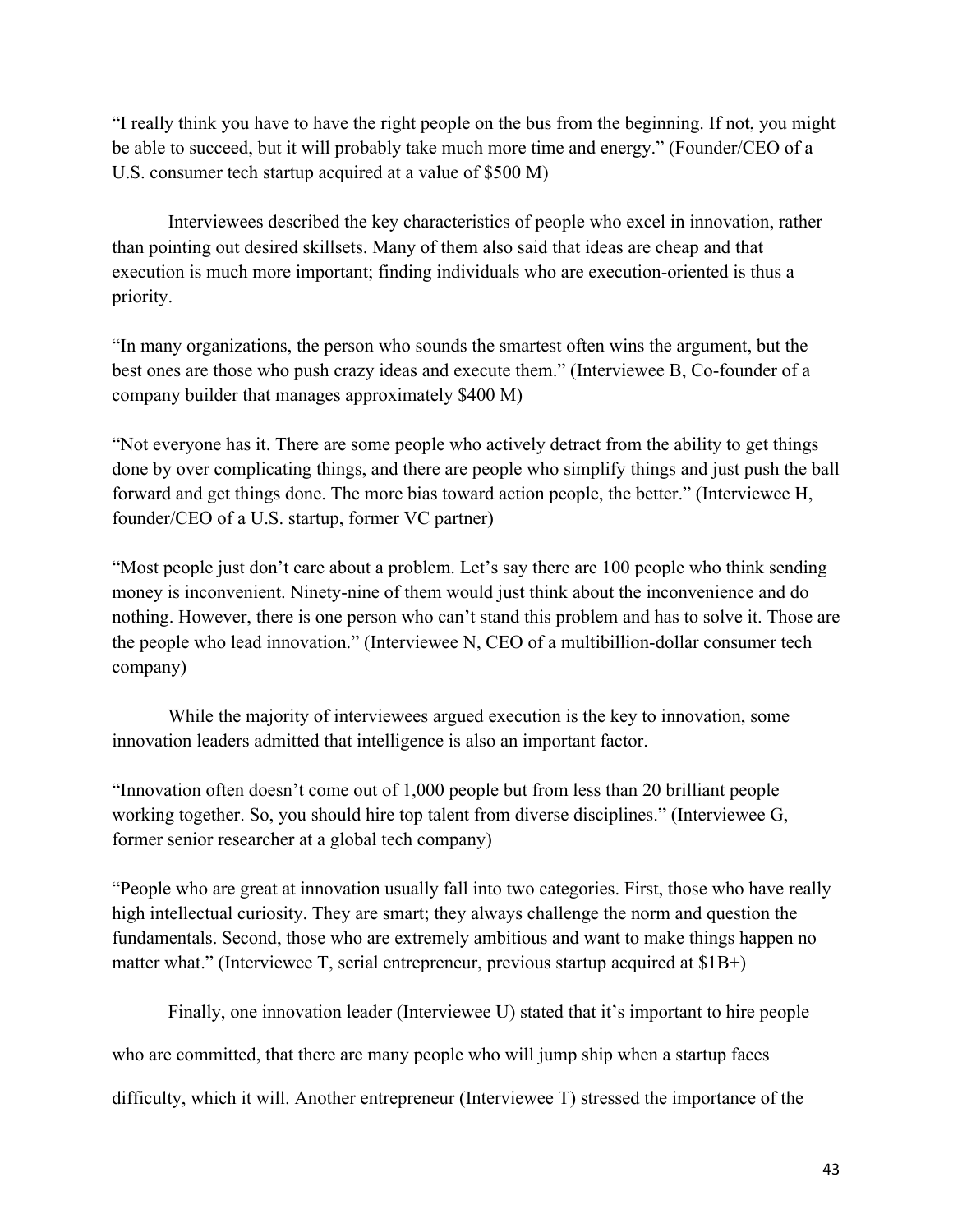"I really think you have to have the right people on the bus from the beginning. If not, you might be able to succeed, but it will probably take much more time and energy." (Founder/CEO of a U.S. consumer tech startup acquired at a value of $500 M)

Interviewees described the key characteristics of people who excel in innovation, rather than pointing out desired skillsets. Many of them also said that ideas are cheap and that execution is much more important; finding individuals who are execution-oriented is thus a priority.

"In many organizations, the person who sounds the smartest often wins the argument, but the best ones are those who push crazy ideas and execute them." (Interviewee B, Co-founder of a company builder that manages approximately $400 M)

"Not everyone has it. There are some people who actively detract from the ability to get things done by over complicating things, and there are people who simplify things and just push the ball forward and get things done. The more bias toward action people, the better." (Interviewee H, founder/CEO of a U.S. startup, former VC partner)

"Most people just don't care about a problem. Let's say there are 100 people who think sending money is inconvenient. Ninety-nine of them would just think about the inconvenience and do nothing. However, there is one person who can't stand this problem and has to solve it. Those are the people who lead innovation." (Interviewee N, CEO of a multibillion-dollar consumer tech company)

While the majority of interviewees argued execution is the key to innovation, some innovation leaders admitted that intelligence is also an important factor.

"Innovation often doesn't come out of 1,000 people but from less than 20 brilliant people working together. So, you should hire top talent from diverse disciplines." (Interviewee G, former senior researcher at a global tech company)

"People who are great at innovation usually fall into two categories. First, those who have really high intellectual curiosity. They are smart; they always challenge the norm and question the fundamentals. Second, those who are extremely ambitious and want to make things happen no matter what." (Interviewee T, serial entrepreneur, previous startup acquired at $1B+)

Finally, one innovation leader (Interviewee U) stated that it's important to hire people who are committed, that there are many people who will jump ship when a startup faces difficulty, which it will. Another entrepreneur (Interviewee T) stressed the importance of the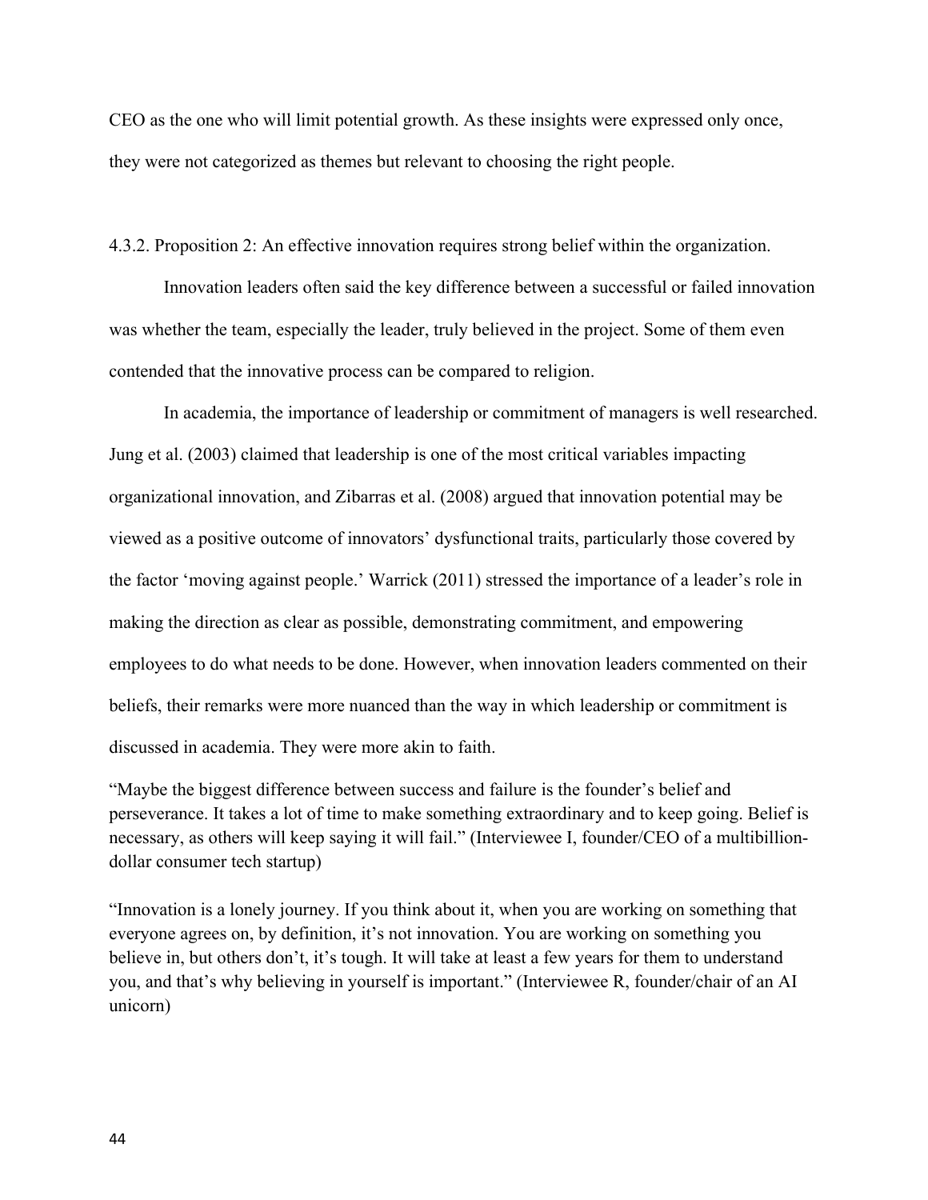CEO as the one who will limit potential growth. As these insights were expressed only once, they were not categorized as themes but relevant to choosing the right people.

#### 4.3.2. Proposition 2: An effective innovation requires strong belief within the organization.

Innovation leaders often said the key difference between a successful or failed innovation was whether the team, especially the leader, truly believed in the project. Some of them even contended that the innovative process can be compared to religion.

In academia, the importance of leadership or commitment of managers is well researched. Jung et al. (2003) claimed that leadership is one of the most critical variables impacting organizational innovation, and Zibarras et al. (2008) argued that innovation potential may be viewed as a positive outcome of innovators' dysfunctional traits, particularly those covered by the factor 'moving against people.' Warrick (2011) stressed the importance of a leader's role in making the direction as clear as possible, demonstrating commitment, and empowering employees to do what needs to be done. However, when innovation leaders commented on their beliefs, their remarks were more nuanced than the way in which leadership or commitment is discussed in academia. They were more akin to faith.

"Maybe the biggest difference between success and failure is the founder's belief and perseverance. It takes a lot of time to make something extraordinary and to keep going. Belief is necessary, as others will keep saying it will fail." (Interviewee I, founder/CEO of a multibillion-dollar consumer tech startup)

"Innovation is a lonely journey. If you think about it, when you are working on something that everyone agrees on, by definition, it's not innovation. You are working on something you believe in, but others don't, it's tough. It will take at least a few years for them to understand you, and that's why believing in yourself is important." (Interviewee R, founder/chair of an AI unicorn)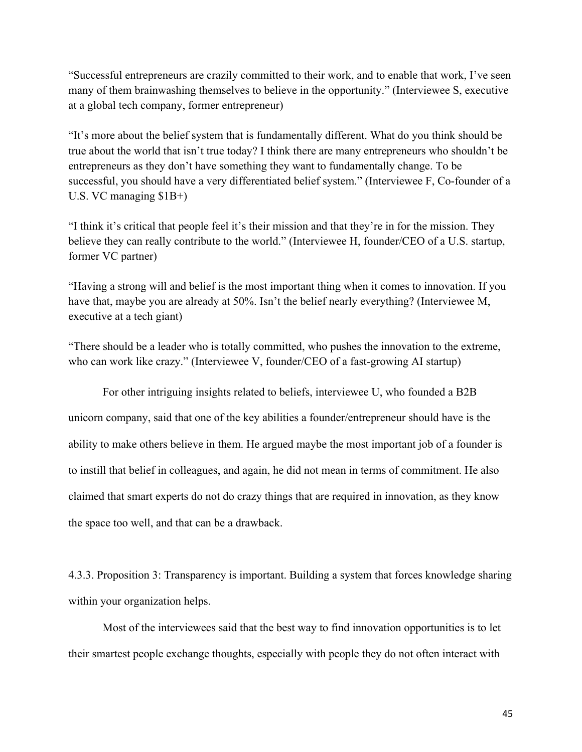"Successful entrepreneurs are crazily committed to their work, and to enable that work, I've seen many of them brainwashing themselves to believe in the opportunity." (Interviewee S, executive at a global tech company, former entrepreneur)

"It's more about the belief system that is fundamentally different. What do you think should be true about the world that isn't true today? I think there are many entrepreneurs who shouldn't be entrepreneurs as they don't have something they want to fundamentally change. To be successful, you should have a very differentiated belief system." (Interviewee F, Co-founder of a U.S. VC managing $1B+)

"I think it's critical that people feel it's their mission and that they're in for the mission. They believe they can really contribute to the world." (Interviewee H, founder/CEO of a U.S. startup, former VC partner)

"Having a strong will and belief is the most important thing when it comes to innovation. If you have that, maybe you are already at 50%. Isn't the belief nearly everything? (Interviewee M, executive at a tech giant)

"There should be a leader who is totally committed, who pushes the innovation to the extreme, who can work like crazy." (Interviewee V, founder/CEO of a fast-growing AI startup)

For other intriguing insights related to beliefs, interviewee U, who founded a B2B unicorn company, said that one of the key abilities a founder/entrepreneur should have is the ability to make others believe in them. He argued maybe the most important job of a founder is to instill that belief in colleagues, and again, he did not mean in terms of commitment. He also claimed that smart experts do not do crazy things that are required in innovation, as they know the space too well, and that can be a drawback.

#### 4.3.3. Proposition 3: Transparency is important. Building a system that forces knowledge sharing within your organization helps.

Most of the interviewees said that the best way to find innovation opportunities is to let their smartest people exchange thoughts, especially with people they do not often interact with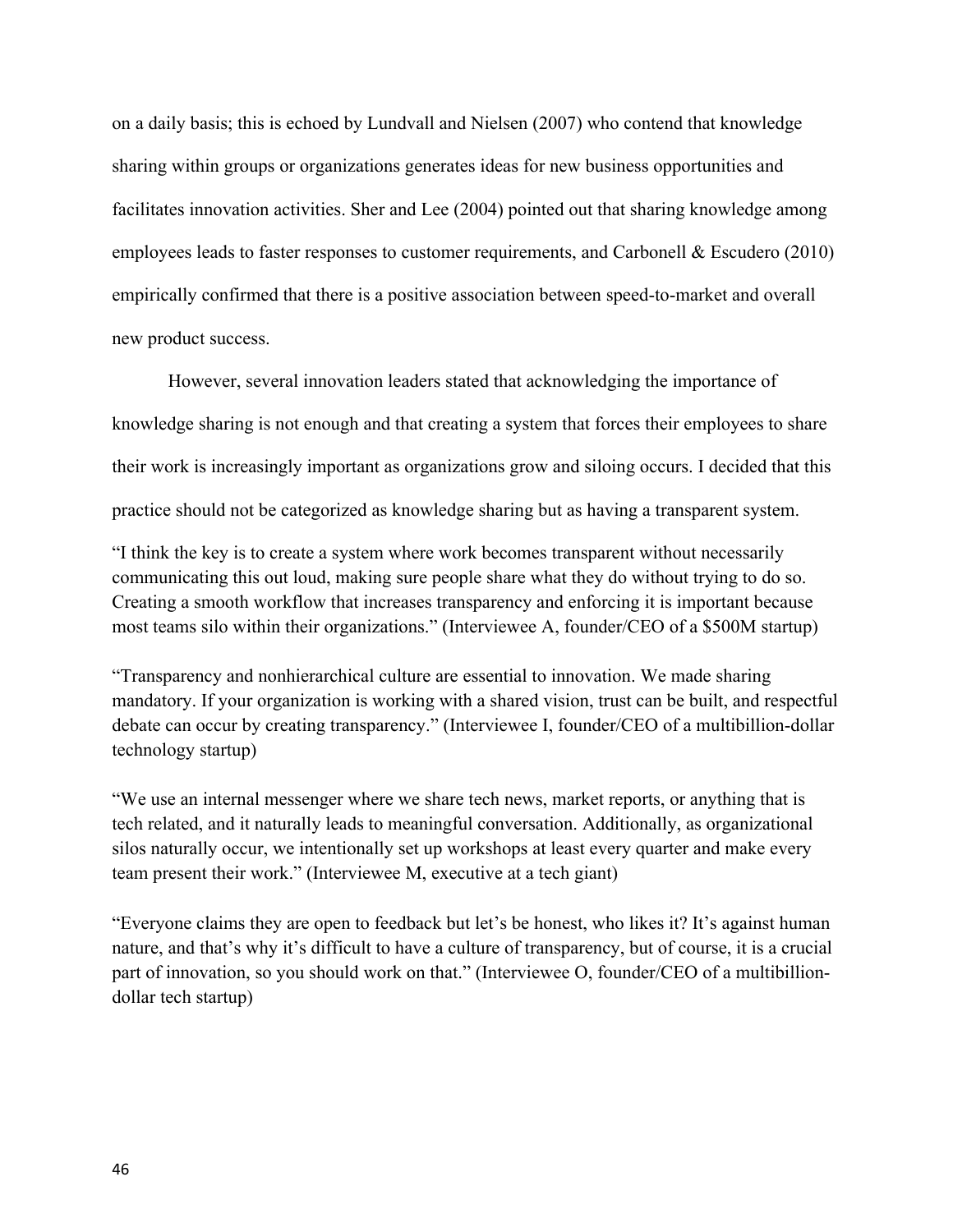on a daily basis; this is echoed by Lundvall and Nielsen (2007) who contend that knowledge sharing within groups or organizations generates ideas for new business opportunities and facilitates innovation activities. Sher and Lee (2004) pointed out that sharing knowledge among employees leads to faster responses to customer requirements, and Carbonell & Escudero (2010) empirically confirmed that there is a positive association between speed-to-market and overall new product success.

However, several innovation leaders stated that acknowledging the importance of knowledge sharing is not enough and that creating a system that forces their employees to share their work is increasingly important as organizations grow and siloing occurs. I decided that this practice should not be categorized as knowledge sharing but as having a transparent system.

"I think the key is to create a system where work becomes transparent without necessarily communicating this out loud, making sure people share what they do without trying to do so. Creating a smooth workflow that increases transparency and enforcing it is important because most teams silo within their organizations." (Interviewee A, founder/CEO of a $500M startup)

"Transparency and nonhierarchical culture are essential to innovation. We made sharing mandatory. If your organization is working with a shared vision, trust can be built, and respectful debate can occur by creating transparency." (Interviewee I, founder/CEO of a multibillion-dollar technology startup)

"We use an internal messenger where we share tech news, market reports, or anything that is tech related, and it naturally leads to meaningful conversation. Additionally, as organizational silos naturally occur, we intentionally set up workshops at least every quarter and make every team present their work." (Interviewee M, executive at a tech giant)

"Everyone claims they are open to feedback but let's be honest, who likes it? It's against human nature, and that's why it's difficult to have a culture of transparency, but of course, it is a crucial part of innovation, so you should work on that." (Interviewee O, founder/CEO of a multibillion-dollar tech startup)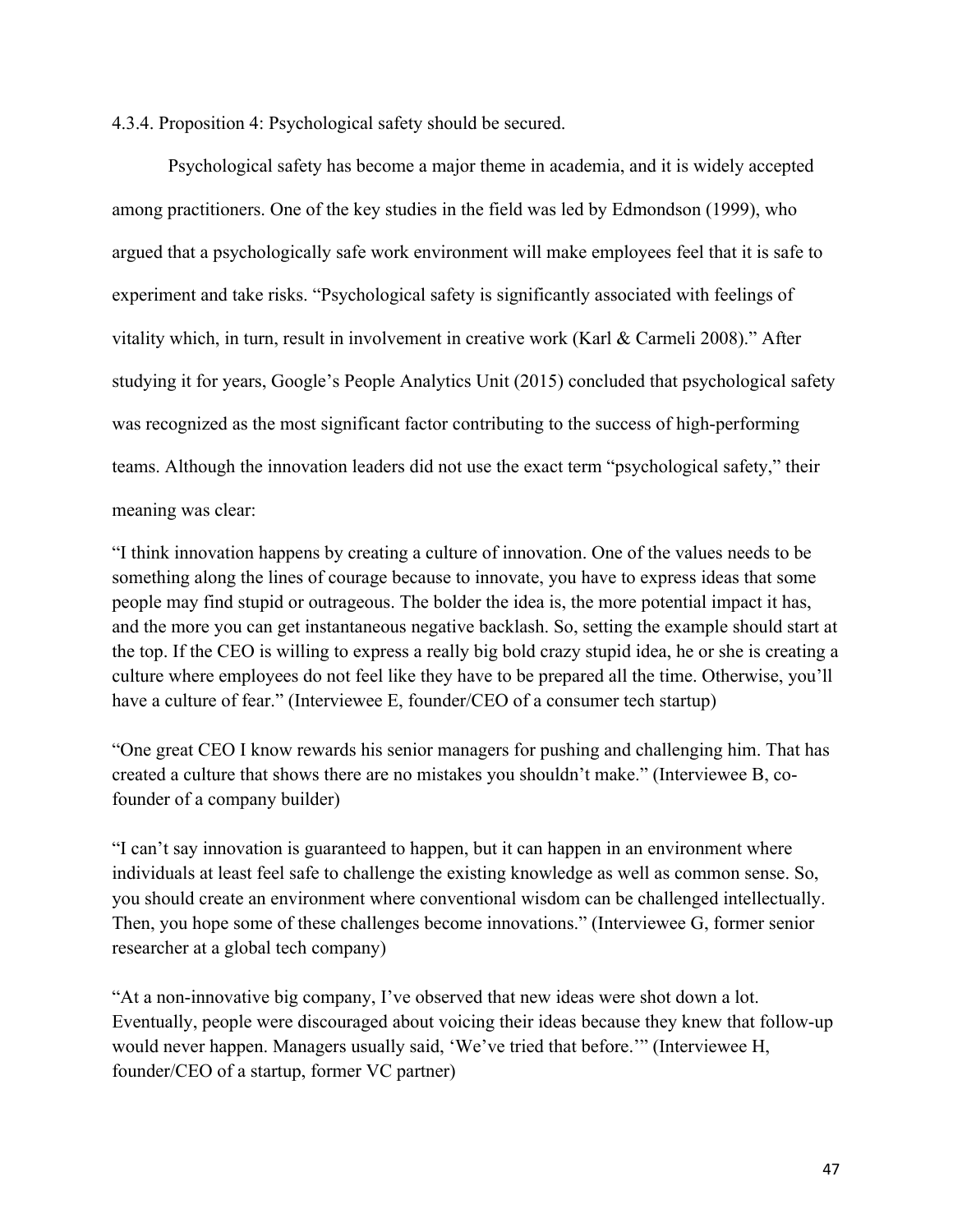#### 4.3.4. Proposition 4: Psychological safety should be secured.

Psychological safety has become a major theme in academia, and it is widely accepted among practitioners. One of the key studies in the field was led by Edmondson (1999), who argued that a psychologically safe work environment will make employees feel that it is safe to experiment and take risks. "Psychological safety is significantly associated with feelings of vitality which, in turn, result in involvement in creative work (Karl & Carmeli 2008)." After studying it for years, Google's People Analytics Unit (2015) concluded that psychological safety was recognized as the most significant factor contributing to the success of high-performing teams. Although the innovation leaders did not use the exact term "psychological safety," their meaning was clear:

"I think innovation happens by creating a culture of innovation. One of the values needs to be something along the lines of courage because to innovate, you have to express ideas that some people may find stupid or outrageous. The bolder the idea is, the more potential impact it has, and the more you can get instantaneous negative backlash. So, setting the example should start at the top. If the CEO is willing to express a really big bold crazy stupid idea, he or she is creating a culture where employees do not feel like they have to be prepared all the time. Otherwise, you'll have a culture of fear." (Interviewee E, founder/CEO of a consumer tech startup)

"One great CEO I know rewards his senior managers for pushing and challenging him. That has created a culture that shows there are no mistakes you shouldn't make." (Interviewee B, co-founder of a company builder)

"I can't say innovation is guaranteed to happen, but it can happen in an environment where individuals at least feel safe to challenge the existing knowledge as well as common sense. So, you should create an environment where conventional wisdom can be challenged intellectually. Then, you hope some of these challenges become innovations." (Interviewee G, former senior researcher at a global tech company)

"At a non-innovative big company, I've observed that new ideas were shot down a lot. Eventually, people were discouraged about voicing their ideas because they knew that follow-up would never happen. Managers usually said, 'We've tried that before.'" (Interviewee H, founder/CEO of a startup, former VC partner)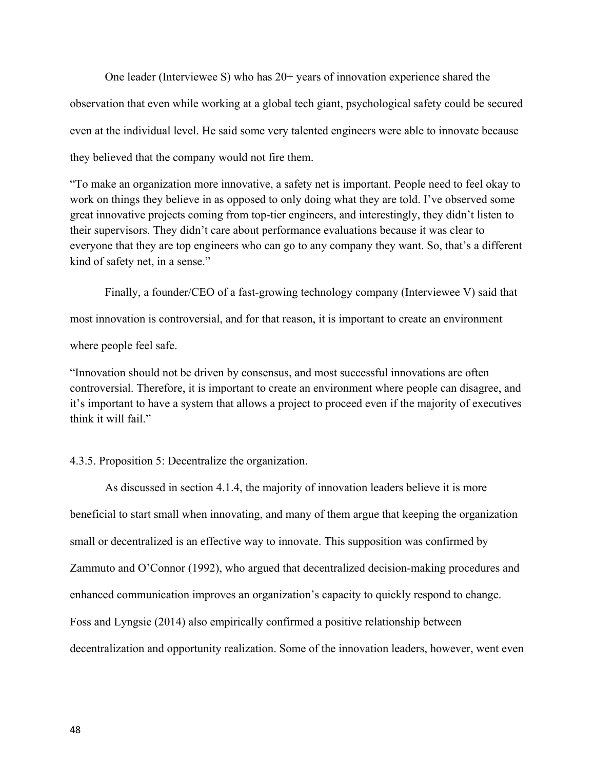One leader (Interviewee S) who has 20+ years of innovation experience shared the observation that even while working at a global tech giant, psychological safety could be secured even at the individual level. He said some very talented engineers were able to innovate because they believed that the company would not fire them.

> "To make an organization more innovative, a safety net is important. People need to feel okay to work on things they believe in as opposed to only doing what they are told. I've observed some great innovative projects coming from top-tier engineers, and interestingly, they didn't listen to their supervisors. They didn't care about performance evaluations because it was clear to everyone that they are top engineers who can go to any company they want. So, that's a different kind of safety net, in a sense."

Finally, a founder/CEO of a fast-growing technology company (Interviewee V) said that most innovation is controversial, and for that reason, it is important to create an environment where people feel safe.

> "Innovation should not be driven by consensus, and most successful innovations are often controversial. Therefore, it is important to create an environment where people can disagree, and it's important to have a system that allows a project to proceed even if the majority of executives think it will fail."

#### 4.3.5. Proposition 5: Decentralize the organization.

As discussed in section 4.1.4, the majority of innovation leaders believe it is more beneficial to start small when innovating, and many of them argue that keeping the organization small or decentralized is an effective way to innovate. This supposition was confirmed by Zammuto and O'Connor (1992), who argued that decentralized decision-making procedures and enhanced communication improves an organization's capacity to quickly respond to change. Foss and Lyngsie (2014) also empirically confirmed a positive relationship between decentralization and opportunity realization. Some of the innovation leaders, however, went even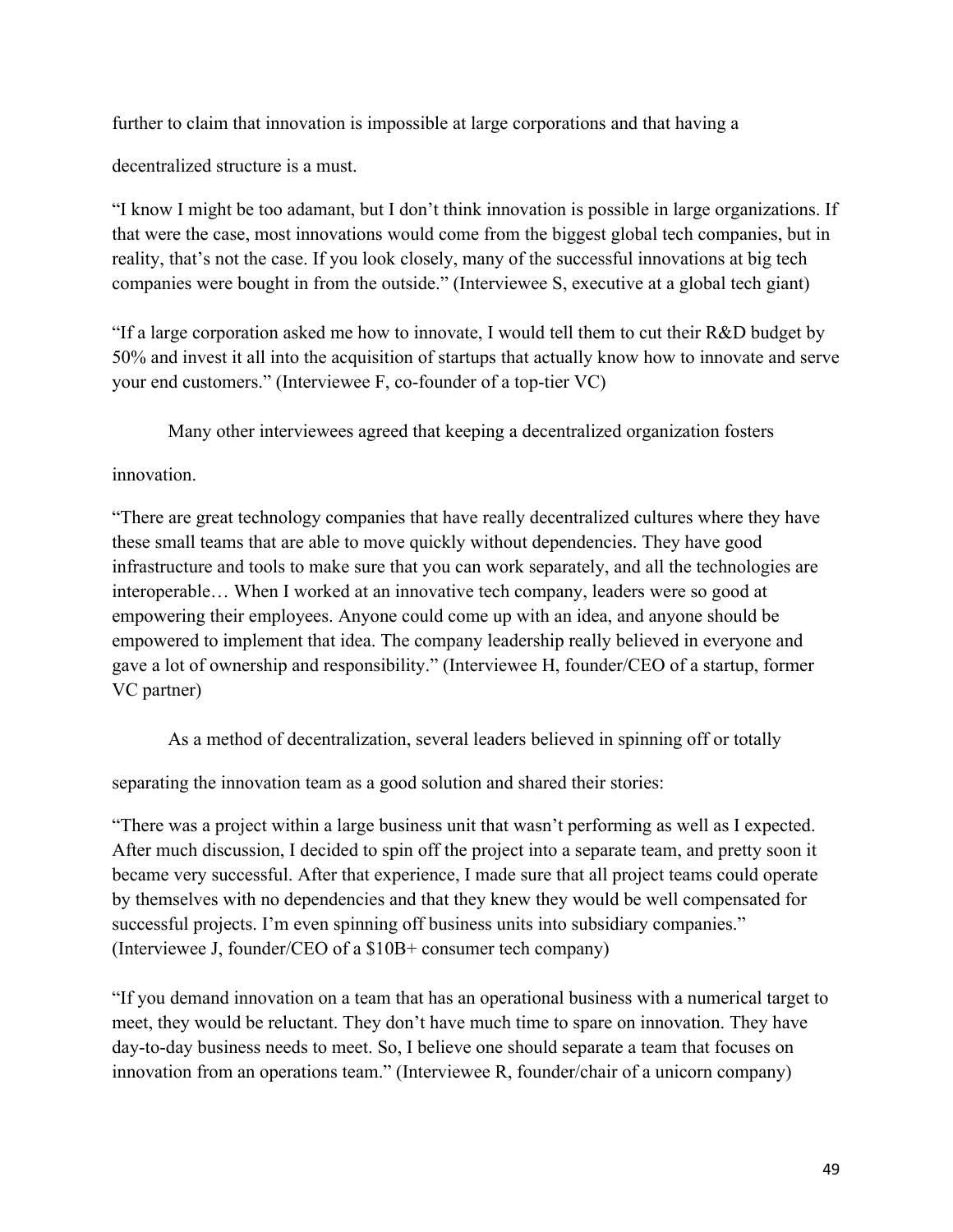further to claim that innovation is impossible at large corporations and that having a decentralized structure is a must.

"I know I might be too adamant, but I don't think innovation is possible in large organizations. If that were the case, most innovations would come from the biggest global tech companies, but in reality, that's not the case. If you look closely, many of the successful innovations at big tech companies were bought in from the outside." (Interviewee S, executive at a global tech giant)

"If a large corporation asked me how to innovate, I would tell them to cut their R&D budget by 50% and invest it all into the acquisition of startups that actually know how to innovate and serve your end customers." (Interviewee F, co-founder of a top-tier VC)

Many other interviewees agreed that keeping a decentralized organization fosters innovation.

"There are great technology companies that have really decentralized cultures where they have these small teams that are able to move quickly without dependencies. They have good infrastructure and tools to make sure that you can work separately, and all the technologies are interoperable… When I worked at an innovative tech company, leaders were so good at empowering their employees. Anyone could come up with an idea, and anyone should be empowered to implement that idea. The company leadership really believed in everyone and gave a lot of ownership and responsibility." (Interviewee H, founder/CEO of a startup, former VC partner)

As a method of decentralization, several leaders believed in spinning off or totally separating the innovation team as a good solution and shared their stories:

"There was a project within a large business unit that wasn't performing as well as I expected. After much discussion, I decided to spin off the project into a separate team, and pretty soon it became very successful. After that experience, I made sure that all project teams could operate by themselves with no dependencies and that they knew they would be well compensated for successful projects. I'm even spinning off business units into subsidiary companies." (Interviewee J, founder/CEO of a $10B+ consumer tech company)

"If you demand innovation on a team that has an operational business with a numerical target to meet, they would be reluctant. They don't have much time to spare on innovation. They have day-to-day business needs to meet. So, I believe one should separate a team that focuses on innovation from an operations team." (Interviewee R, founder/chair of a unicorn company)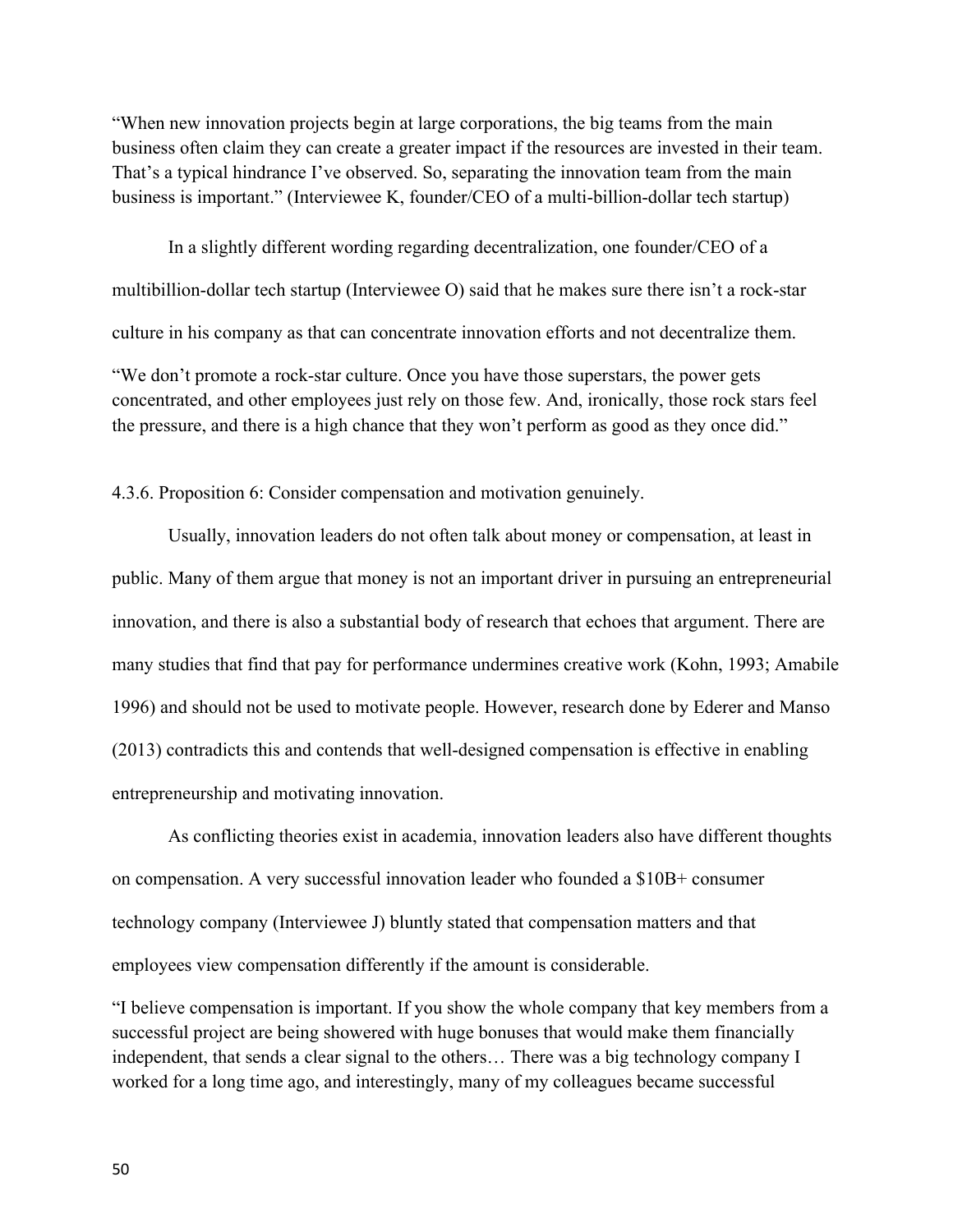"When new innovation projects begin at large corporations, the big teams from the main business often claim they can create a greater impact if the resources are invested in their team. That's a typical hindrance I've observed. So, separating the innovation team from the main business is important." (Interviewee K, founder/CEO of a multi-billion-dollar tech startup)

In a slightly different wording regarding decentralization, one founder/CEO of a multibillion-dollar tech startup (Interviewee O) said that he makes sure there isn't a rock-star culture in his company as that can concentrate innovation efforts and not decentralize them.

"We don't promote a rock-star culture. Once you have those superstars, the power gets concentrated, and other employees just rely on those few. And, ironically, those rock stars feel the pressure, and there is a high chance that they won't perform as good as they once did."

#### 4.3.6. Proposition 6: Consider compensation and motivation genuinely.

Usually, innovation leaders do not often talk about money or compensation, at least in public. Many of them argue that money is not an important driver in pursuing an entrepreneurial innovation, and there is also a substantial body of research that echoes that argument. There are many studies that find that pay for performance undermines creative work (Kohn, 1993; Amabile 1996) and should not be used to motivate people. However, research done by Ederer and Manso (2013) contradicts this and contends that well-designed compensation is effective in enabling entrepreneurship and motivating innovation.

As conflicting theories exist in academia, innovation leaders also have different thoughts on compensation. A very successful innovation leader who founded a $10B+ consumer technology company (Interviewee J) bluntly stated that compensation matters and that employees view compensation differently if the amount is considerable.

"I believe compensation is important. If you show the whole company that key members from a successful project are being showered with huge bonuses that would make them financially independent, that sends a clear signal to the others… There was a big technology company I worked for a long time ago, and interestingly, many of my colleagues became successful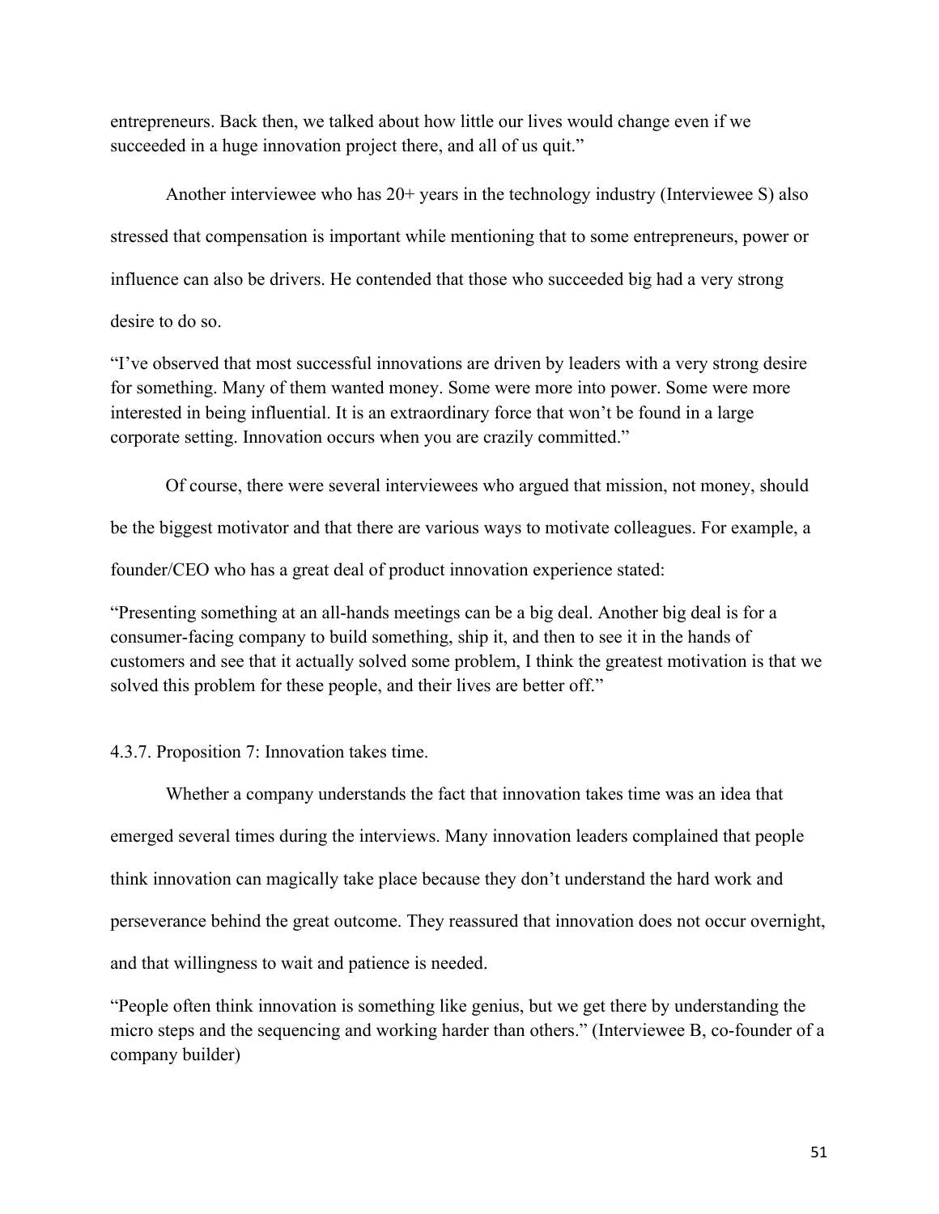entrepreneurs. Back then, we talked about how little our lives would change even if we succeeded in a huge innovation project there, and all of us quit."

Another interviewee who has 20+ years in the technology industry (Interviewee S) also stressed that compensation is important while mentioning that to some entrepreneurs, power or influence can also be drivers. He contended that those who succeeded big had a very strong desire to do so.

"I've observed that most successful innovations are driven by leaders with a very strong desire for something. Many of them wanted money. Some were more into power. Some were more interested in being influential. It is an extraordinary force that won't be found in a large corporate setting. Innovation occurs when you are crazily committed."

Of course, there were several interviewees who argued that mission, not money, should be the biggest motivator and that there are various ways to motivate colleagues. For example, a founder/CEO who has a great deal of product innovation experience stated:

"Presenting something at an all-hands meetings can be a big deal. Another big deal is for a consumer-facing company to build something, ship it, and then to see it in the hands of customers and see that it actually solved some problem, I think the greatest motivation is that we solved this problem for these people, and their lives are better off."

#### 4.3.7. Proposition 7: Innovation takes time.

Whether a company understands the fact that innovation takes time was an idea that emerged several times during the interviews. Many innovation leaders complained that people think innovation can magically take place because they don't understand the hard work and perseverance behind the great outcome. They reassured that innovation does not occur overnight, and that willingness to wait and patience is needed.

"People often think innovation is something like genius, but we get there by understanding the micro steps and the sequencing and working harder than others." (Interviewee B, co-founder of a company builder)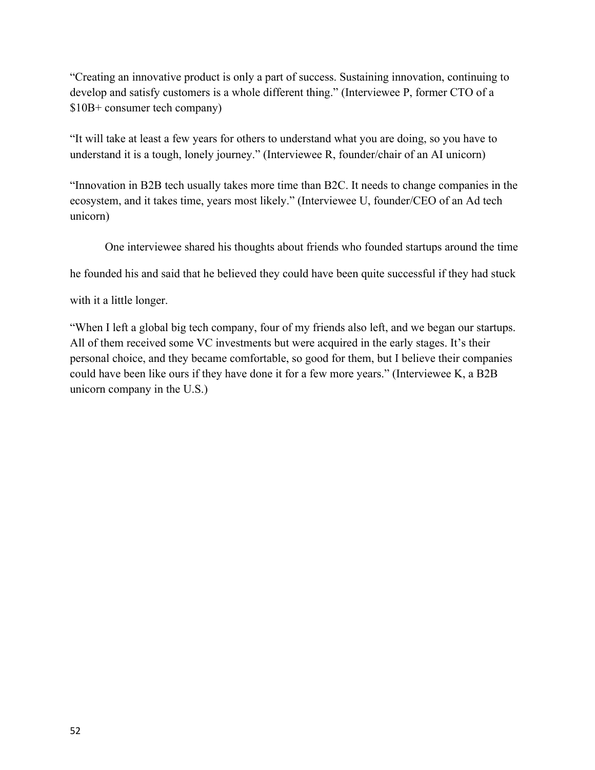"Creating an innovative product is only a part of success. Sustaining innovation, continuing to develop and satisfy customers is a whole different thing." (Interviewee P, former CTO of a $10B+ consumer tech company)

"It will take at least a few years for others to understand what you are doing, so you have to understand it is a tough, lonely journey." (Interviewee R, founder/chair of an AI unicorn)

"Innovation in B2B tech usually takes more time than B2C. It needs to change companies in the ecosystem, and it takes time, years most likely." (Interviewee U, founder/CEO of an Ad tech unicorn)

One interviewee shared his thoughts about friends who founded startups around the time he founded his and said that he believed they could have been quite successful if they had stuck with it a little longer.

"When I left a global big tech company, four of my friends also left, and we began our startups. All of them received some VC investments but were acquired in the early stages. It's their personal choice, and they became comfortable, so good for them, but I believe their companies could have been like ours if they have done it for a few more years." (Interviewee K, a B2B unicorn company in the U.S.)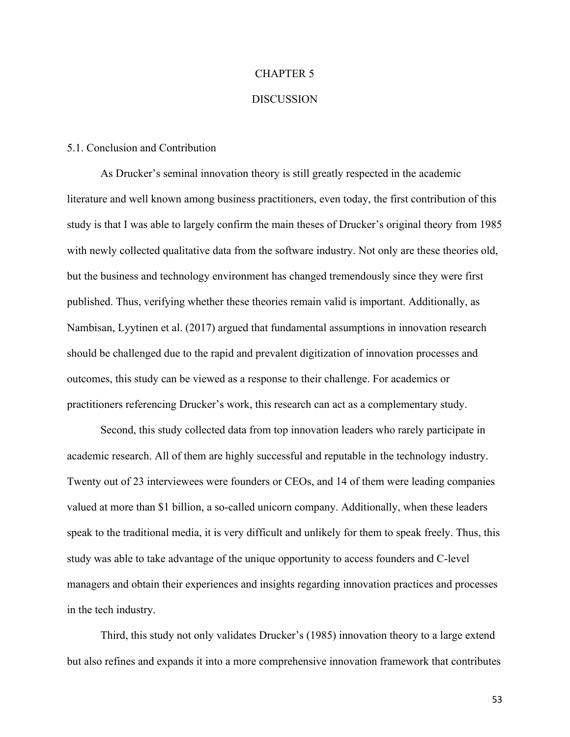# CHAPTER 5

# DISCUSSION

## 5.1. Conclusion and Contribution

As Drucker's seminal innovation theory is still greatly respected in the academic literature and well known among business practitioners, even today, the first contribution of this study is that I was able to largely confirm the main theses of Drucker's original theory from 1985 with newly collected qualitative data from the software industry. Not only are these theories old, but the business and technology environment has changed tremendously since they were first published. Thus, verifying whether these theories remain valid is important. Additionally, as Nambisan, Lyytinen et al. (2017) argued that fundamental assumptions in innovation research should be challenged due to the rapid and prevalent digitization of innovation processes and outcomes, this study can be viewed as a response to their challenge. For academics or practitioners referencing Drucker's work, this research can act as a complementary study.

Second, this study collected data from top innovation leaders who rarely participate in academic research. All of them are highly successful and reputable in the technology industry. Twenty out of 23 interviewees were founders or CEOs, and 14 of them were leading companies valued at more than $1 billion, a so-called unicorn company. Additionally, when these leaders speak to the traditional media, it is very difficult and unlikely for them to speak freely. Thus, this study was able to take advantage of the unique opportunity to access founders and C-level managers and obtain their experiences and insights regarding innovation practices and processes in the tech industry.

Third, this study not only validates Drucker's (1985) innovation theory to a large extend but also refines and expands it into a more comprehensive innovation framework that contributes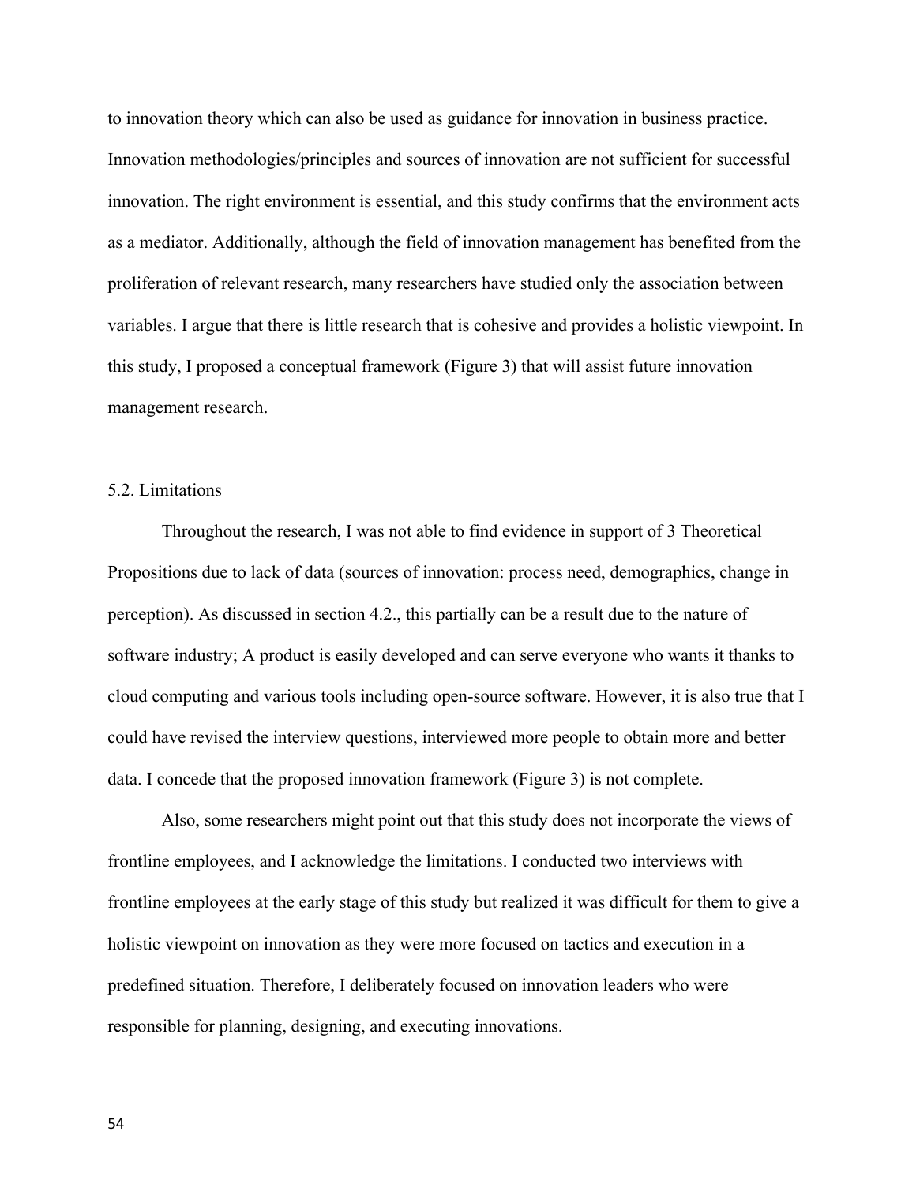to innovation theory which can also be used as guidance for innovation in business practice. Innovation methodologies/principles and sources of innovation are not sufficient for successful innovation. The right environment is essential, and this study confirms that the environment acts as a mediator. Additionally, although the field of innovation management has benefited from the proliferation of relevant research, many researchers have studied only the association between variables. I argue that there is little research that is cohesive and provides a holistic viewpoint. In this study, I proposed a conceptual framework (Figure 3) that will assist future innovation management research.

## 5.2. Limitations

Throughout the research, I was not able to find evidence in support of 3 Theoretical Propositions due to lack of data (sources of innovation: process need, demographics, change in perception). As discussed in section 4.2., this partially can be a result due to the nature of software industry; A product is easily developed and can serve everyone who wants it thanks to cloud computing and various tools including open-source software. However, it is also true that I could have revised the interview questions, interviewed more people to obtain more and better data. I concede that the proposed innovation framework (Figure 3) is not complete.

Also, some researchers might point out that this study does not incorporate the views of frontline employees, and I acknowledge the limitations. I conducted two interviews with frontline employees at the early stage of this study but realized it was difficult for them to give a holistic viewpoint on innovation as they were more focused on tactics and execution in a predefined situation. Therefore, I deliberately focused on innovation leaders who were responsible for planning, designing, and executing innovations.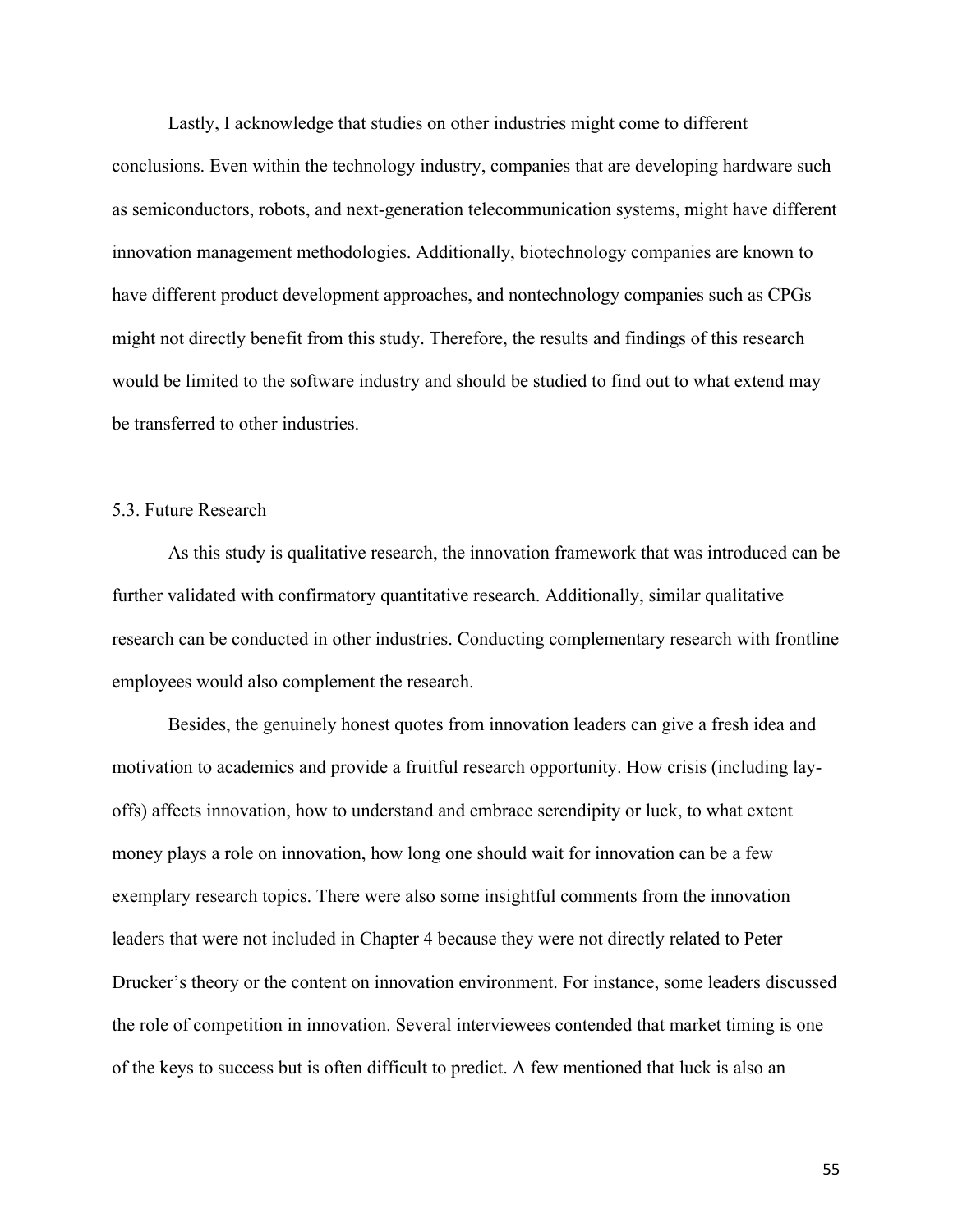Lastly, I acknowledge that studies on other industries might come to different conclusions. Even within the technology industry, companies that are developing hardware such as semiconductors, robots, and next-generation telecommunication systems, might have different innovation management methodologies. Additionally, biotechnology companies are known to have different product development approaches, and nontechnology companies such as CPGs might not directly benefit from this study. Therefore, the results and findings of this research would be limited to the software industry and should be studied to find out to what extend may be transferred to other industries.

## 5.3. Future Research

As this study is qualitative research, the innovation framework that was introduced can be further validated with confirmatory quantitative research. Additionally, similar qualitative research can be conducted in other industries. Conducting complementary research with frontline employees would also complement the research.

Besides, the genuinely honest quotes from innovation leaders can give a fresh idea and motivation to academics and provide a fruitful research opportunity. How crisis (including lay-offs) affects innovation, how to understand and embrace serendipity or luck, to what extent money plays a role on innovation, how long one should wait for innovation can be a few exemplary research topics. There were also some insightful comments from the innovation leaders that were not included in Chapter 4 because they were not directly related to Peter Drucker's theory or the content on innovation environment. For instance, some leaders discussed the role of competition in innovation. Several interviewees contended that market timing is one of the keys to success but is often difficult to predict. A few mentioned that luck is also an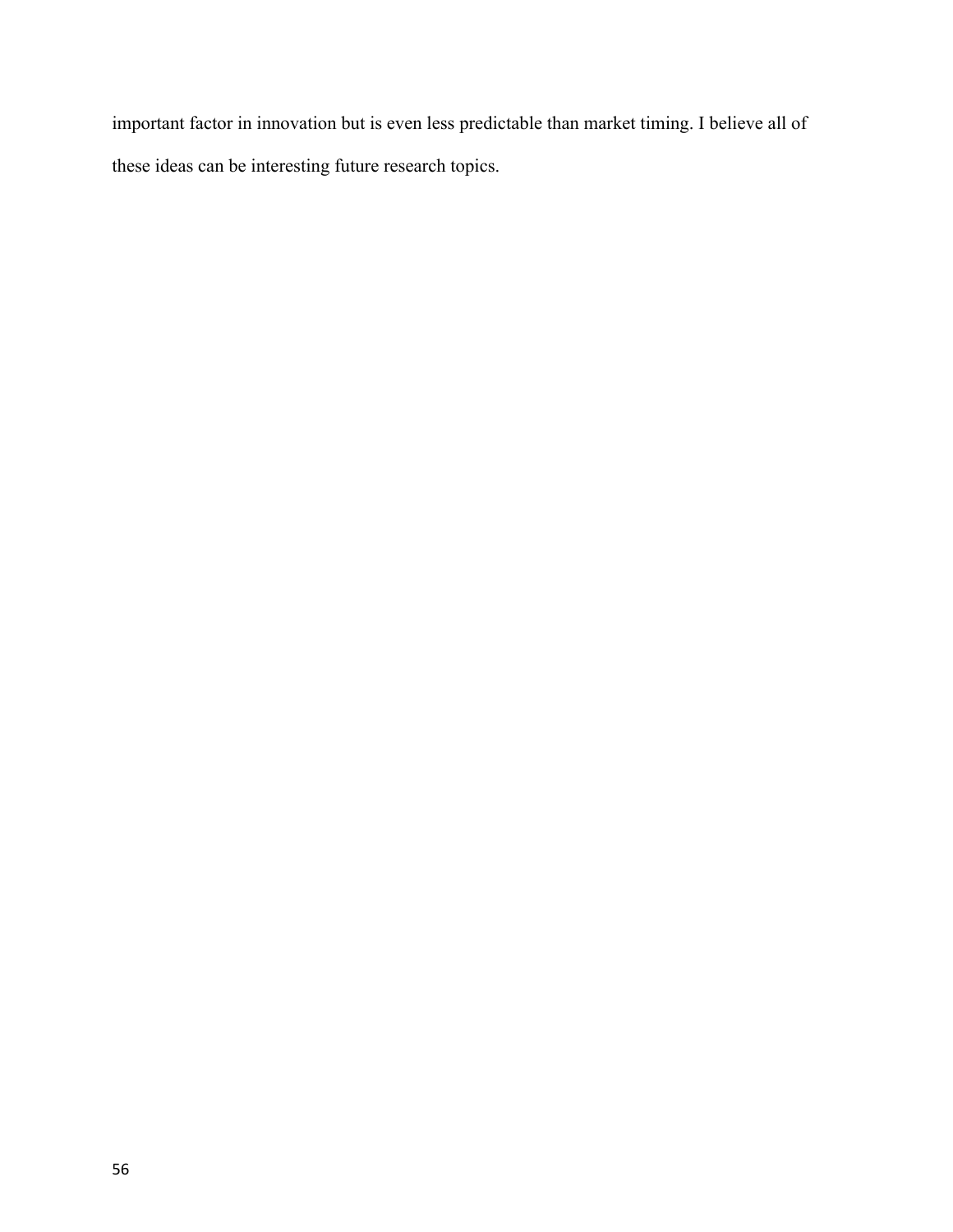important factor in innovation but is even less predictable than market timing. I believe all of these ideas can be interesting future research topics.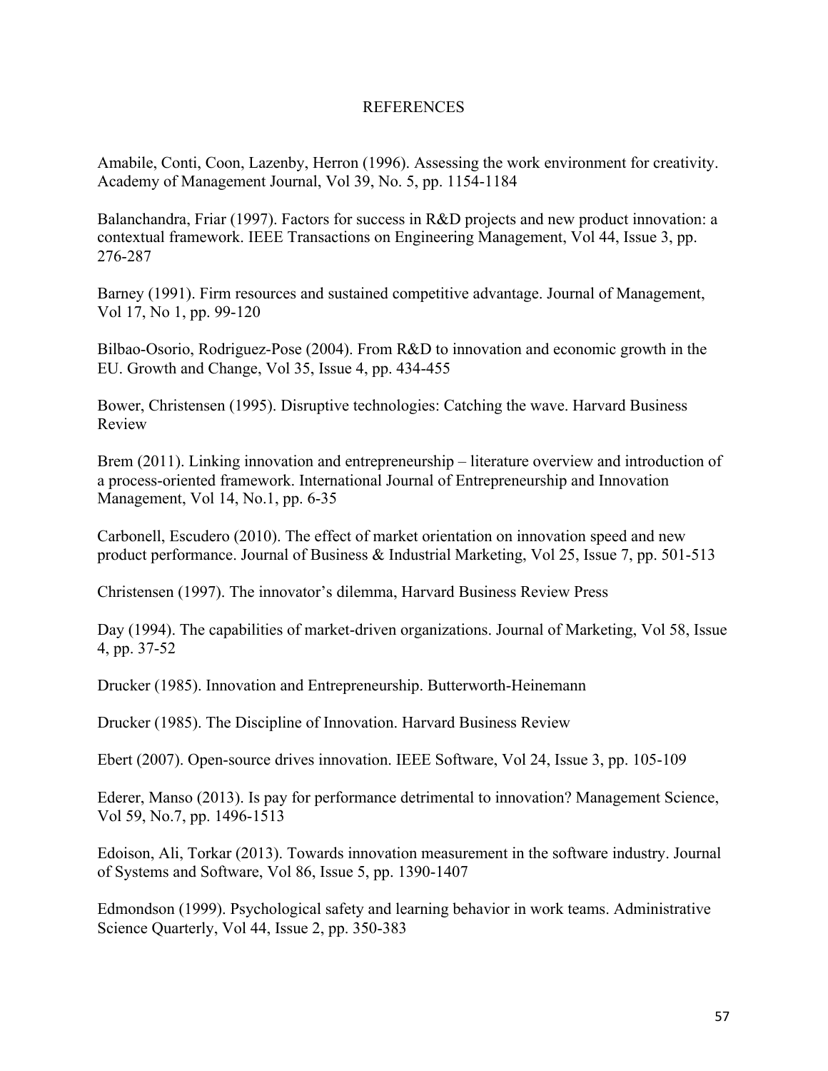# REFERENCES

Amabile, Conti, Coon, Lazenby, Herron (1996). Assessing the work environment for creativity. Academy of Management Journal, Vol 39, No. 5, pp. 1154-1184

Balanchandra, Friar (1997). Factors for success in R&D projects and new product innovation: a contextual framework. IEEE Transactions on Engineering Management, Vol 44, Issue 3, pp. 276-287

Barney (1991). Firm resources and sustained competitive advantage. Journal of Management, Vol 17, No 1, pp. 99-120

Bilbao-Osorio, Rodriguez-Pose (2004). From R&D to innovation and economic growth in the EU. Growth and Change, Vol 35, Issue 4, pp. 434-455

Bower, Christensen (1995). Disruptive technologies: Catching the wave. Harvard Business Review

Brem (2011). Linking innovation and entrepreneurship – literature overview and introduction of a process-oriented framework. International Journal of Entrepreneurship and Innovation Management, Vol 14, No.1, pp. 6-35

Carbonell, Escudero (2010). The effect of market orientation on innovation speed and new product performance. Journal of Business & Industrial Marketing, Vol 25, Issue 7, pp. 501-513

Christensen (1997). The innovator's dilemma, Harvard Business Review Press

Day (1994). The capabilities of market-driven organizations. Journal of Marketing, Vol 58, Issue 4, pp. 37-52

Drucker (1985). Innovation and Entrepreneurship. Butterworth-Heinemann

Drucker (1985). The Discipline of Innovation. Harvard Business Review

Ebert (2007). Open-source drives innovation. IEEE Software, Vol 24, Issue 3, pp. 105-109

Ederer, Manso (2013). Is pay for performance detrimental to innovation? Management Science, Vol 59, No.7, pp. 1496-1513

Edoison, Ali, Torkar (2013). Towards innovation measurement in the software industry. Journal of Systems and Software, Vol 86, Issue 5, pp. 1390-1407

Edmondson (1999). Psychological safety and learning behavior in work teams. Administrative Science Quarterly, Vol 44, Issue 2, pp. 350-383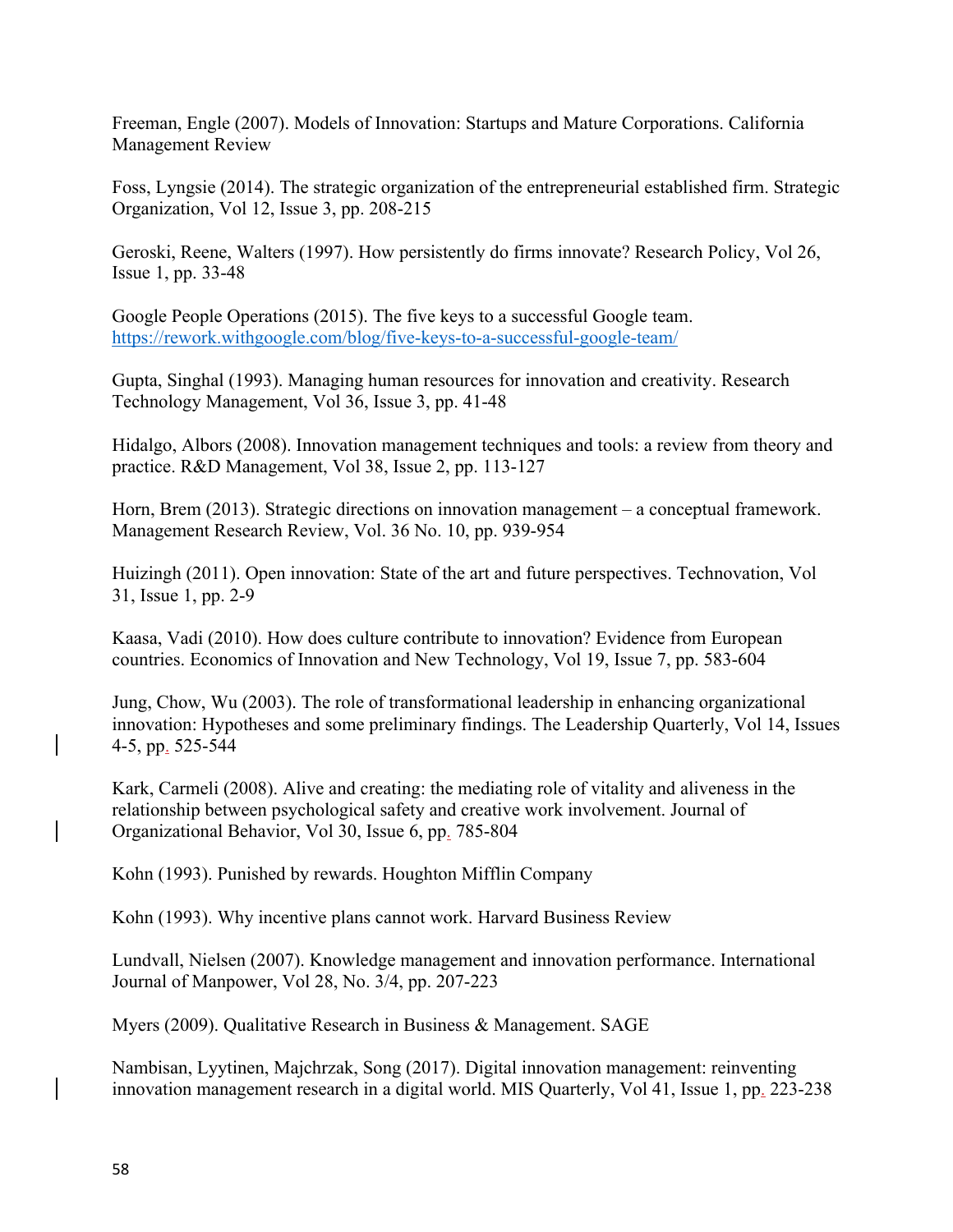Freeman, Engle (2007). Models of Innovation: Startups and Mature Corporations. California Management Review

Foss, Lyngsie (2014). The strategic organization of the entrepreneurial established firm. Strategic Organization, Vol 12, Issue 3, pp. 208-215

Geroski, Reene, Walters (1997). How persistently do firms innovate? Research Policy, Vol 26, Issue 1, pp. 33-48

Google People Operations (2015). The five keys to a successful Google team. https://rework.withgoogle.com/blog/five-keys-to-a-successful-google-team/

Gupta, Singhal (1993). Managing human resources for innovation and creativity. Research Technology Management, Vol 36, Issue 3, pp. 41-48

Hidalgo, Albors (2008). Innovation management techniques and tools: a review from theory and practice. R&D Management, Vol 38, Issue 2, pp. 113-127

Horn, Brem (2013). Strategic directions on innovation management – a conceptual framework. Management Research Review, Vol. 36 No. 10, pp. 939-954

Huizingh (2011). Open innovation: State of the art and future perspectives. Technovation, Vol 31, Issue 1, pp. 2-9

Kaasa, Vadi (2010). How does culture contribute to innovation? Evidence from European countries. Economics of Innovation and New Technology, Vol 19, Issue 7, pp. 583-604

Jung, Chow, Wu (2003). The role of transformational leadership in enhancing organizational innovation: Hypotheses and some preliminary findings. The Leadership Quarterly, Vol 14, Issues 4-5, pp. 525-544

Kark, Carmeli (2008). Alive and creating: the mediating role of vitality and aliveness in the relationship between psychological safety and creative work involvement. Journal of Organizational Behavior, Vol 30, Issue 6, pp. 785-804

Kohn (1993). Punished by rewards. Houghton Mifflin Company

Kohn (1993). Why incentive plans cannot work. Harvard Business Review

Lundvall, Nielsen (2007). Knowledge management and innovation performance. International Journal of Manpower, Vol 28, No. 3/4, pp. 207-223

Myers (2009). Qualitative Research in Business & Management. SAGE

Nambisan, Lyytinen, Majchrzak, Song (2017). Digital innovation management: reinventing innovation management research in a digital world. MIS Quarterly, Vol 41, Issue 1, pp. 223-238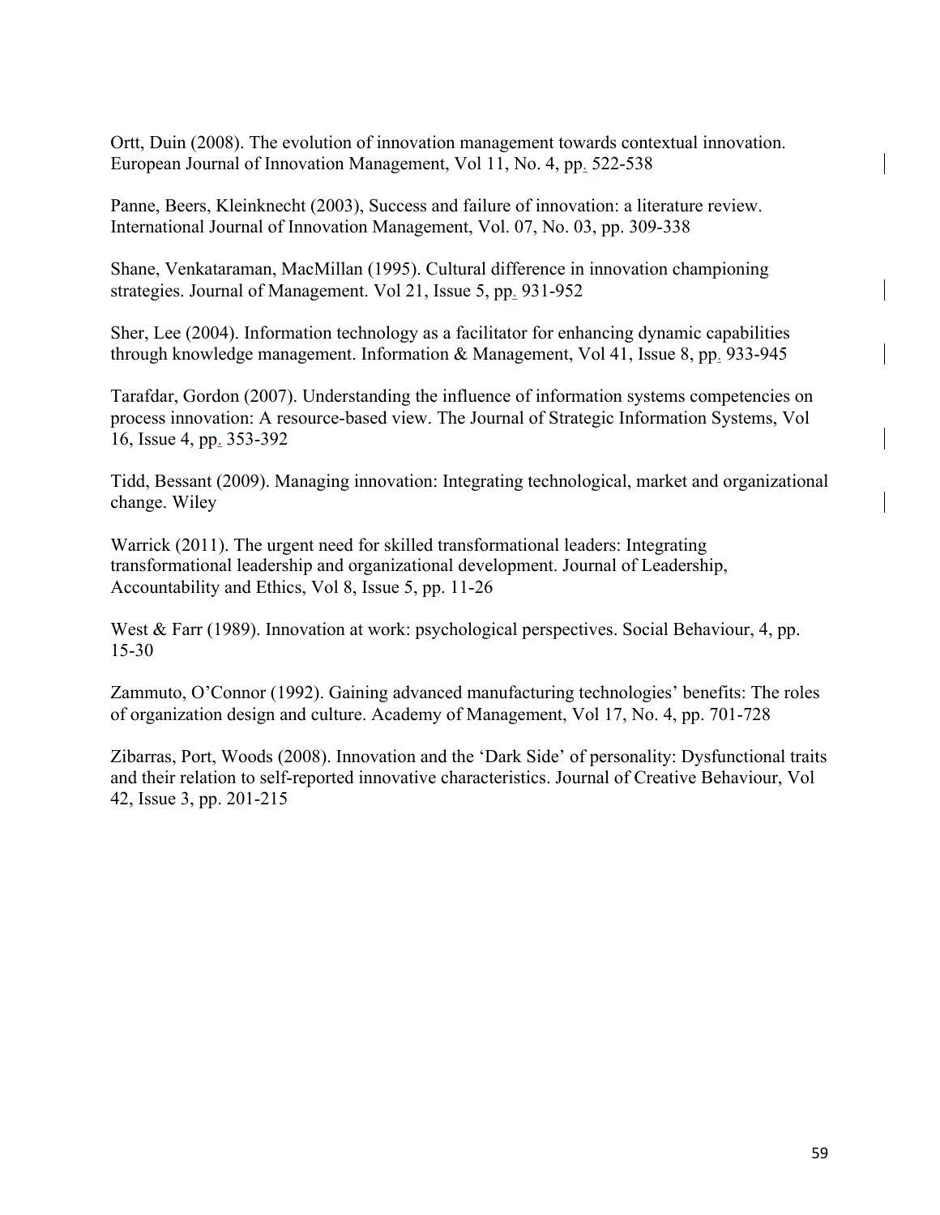Ortt, Duin (2008). The evolution of innovation management towards contextual innovation. European Journal of Innovation Management, Vol 11, No. 4, pp. 522-538

Panne, Beers, Kleinknecht (2003), Success and failure of innovation: a literature review. International Journal of Innovation Management, Vol. 07, No. 03, pp. 309-338

Shane, Venkataraman, MacMillan (1995). Cultural difference in innovation championing strategies. Journal of Management. Vol 21, Issue 5, pp. 931-952

Sher, Lee (2004). Information technology as a facilitator for enhancing dynamic capabilities through knowledge management. Information & Management, Vol 41, Issue 8, pp. 933-945

Tarafdar, Gordon (2007). Understanding the influence of information systems competencies on process innovation: A resource-based view. The Journal of Strategic Information Systems, Vol 16, Issue 4, pp. 353-392

Tidd, Bessant (2009). Managing innovation: Integrating technological, market and organizational change. Wiley

Warrick (2011). The urgent need for skilled transformational leaders: Integrating transformational leadership and organizational development. Journal of Leadership, Accountability and Ethics, Vol 8, Issue 5, pp. 11-26

West & Farr (1989). Innovation at work: psychological perspectives. Social Behaviour, 4, pp. 15-30

Zammuto, O'Connor (1992). Gaining advanced manufacturing technologies' benefits: The roles of organization design and culture. Academy of Management, Vol 17, No. 4, pp. 701-728

Zibarras, Port, Woods (2008). Innovation and the 'Dark Side' of personality: Dysfunctional traits and their relation to self-reported innovative characteristics. Journal of Creative Behaviour, Vol 42, Issue 3, pp. 201-215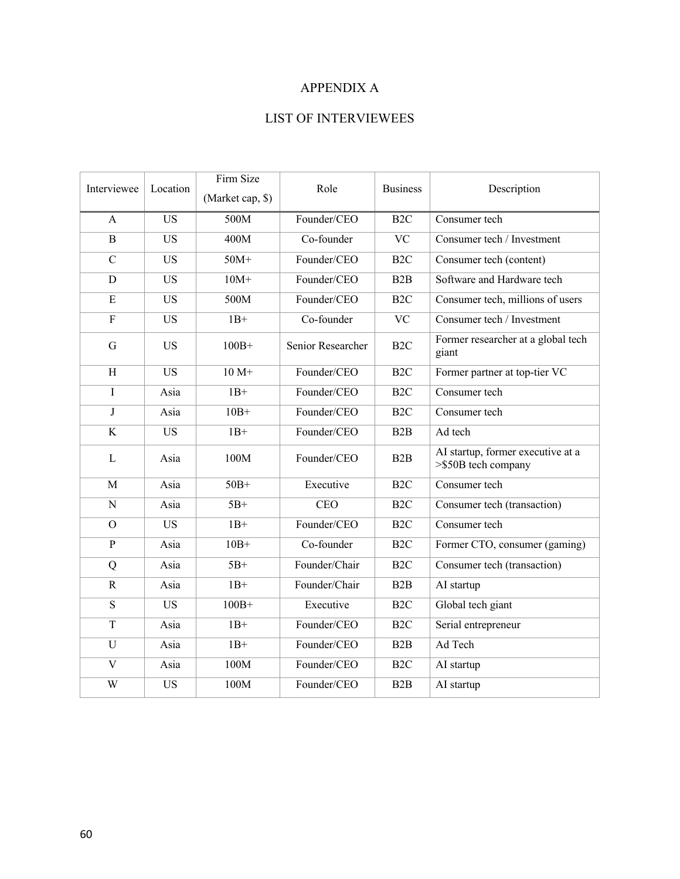# APPENDIX A

## LIST OF INTERVIEWEES

| Interviewee | Location | Firm Size (Market cap, $) | Role | Business | Description |
|---|---|---|---|---|---|
| A | US | 500M | Founder/CEO | B2C | Consumer tech |
| B | US | 400M | Co-founder | VC | Consumer tech / Investment |
| C | US | 50M+ | Founder/CEO | B2C | Consumer tech (content) |
| D | US | 10M+ | Founder/CEO | B2B | Software and Hardware tech |
| E | US | 500M | Founder/CEO | B2C | Consumer tech, millions of users |
| F | US | 1B+ | Co-founder | VC | Consumer tech / Investment |
| G | US | 100B+ | Senior Researcher | B2C | Former researcher at a global tech giant |
| H | US | 10 M+ | Founder/CEO | B2C | Former partner at top-tier VC |
| I | Asia | 1B+ | Founder/CEO | B2C | Consumer tech |
| J | Asia | 10B+ | Founder/CEO | B2C | Consumer tech |
| K | US | 1B+ | Founder/CEO | B2B | Ad tech |
| L | Asia | 100M | Founder/CEO | B2B | AI startup, former executive at a >$50B tech company |
| M | Asia | 50B+ | Executive | B2C | Consumer tech |
| N | Asia | 5B+ | CEO | B2C | Consumer tech (transaction) |
| O | US | 1B+ | Founder/CEO | B2C | Consumer tech |
| P | Asia | 10B+ | Co-founder | B2C | Former CTO, consumer (gaming) |
| Q | Asia | 5B+ | Founder/Chair | B2C | Consumer tech (transaction) |
| R | Asia | 1B+ | Founder/Chair | B2B | AI startup |
| S | US | 100B+ | Executive | B2C | Global tech giant |
| T | Asia | 1B+ | Founder/CEO | B2C | Serial entrepreneur |
| U | Asia | 1B+ | Founder/CEO | B2B | Ad Tech |
| V | Asia | 100M | Founder/CEO | B2C | AI startup |
| W | US | 100M | Founder/CEO | B2B | AI startup |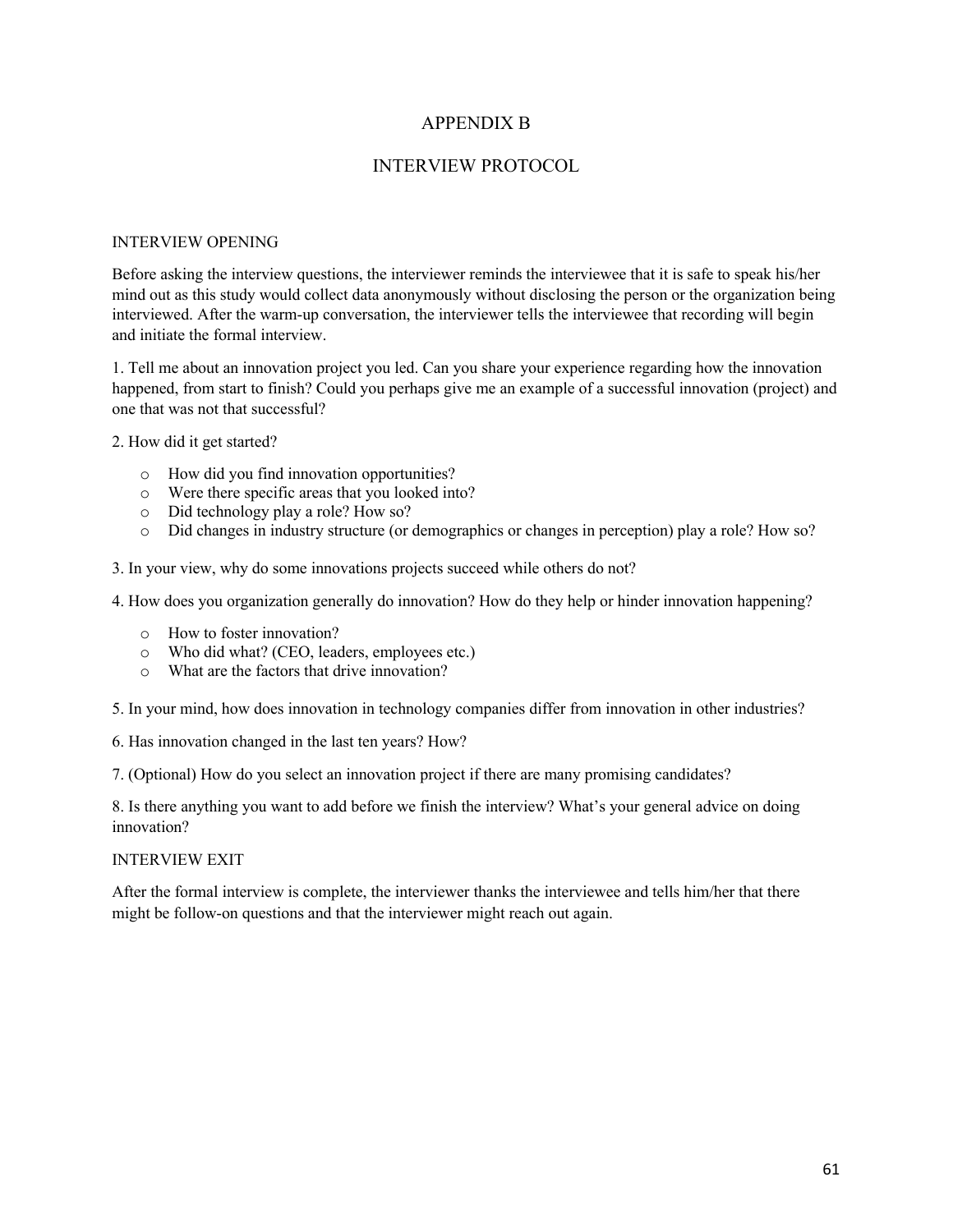# APPENDIX B

## INTERVIEW PROTOCOL

INTERVIEW OPENING

Before asking the interview questions, the interviewer reminds the interviewee that it is safe to speak his/her mind out as this study would collect data anonymously without disclosing the person or the organization being interviewed. After the warm-up conversation, the interviewer tells the interviewee that recording will begin and initiate the formal interview.

1. Tell me about an innovation project you led. Can you share your experience regarding how the innovation happened, from start to finish? Could you perhaps give me an example of a successful innovation (project) and one that was not that successful?

2. How did it get started?

- o How did you find innovation opportunities?
- o Were there specific areas that you looked into?
- o Did technology play a role? How so?
- o Did changes in industry structure (or demographics or changes in perception) play a role? How so?

3. In your view, why do some innovations projects succeed while others do not?

4. How does you organization generally do innovation? How do they help or hinder innovation happening?

- o How to foster innovation?
- o Who did what? (CEO, leaders, employees etc.)
- o What are the factors that drive innovation?

5. In your mind, how does innovation in technology companies differ from innovation in other industries?

6. Has innovation changed in the last ten years? How?

7. (Optional) How do you select an innovation project if there are many promising candidates?

8. Is there anything you want to add before we finish the interview? What's your general advice on doing innovation?

INTERVIEW EXIT

After the formal interview is complete, the interviewer thanks the interviewee and tells him/her that there might be follow-on questions and that the interviewer might reach out again.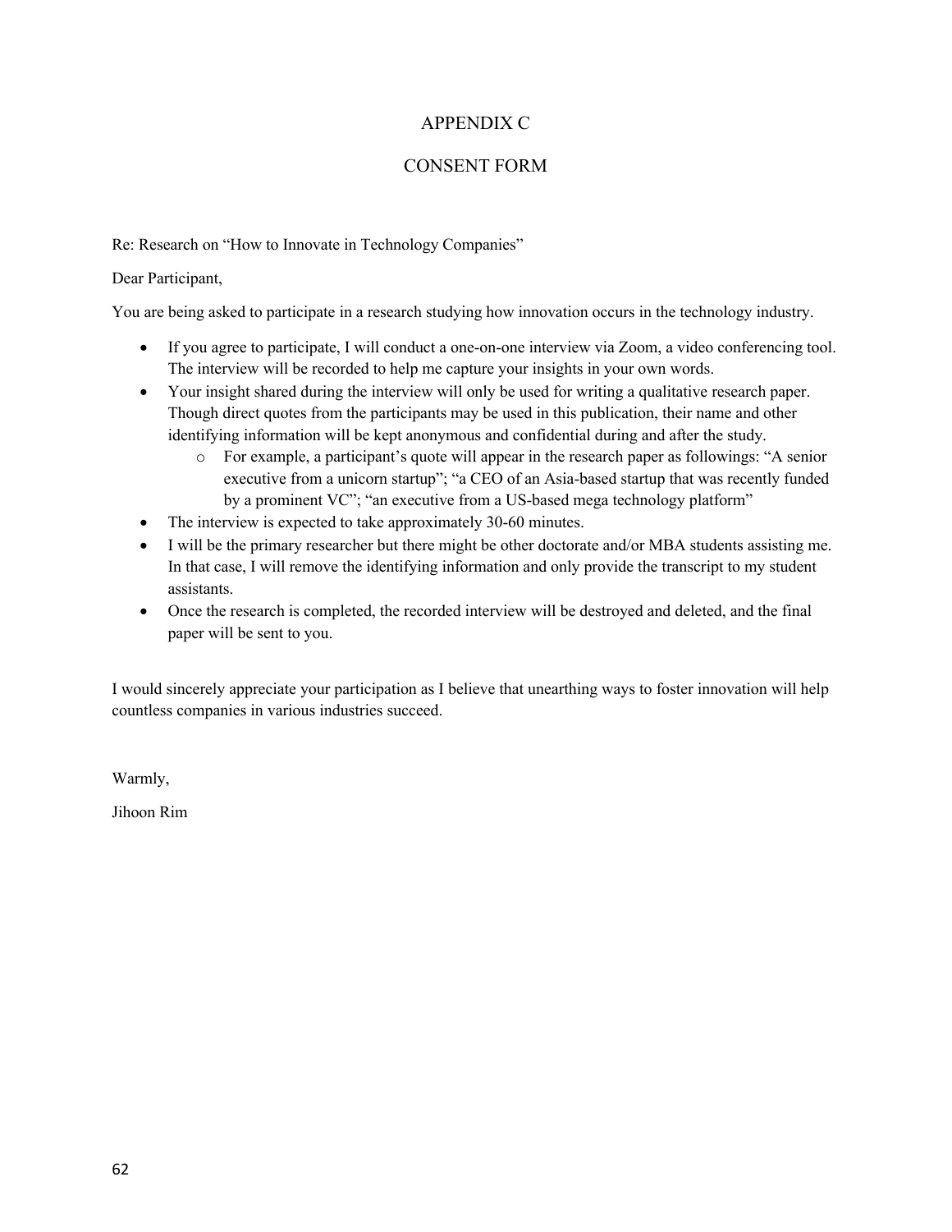# APPENDIX C

# CONSENT FORM

Re: Research on "How to Innovate in Technology Companies"

Dear Participant,

You are being asked to participate in a research studying how innovation occurs in the technology industry.

- If you agree to participate, I will conduct a one-on-one interview via Zoom, a video conferencing tool. The interview will be recorded to help me capture your insights in your own words.
- Your insight shared during the interview will only be used for writing a qualitative research paper. Though direct quotes from the participants may be used in this publication, their name and other identifying information will be kept anonymous and confidential during and after the study.
    - For example, a participant's quote will appear in the research paper as followings: "A senior executive from a unicorn startup"; "a CEO of an Asia-based startup that was recently funded by a prominent VC"; "an executive from a US-based mega technology platform"
- The interview is expected to take approximately 30-60 minutes.
- I will be the primary researcher but there might be other doctorate and/or MBA students assisting me. In that case, I will remove the identifying information and only provide the transcript to my student assistants.
- Once the research is completed, the recorded interview will be destroyed and deleted, and the final paper will be sent to you.

I would sincerely appreciate your participation as I believe that unearthing ways to foster innovation will help countless companies in various industries succeed.

Warmly,

Jihoon Rim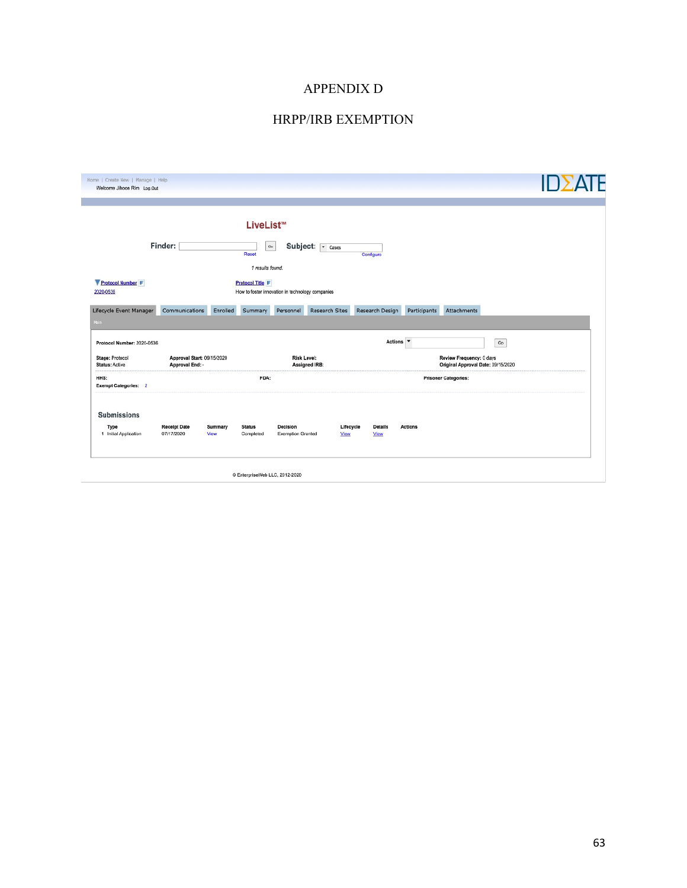# APPENDIX D

## HRPP/IRB EXEMPTION

Home | Create New | Manage | Help

Welcome Jihoon Rim Log Out

IDΣATE

**LiveList™**

**Finder:** Go **Subject:** Cases

Reset Configure

*1 results found.*

Protocol Number: 2020-0536

Protocol Title: How to foster innovation in technology companies

Lifecycle Event Manager | Communications | Enrolled | Summary | Personnel | Research Sites | Research Design | Participants | Attachments

Main

**Protocol Number:** 2020-0536

**Actions** Go

**Stage:** Protocol
**Status:** Active

**Approval Start:** 09/15/2020
**Approval End:** -

**Risk Level:**
**Assigned IRB:**

**Review Frequency:** 0 days
**Original Approval Date:** 09/15/2020

**HHS:**
**Exempt Categories:** 2

**FDA:**

**Prisoner Categories:**

### Submissions

| | Type | Receipt Date | Summary | Status | Decision | Lifecycle | Details | Actions |
|---|---|---|---|---|---|---|---|---|
| 1 | Initial Application | 07/17/2020 | View | Completed | Exemption Granted | View | View | |

© EnterpriseWeb LLC, 2012-2020